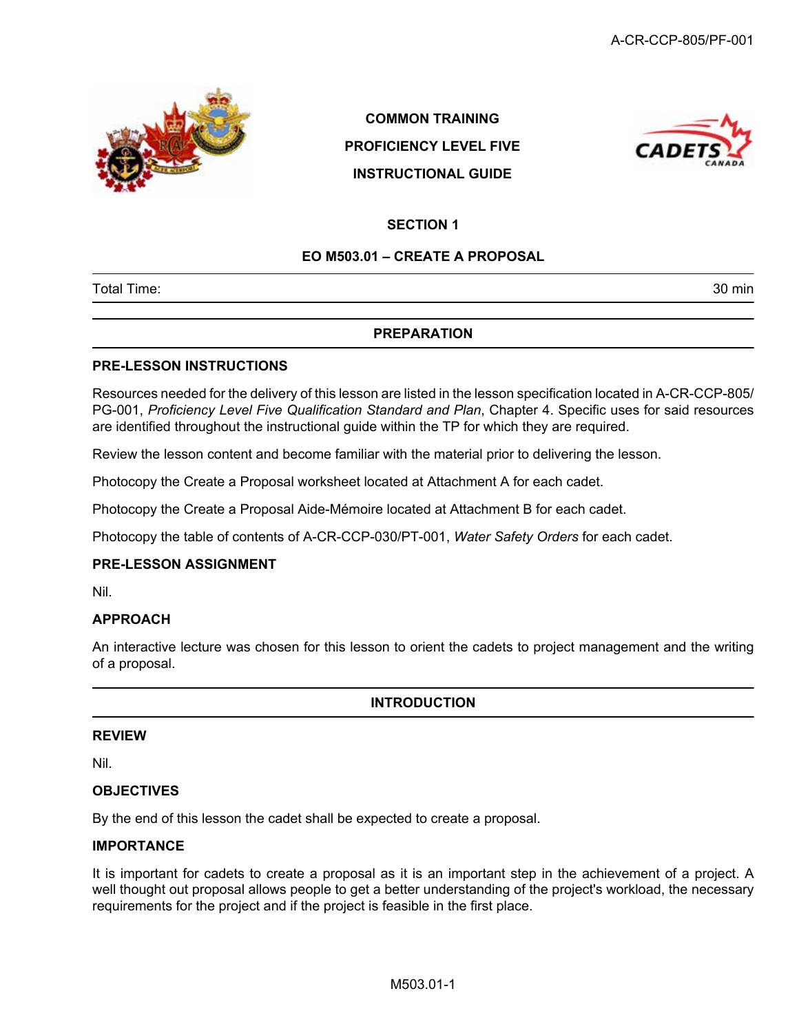COMMON TRAINING

PROFICIENCY LEVEL FIVE

INSTRUCTIONAL GUIDE

# SECTION 1

## EO M503.01 – CREATE A PROPOSAL

| Total Time: | 30 min |
|---|---|

## PREPARATION

### PRE-LESSON INSTRUCTIONS

Resources needed for the delivery of this lesson are listed in the lesson specification located in A-CR-CCP-805/PG-001, *Proficiency Level Five Qualification Standard and Plan*, Chapter 4. Specific uses for said resources are identified throughout the instructional guide within the TP for which they are required.

Review the lesson content and become familiar with the material prior to delivering the lesson.

Photocopy the Create a Proposal worksheet located at Attachment A for each cadet.

Photocopy the Create a Proposal Aide-Mémoire located at Attachment B for each cadet.

Photocopy the table of contents of A-CR-CCP-030/PT-001, *Water Safety Orders* for each cadet.

### PRE-LESSON ASSIGNMENT

Nil.

### APPROACH

An interactive lecture was chosen for this lesson to orient the cadets to project management and the writing of a proposal.

## INTRODUCTION

### REVIEW

Nil.

### OBJECTIVES

By the end of this lesson the cadet shall be expected to create a proposal.

### IMPORTANCE

It is important for cadets to create a proposal as it is an important step in the achievement of a project. A well thought out proposal allows people to get a better understanding of the project's workload, the necessary requirements for the project and if the project is feasible in the first place.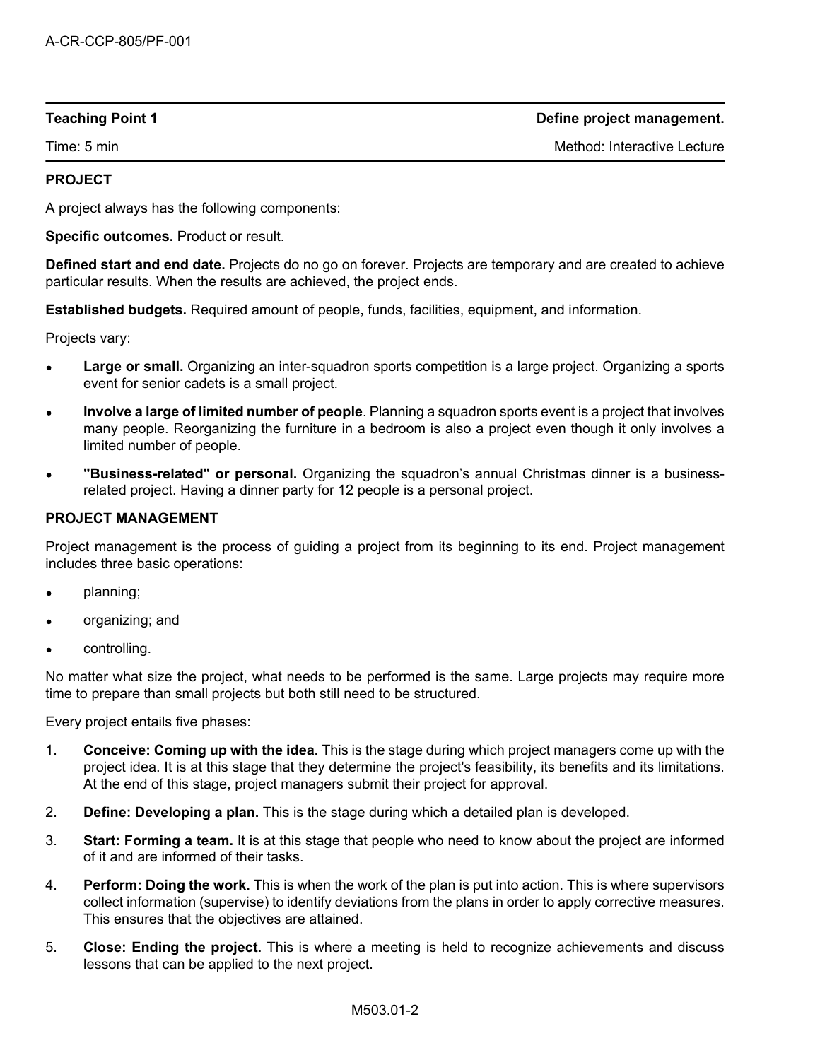**Teaching Point 1** **Define project management.**

Time: 5 min Method: Interactive Lecture

**PROJECT**

A project always has the following components:

**Specific outcomes.** Product or result.

**Defined start and end date.** Projects do no go on forever. Projects are temporary and are created to achieve particular results. When the results are achieved, the project ends.

**Established budgets.** Required amount of people, funds, facilities, equipment, and information.

Projects vary:

- **Large or small.** Organizing an inter-squadron sports competition is a large project. Organizing a sports event for senior cadets is a small project.
- **Involve a large of limited number of people**. Planning a squadron sports event is a project that involves many people. Reorganizing the furniture in a bedroom is also a project even though it only involves a limited number of people.
- **"Business-related" or personal.** Organizing the squadron's annual Christmas dinner is a business-related project. Having a dinner party for 12 people is a personal project.

**PROJECT MANAGEMENT**

Project management is the process of guiding a project from its beginning to its end. Project management includes three basic operations:

- planning;
- organizing; and
- controlling.

No matter what size the project, what needs to be performed is the same. Large projects may require more time to prepare than small projects but both still need to be structured.

Every project entails five phases:

1. **Conceive: Coming up with the idea.** This is the stage during which project managers come up with the project idea. It is at this stage that they determine the project's feasibility, its benefits and its limitations. At the end of this stage, project managers submit their project for approval.
2. **Define: Developing a plan.** This is the stage during which a detailed plan is developed.
3. **Start: Forming a team.** It is at this stage that people who need to know about the project are informed of it and are informed of their tasks.
4. **Perform: Doing the work.** This is when the work of the plan is put into action. This is where supervisors collect information (supervise) to identify deviations from the plans in order to apply corrective measures. This ensures that the objectives are attained.
5. **Close: Ending the project.** This is where a meeting is held to recognize achievements and discuss lessons that can be applied to the next project.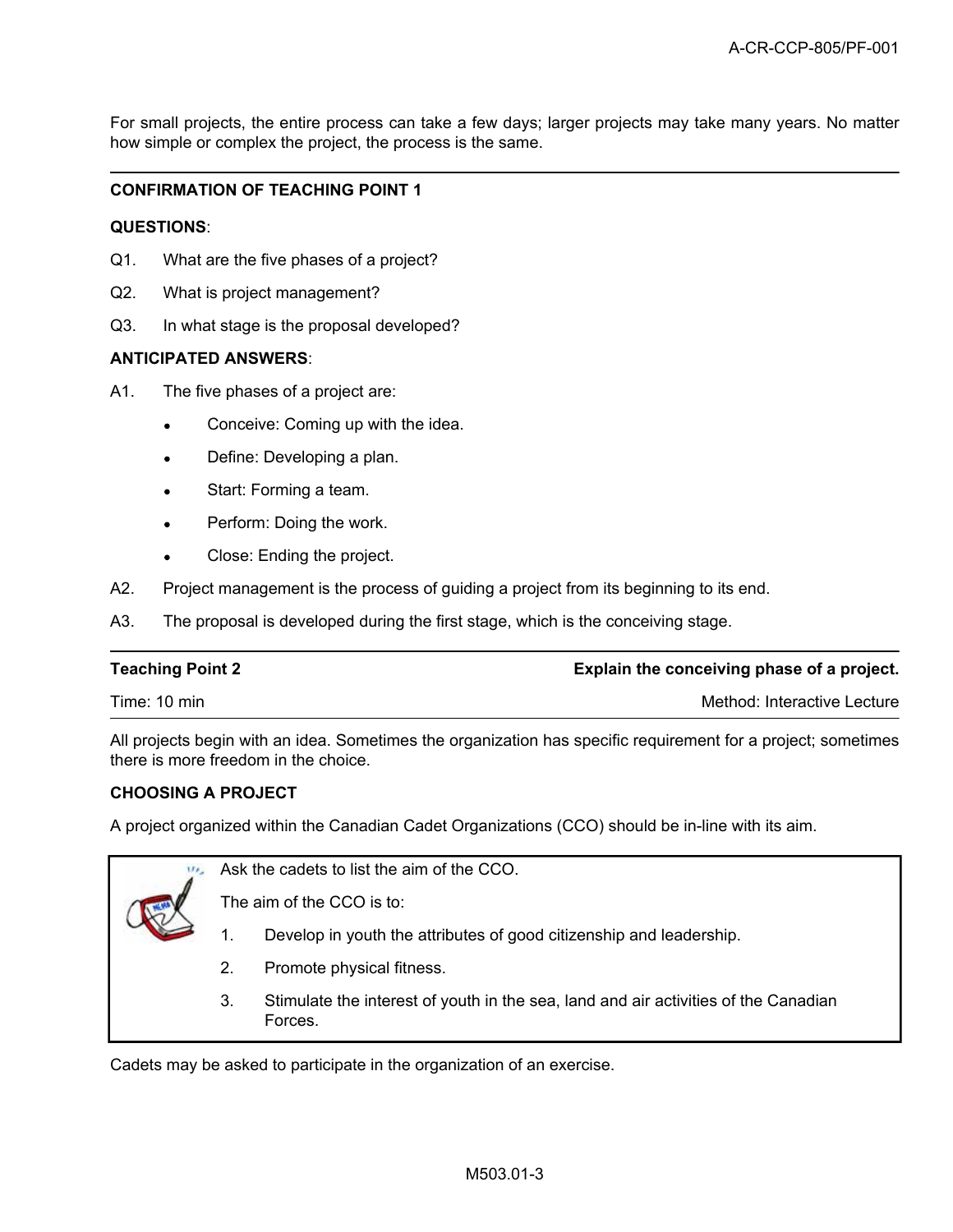For small projects, the entire process can take a few days; larger projects may take many years. No matter how simple or complex the project, the process is the same.

---

**CONFIRMATION OF TEACHING POINT 1**

**QUESTIONS**:

Q1. What are the five phases of a project?

Q2. What is project management?

Q3. In what stage is the proposal developed?

**ANTICIPATED ANSWERS**:

A1. The five phases of a project are:

- Conceive: Coming up with the idea.
- Define: Developing a plan.
- Start: Forming a team.
- Perform: Doing the work.
- Close: Ending the project.

A2. Project management is the process of guiding a project from its beginning to its end.

A3. The proposal is developed during the first stage, which is the conceiving stage.

---

| **Teaching Point 2** | **Explain the conceiving phase of a project.** |
|---|---|
| Time: 10 min | Method: Interactive Lecture |

All projects begin with an idea. Sometimes the organization has specific requirement for a project; sometimes there is more freedom in the choice.

**CHOOSING A PROJECT**

A project organized within the Canadian Cadet Organizations (CCO) should be in-line with its aim.

> Ask the cadets to list the aim of the CCO.
>
> The aim of the CCO is to:
>
> 1. Develop in youth the attributes of good citizenship and leadership.
> 2. Promote physical fitness.
> 3. Stimulate the interest of youth in the sea, land and air activities of the Canadian Forces.

Cadets may be asked to participate in the organization of an exercise.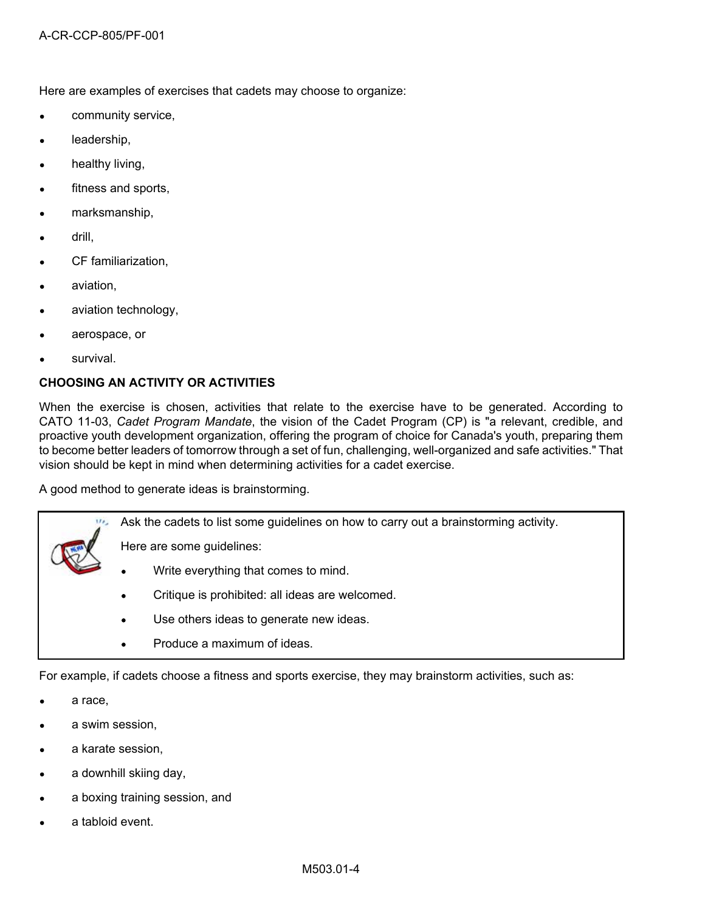Here are examples of exercises that cadets may choose to organize:

- community service,
- leadership,
- healthy living,
- fitness and sports,
- marksmanship,
- drill,
- CF familiarization,
- aviation,
- aviation technology,
- aerospace, or
- survival.

**CHOOSING AN ACTIVITY OR ACTIVITIES**

When the exercise is chosen, activities that relate to the exercise have to be generated. According to CATO 11-03, *Cadet Program Mandate*, the vision of the Cadet Program (CP) is "a relevant, credible, and proactive youth development organization, offering the program of choice for Canada's youth, preparing them to become better leaders of tomorrow through a set of fun, challenging, well-organized and safe activities." That vision should be kept in mind when determining activities for a cadet exercise.

A good method to generate ideas is brainstorming.

> Ask the cadets to list some guidelines on how to carry out a brainstorming activity.
>
> Here are some guidelines:
>
> - Write everything that comes to mind.
> - Critique is prohibited: all ideas are welcomed.
> - Use others ideas to generate new ideas.
> - Produce a maximum of ideas.

For example, if cadets choose a fitness and sports exercise, they may brainstorm activities, such as:

- a race,
- a swim session,
- a karate session,
- a downhill skiing day,
- a boxing training session, and
- a tabloid event.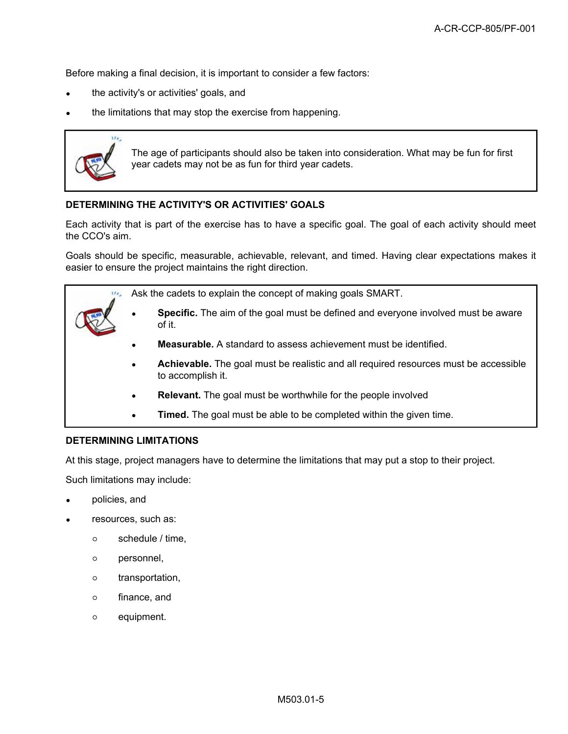Before making a final decision, it is important to consider a few factors:

- the activity's or activities' goals, and
- the limitations that may stop the exercise from happening.

> The age of participants should also be taken into consideration. What may be fun for first year cadets may not be as fun for third year cadets.

### DETERMINING THE ACTIVITY'S OR ACTIVITIES' GOALS

Each activity that is part of the exercise has to have a specific goal. The goal of each activity should meet the CCO's aim.

Goals should be specific, measurable, achievable, relevant, and timed. Having clear expectations makes it easier to ensure the project maintains the right direction.

> Ask the cadets to explain the concept of making goals SMART.
>
> - **Specific.** The aim of the goal must be defined and everyone involved must be aware of it.
> - **Measurable.** A standard to assess achievement must be identified.
> - **Achievable.** The goal must be realistic and all required resources must be accessible to accomplish it.
> - **Relevant.** The goal must be worthwhile for the people involved
> - **Timed.** The goal must be able to be completed within the given time.

### DETERMINING LIMITATIONS

At this stage, project managers have to determine the limitations that may put a stop to their project.

Such limitations may include:

- policies, and
- resources, such as:
  - schedule / time,
  - personnel,
  - transportation,
  - finance, and
  - equipment.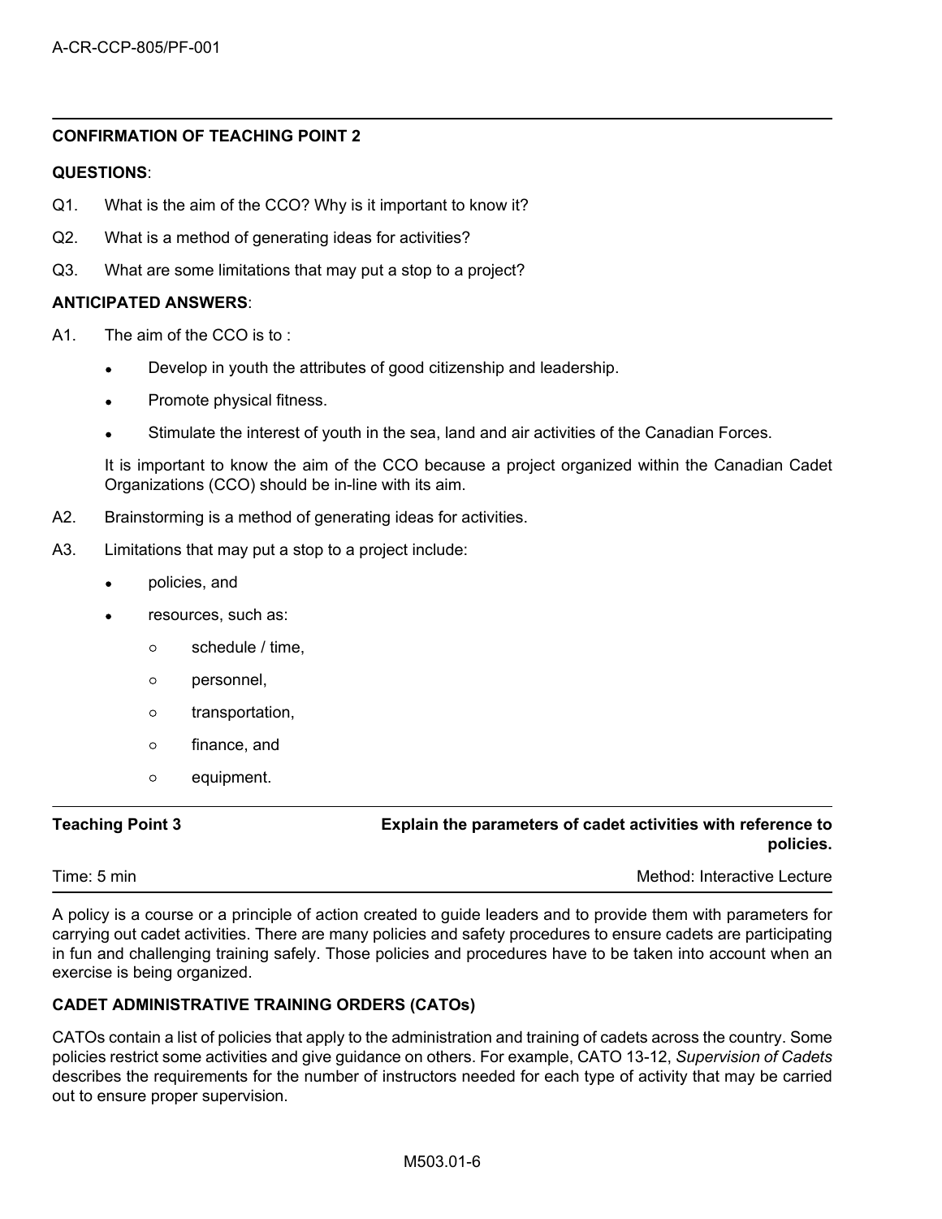## CONFIRMATION OF TEACHING POINT 2

**QUESTIONS**:

Q1. What is the aim of the CCO? Why is it important to know it?

Q2. What is a method of generating ideas for activities?

Q3. What are some limitations that may put a stop to a project?

**ANTICIPATED ANSWERS**:

A1. The aim of the CCO is to :

- Develop in youth the attributes of good citizenship and leadership.
- Promote physical fitness.
- Stimulate the interest of youth in the sea, land and air activities of the Canadian Forces.

It is important to know the aim of the CCO because a project organized within the Canadian Cadet Organizations (CCO) should be in-line with its aim.

A2. Brainstorming is a method of generating ideas for activities.

A3. Limitations that may put a stop to a project include:

- policies, and
- resources, such as:
  - schedule / time,
  - personnel,
  - transportation,
  - finance, and
  - equipment.

---

**Teaching Point 3** — **Explain the parameters of cadet activities with reference to policies.**

Time: 5 min — Method: Interactive Lecture

---

A policy is a course or a principle of action created to guide leaders and to provide them with parameters for carrying out cadet activities. There are many policies and safety procedures to ensure cadets are participating in fun and challenging training safely. Those policies and procedures have to be taken into account when an exercise is being organized.

### CADET ADMINISTRATIVE TRAINING ORDERS (CATOs)

CATOs contain a list of policies that apply to the administration and training of cadets across the country. Some policies restrict some activities and give guidance on others. For example, CATO 13-12, *Supervision of Cadets* describes the requirements for the number of instructors needed for each type of activity that may be carried out to ensure proper supervision.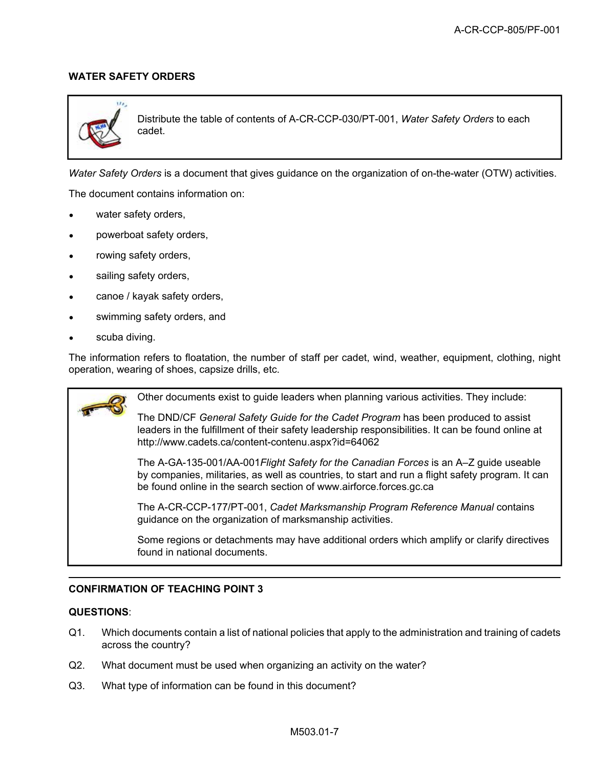**WATER SAFETY ORDERS**

Distribute the table of contents of A-CR-CCP-030/PT-001, *Water Safety Orders* to each cadet.

*Water Safety Orders* is a document that gives guidance on the organization of on-the-water (OTW) activities.

The document contains information on:

- water safety orders,
- powerboat safety orders,
- rowing safety orders,
- sailing safety orders,
- canoe / kayak safety orders,
- swimming safety orders, and
- scuba diving.

The information refers to floatation, the number of staff per cadet, wind, weather, equipment, clothing, night operation, wearing of shoes, capsize drills, etc.

Other documents exist to guide leaders when planning various activities. They include:

The DND/CF *General Safety Guide for the Cadet Program* has been produced to assist leaders in the fulfillment of their safety leadership responsibilities. It can be found online at http://www.cadets.ca/content-contenu.aspx?id=64062

The A-GA-135-001/AA-001*Flight Safety for the Canadian Forces* is an A–Z guide useable by companies, militaries, as well as countries, to start and run a flight safety program. It can be found online in the search section of www.airforce.forces.gc.ca

The A-CR-CCP-177/PT-001, *Cadet Marksmanship Program Reference Manual* contains guidance on the organization of marksmanship activities.

Some regions or detachments may have additional orders which amplify or clarify directives found in national documents.

**CONFIRMATION OF TEACHING POINT 3**

**QUESTIONS**:

Q1. Which documents contain a list of national policies that apply to the administration and training of cadets across the country?

Q2. What document must be used when organizing an activity on the water?

Q3. What type of information can be found in this document?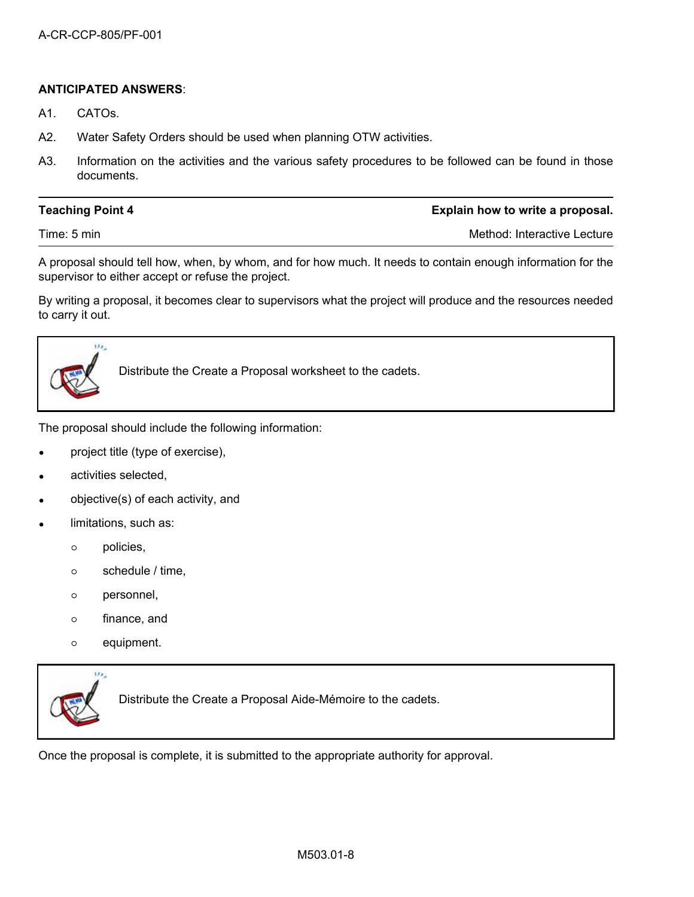**ANTICIPATED ANSWERS**:

A1. CATOs.

A2. Water Safety Orders should be used when planning OTW activities.

A3. Information on the activities and the various safety procedures to be followed can be found in those documents.

| **Teaching Point 4** | **Explain how to write a proposal.** |
|---|---|
| Time: 5 min | Method: Interactive Lecture |

A proposal should tell how, when, by whom, and for how much. It needs to contain enough information for the supervisor to either accept or refuse the project.

By writing a proposal, it becomes clear to supervisors what the project will produce and the resources needed to carry it out.

> Distribute the Create a Proposal worksheet to the cadets.

The proposal should include the following information:

- project title (type of exercise),
- activities selected,
- objective(s) of each activity, and
- limitations, such as:
  - policies,
  - schedule / time,
  - personnel,
  - finance, and
  - equipment.

> Distribute the Create a Proposal Aide-Mémoire to the cadets.

Once the proposal is complete, it is submitted to the appropriate authority for approval.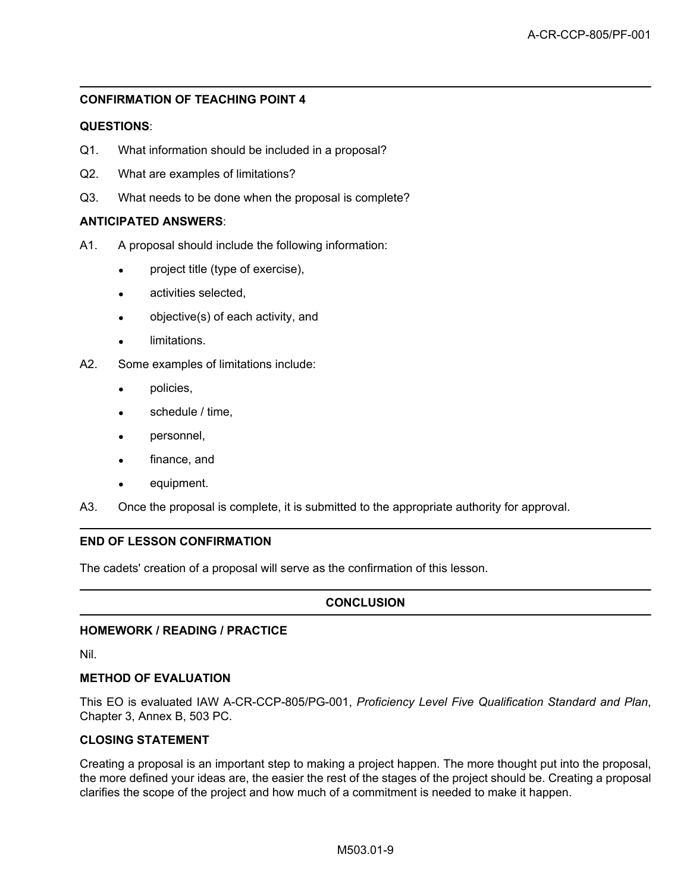## CONFIRMATION OF TEACHING POINT 4

**QUESTIONS**:

Q1. What information should be included in a proposal?

Q2. What are examples of limitations?

Q3. What needs to be done when the proposal is complete?

**ANTICIPATED ANSWERS**:

A1. A proposal should include the following information:

- project title (type of exercise),
- activities selected,
- objective(s) of each activity, and
- limitations.

A2. Some examples of limitations include:

- policies,
- schedule / time,
- personnel,
- finance, and
- equipment.

A3. Once the proposal is complete, it is submitted to the appropriate authority for approval.

## END OF LESSON CONFIRMATION

The cadets' creation of a proposal will serve as the confirmation of this lesson.

## CONCLUSION

### HOMEWORK / READING / PRACTICE

Nil.

### METHOD OF EVALUATION

This EO is evaluated IAW A-CR-CCP-805/PG-001, *Proficiency Level Five Qualification Standard and Plan*, Chapter 3, Annex B, 503 PC.

### CLOSING STATEMENT

Creating a proposal is an important step to making a project happen. The more thought put into the proposal, the more defined your ideas are, the easier the rest of the stages of the project should be. Creating a proposal clarifies the scope of the project and how much of a commitment is needed to make it happen.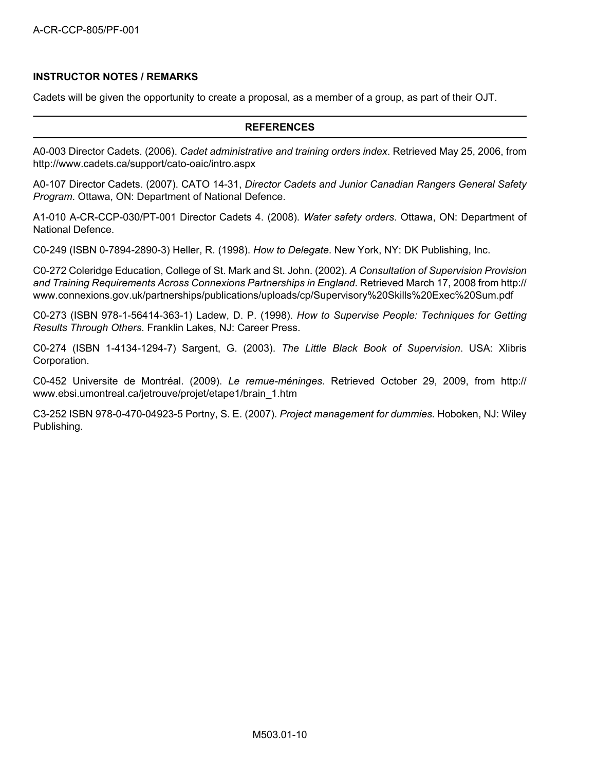**INSTRUCTOR NOTES / REMARKS**

Cadets will be given the opportunity to create a proposal, as a member of a group, as part of their OJT.

## REFERENCES

A0-003 Director Cadets. (2006). *Cadet administrative and training orders index*. Retrieved May 25, 2006, from http://www.cadets.ca/support/cato-oaic/intro.aspx

A0-107 Director Cadets. (2007). CATO 14-31, *Director Cadets and Junior Canadian Rangers General Safety Program*. Ottawa, ON: Department of National Defence.

A1-010 A-CR-CCP-030/PT-001 Director Cadets 4. (2008). *Water safety orders*. Ottawa, ON: Department of National Defence.

C0-249 (ISBN 0-7894-2890-3) Heller, R. (1998). *How to Delegate*. New York, NY: DK Publishing, Inc.

C0-272 Coleridge Education, College of St. Mark and St. John. (2002). *A Consultation of Supervision Provision and Training Requirements Across Connexions Partnerships in England*. Retrieved March 17, 2008 from http://www.connexions.gov.uk/partnerships/publications/uploads/cp/Supervisory%20Skills%20Exec%20Sum.pdf

C0-273 (ISBN 978-1-56414-363-1) Ladew, D. P. (1998). *How to Supervise People: Techniques for Getting Results Through Others*. Franklin Lakes, NJ: Career Press.

C0-274 (ISBN 1-4134-1294-7) Sargent, G. (2003). *The Little Black Book of Supervision*. USA: Xlibris Corporation.

C0-452 Universite de Montréal. (2009). *Le remue-méninges*. Retrieved October 29, 2009, from http://www.ebsi.umontreal.ca/jetrouve/projet/etape1/brain_1.htm

C3-252 ISBN 978-0-470-04923-5 Portny, S. E. (2007). *Project management for dummies*. Hoboken, NJ: Wiley Publishing.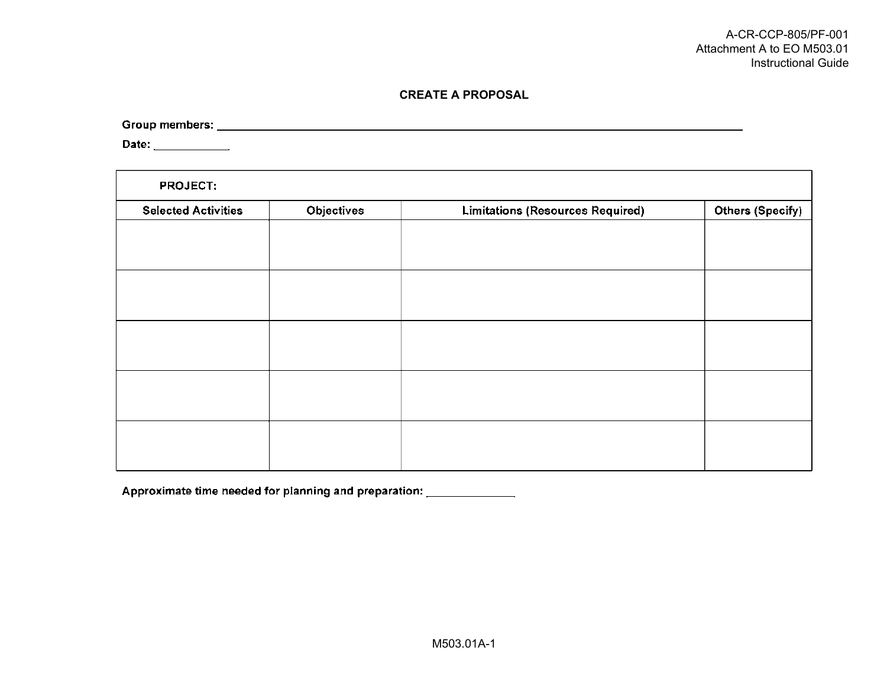A-CR-CCP-805/PF-001
Attachment A to EO M503.01
Instructional Guide

# CREATE A PROPOSAL

**Group members:** ____________________________________________

**Date:** ____________

| **PROJECT:** | | | |
|---|---|---|---|
| **Selected Activities** | **Objectives** | **Limitations (Resources Required)** | **Others (Specify)** |
| | | | |
| | | | |
| | | | |
| | | | |
| | | | |

**Approximate time needed for planning and preparation:** ____________

M503.01A-1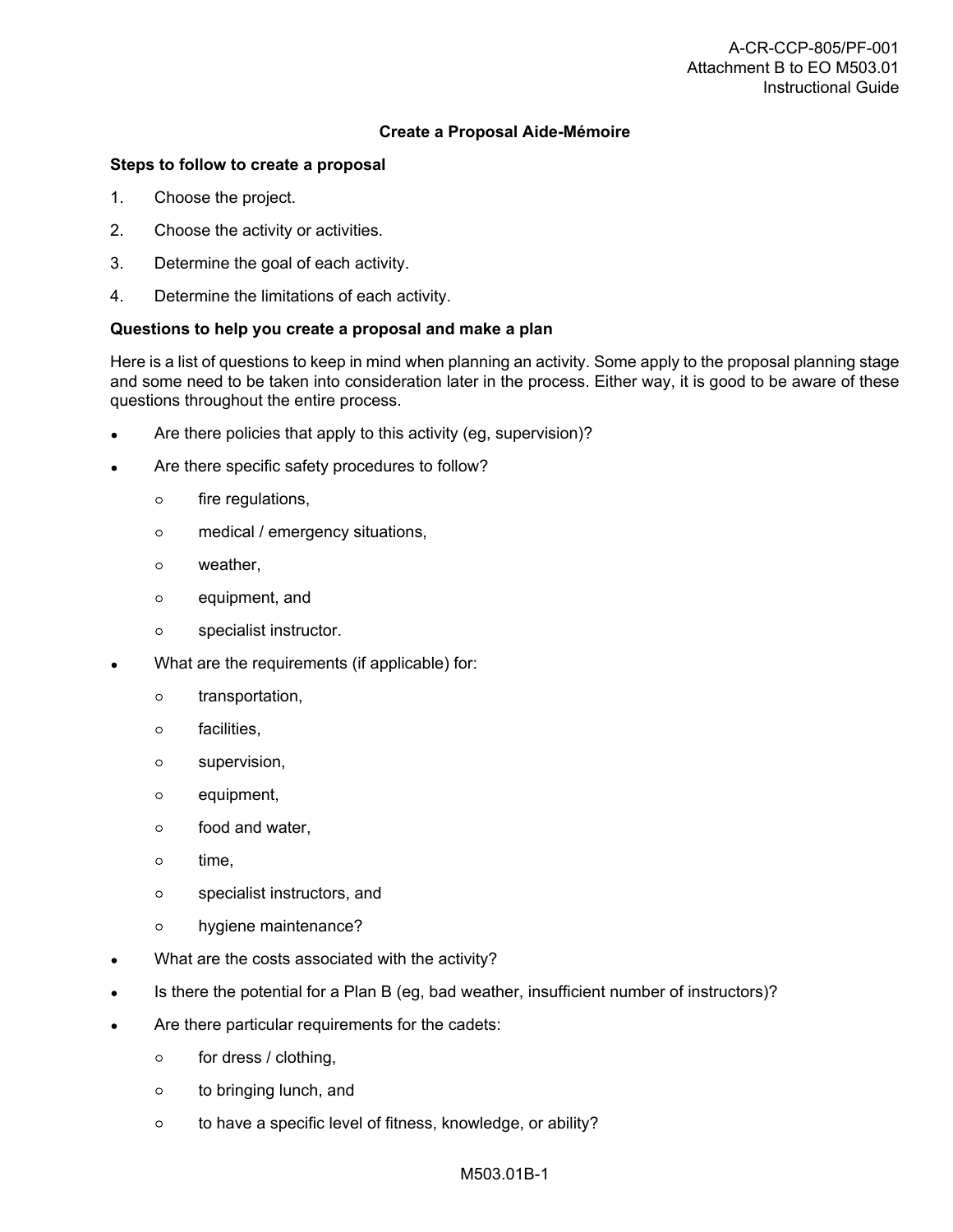## Create a Proposal Aide-Mémoire

**Steps to follow to create a proposal**

1. Choose the project.
2. Choose the activity or activities.
3. Determine the goal of each activity.
4. Determine the limitations of each activity.

**Questions to help you create a proposal and make a plan**

Here is a list of questions to keep in mind when planning an activity. Some apply to the proposal planning stage and some need to be taken into consideration later in the process. Either way, it is good to be aware of these questions throughout the entire process.

- Are there policies that apply to this activity (eg, supervision)?
- Are there specific safety procedures to follow?
  - fire regulations,
  - medical / emergency situations,
  - weather,
  - equipment, and
  - specialist instructor.
- What are the requirements (if applicable) for:
  - transportation,
  - facilities,
  - supervision,
  - equipment,
  - food and water,
  - time,
  - specialist instructors, and
  - hygiene maintenance?
- What are the costs associated with the activity?
- Is there the potential for a Plan B (eg, bad weather, insufficient number of instructors)?
- Are there particular requirements for the cadets:
  - for dress / clothing,
  - to bringing lunch, and
  - to have a specific level of fitness, knowledge, or ability?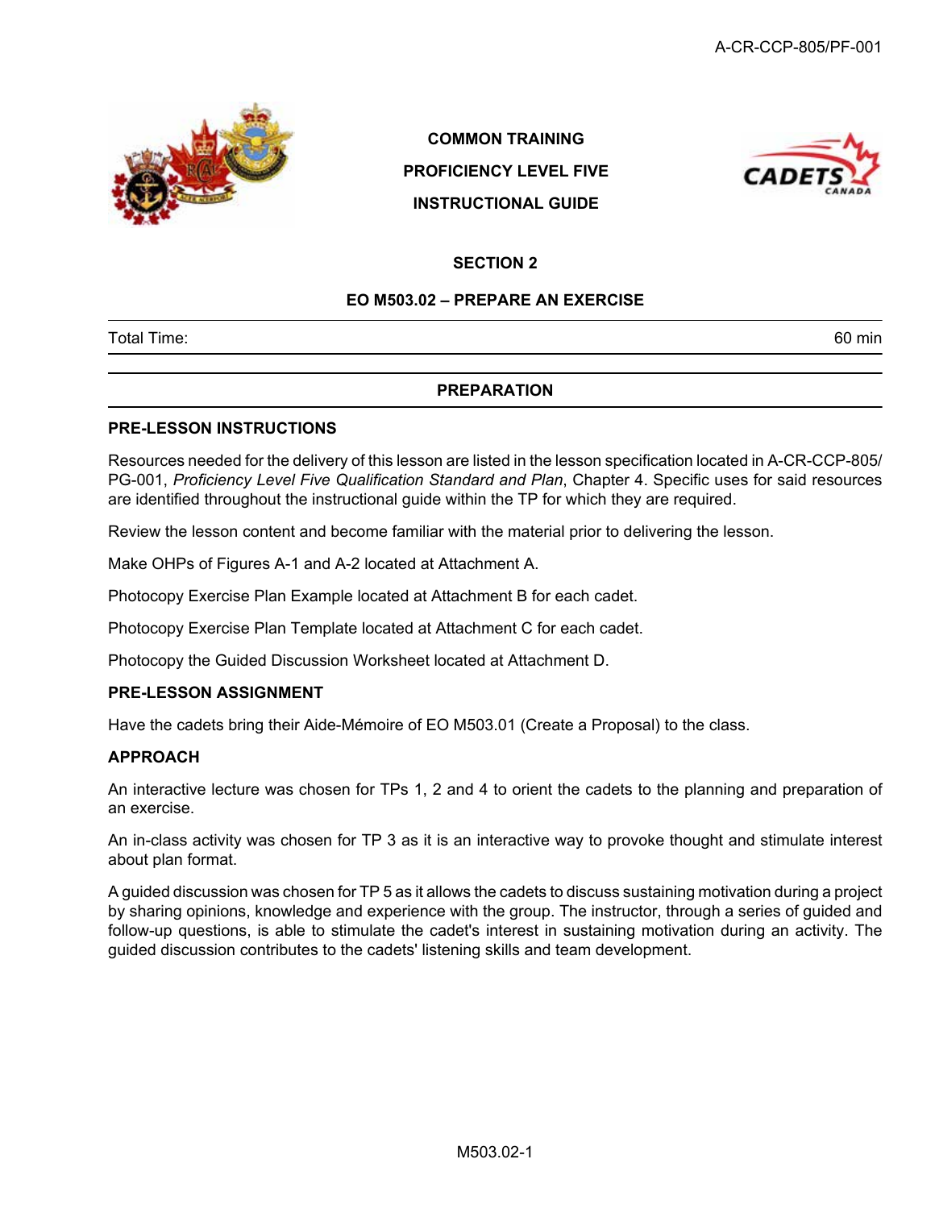COMMON TRAINING

PROFICIENCY LEVEL FIVE

INSTRUCTIONAL GUIDE

SECTION 2

# EO M503.02 – PREPARE AN EXERCISE

| Total Time: | 60 min |
|---|---|

## PREPARATION

### PRE-LESSON INSTRUCTIONS

Resources needed for the delivery of this lesson are listed in the lesson specification located in A-CR-CCP-805/PG-001, *Proficiency Level Five Qualification Standard and Plan*, Chapter 4. Specific uses for said resources are identified throughout the instructional guide within the TP for which they are required.

Review the lesson content and become familiar with the material prior to delivering the lesson.

Make OHPs of Figures A-1 and A-2 located at Attachment A.

Photocopy Exercise Plan Example located at Attachment B for each cadet.

Photocopy Exercise Plan Template located at Attachment C for each cadet.

Photocopy the Guided Discussion Worksheet located at Attachment D.

### PRE-LESSON ASSIGNMENT

Have the cadets bring their Aide-Mémoire of EO M503.01 (Create a Proposal) to the class.

### APPROACH

An interactive lecture was chosen for TPs 1, 2 and 4 to orient the cadets to the planning and preparation of an exercise.

An in-class activity was chosen for TP 3 as it is an interactive way to provoke thought and stimulate interest about plan format.

A guided discussion was chosen for TP 5 as it allows the cadets to discuss sustaining motivation during a project by sharing opinions, knowledge and experience with the group. The instructor, through a series of guided and follow-up questions, is able to stimulate the cadet's interest in sustaining motivation during an activity. The guided discussion contributes to the cadets' listening skills and team development.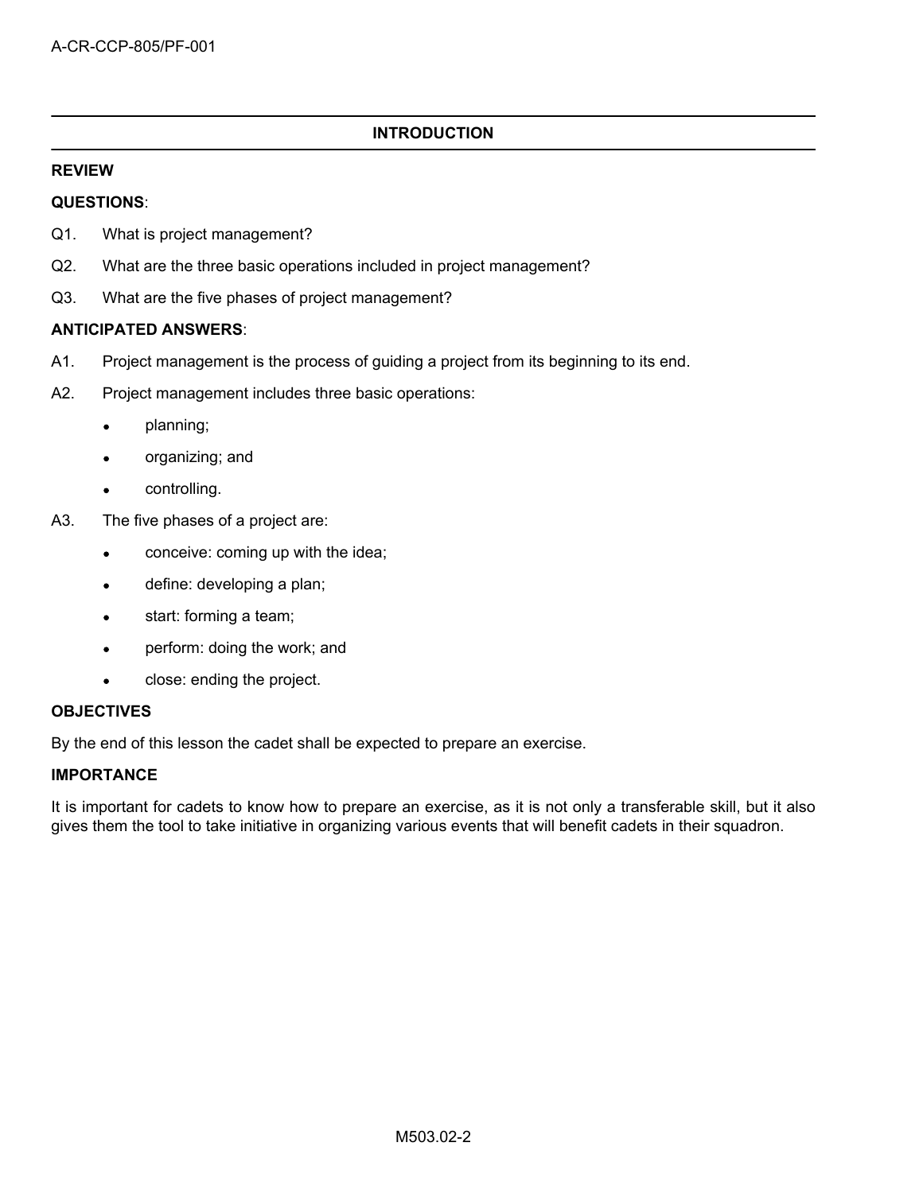## INTRODUCTION

### REVIEW

**QUESTIONS**:

Q1. What is project management?

Q2. What are the three basic operations included in project management?

Q3. What are the five phases of project management?

**ANTICIPATED ANSWERS**:

A1. Project management is the process of guiding a project from its beginning to its end.

A2. Project management includes three basic operations:

- planning;
- organizing; and
- controlling.

A3. The five phases of a project are:

- conceive: coming up with the idea;
- define: developing a plan;
- start: forming a team;
- perform: doing the work; and
- close: ending the project.

### OBJECTIVES

By the end of this lesson the cadet shall be expected to prepare an exercise.

### IMPORTANCE

It is important for cadets to know how to prepare an exercise, as it is not only a transferable skill, but it also gives them the tool to take initiative in organizing various events that will benefit cadets in their squadron.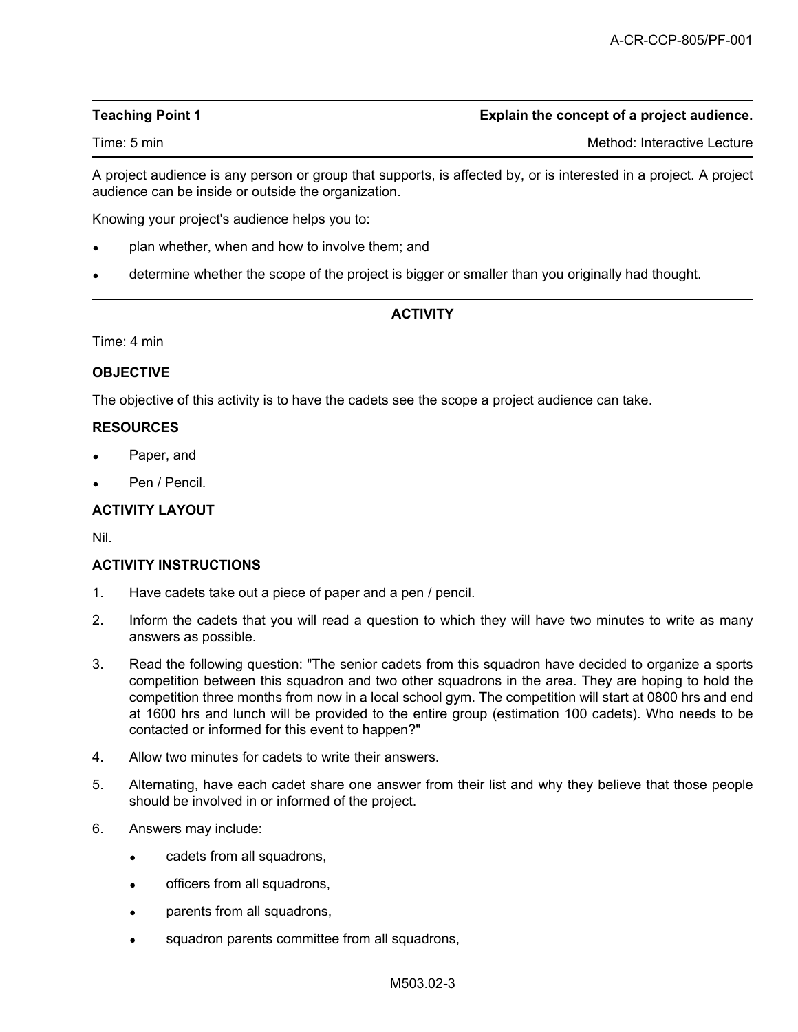**Teaching Point 1** **Explain the concept of a project audience.**

Time: 5 min Method: Interactive Lecture

A project audience is any person or group that supports, is affected by, or is interested in a project. A project audience can be inside or outside the organization.

Knowing your project's audience helps you to:

- plan whether, when and how to involve them; and
- determine whether the scope of the project is bigger or smaller than you originally had thought.

**ACTIVITY**

Time: 4 min

**OBJECTIVE**

The objective of this activity is to have the cadets see the scope a project audience can take.

**RESOURCES**

- Paper, and
- Pen / Pencil.

**ACTIVITY LAYOUT**

Nil.

**ACTIVITY INSTRUCTIONS**

1. Have cadets take out a piece of paper and a pen / pencil.
2. Inform the cadets that you will read a question to which they will have two minutes to write as many answers as possible.
3. Read the following question: "The senior cadets from this squadron have decided to organize a sports competition between this squadron and two other squadrons in the area. They are hoping to hold the competition three months from now in a local school gym. The competition will start at 0800 hrs and end at 1600 hrs and lunch will be provided to the entire group (estimation 100 cadets). Who needs to be contacted or informed for this event to happen?"
4. Allow two minutes for cadets to write their answers.
5. Alternating, have each cadet share one answer from their list and why they believe that those people should be involved in or informed of the project.
6. Answers may include:
   - cadets from all squadrons,
   - officers from all squadrons,
   - parents from all squadrons,
   - squadron parents committee from all squadrons,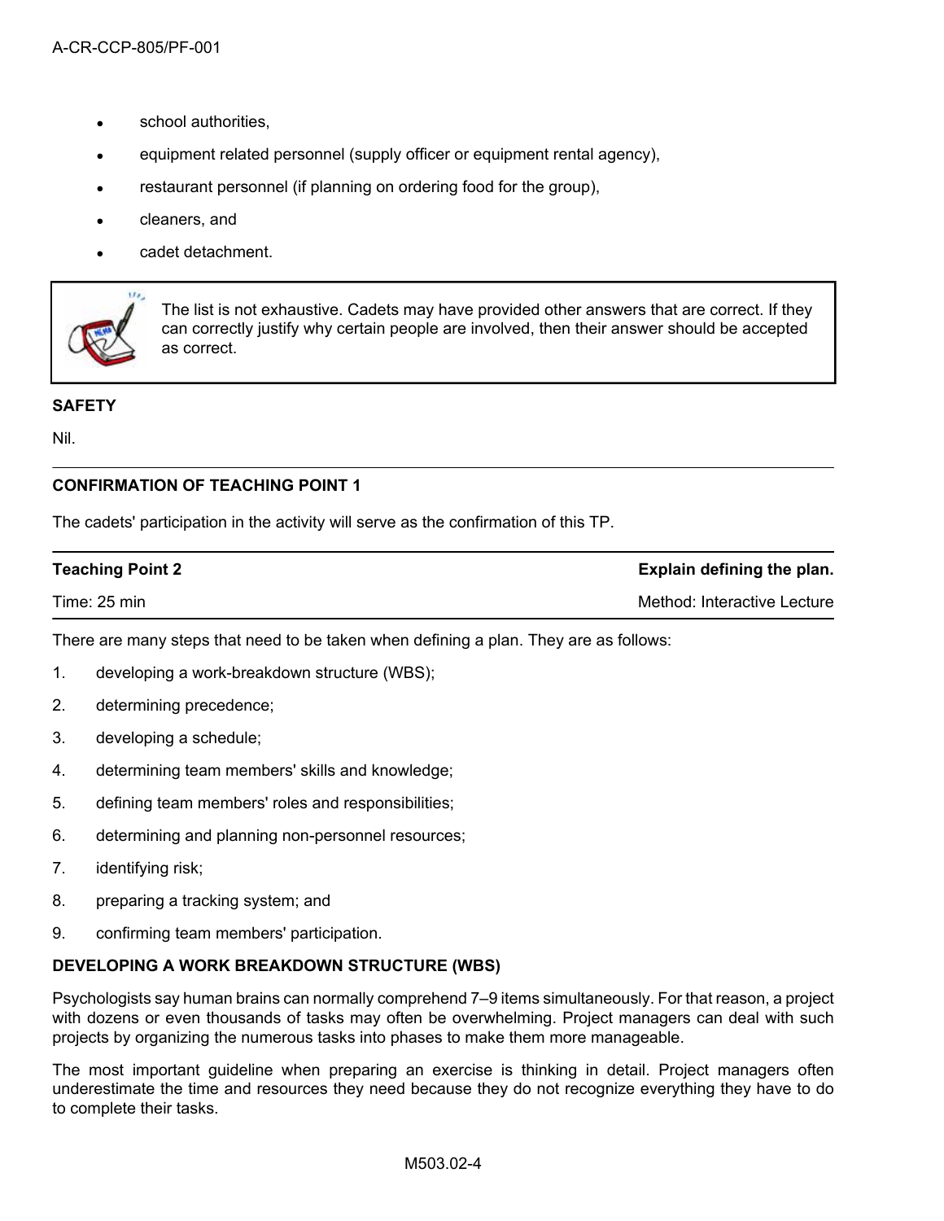- school authorities,
- equipment related personnel (supply officer or equipment rental agency),
- restaurant personnel (if planning on ordering food for the group),
- cleaners, and
- cadet detachment.

> The list is not exhaustive. Cadets may have provided other answers that are correct. If they can correctly justify why certain people are involved, then their answer should be accepted as correct.

**SAFETY**

Nil.

---

**CONFIRMATION OF TEACHING POINT 1**

The cadets' participation in the activity will serve as the confirmation of this TP.

---

| **Teaching Point 2** | **Explain defining the plan.** |
|---|---|
| Time: 25 min | Method: Interactive Lecture |

There are many steps that need to be taken when defining a plan. They are as follows:

1. developing a work-breakdown structure (WBS);
2. determining precedence;
3. developing a schedule;
4. determining team members' skills and knowledge;
5. defining team members' roles and responsibilities;
6. determining and planning non-personnel resources;
7. identifying risk;
8. preparing a tracking system; and
9. confirming team members' participation.

**DEVELOPING A WORK BREAKDOWN STRUCTURE (WBS)**

Psychologists say human brains can normally comprehend 7–9 items simultaneously. For that reason, a project with dozens or even thousands of tasks may often be overwhelming. Project managers can deal with such projects by organizing the numerous tasks into phases to make them more manageable.

The most important guideline when preparing an exercise is thinking in detail. Project managers often underestimate the time and resources they need because they do not recognize everything they have to do to complete their tasks.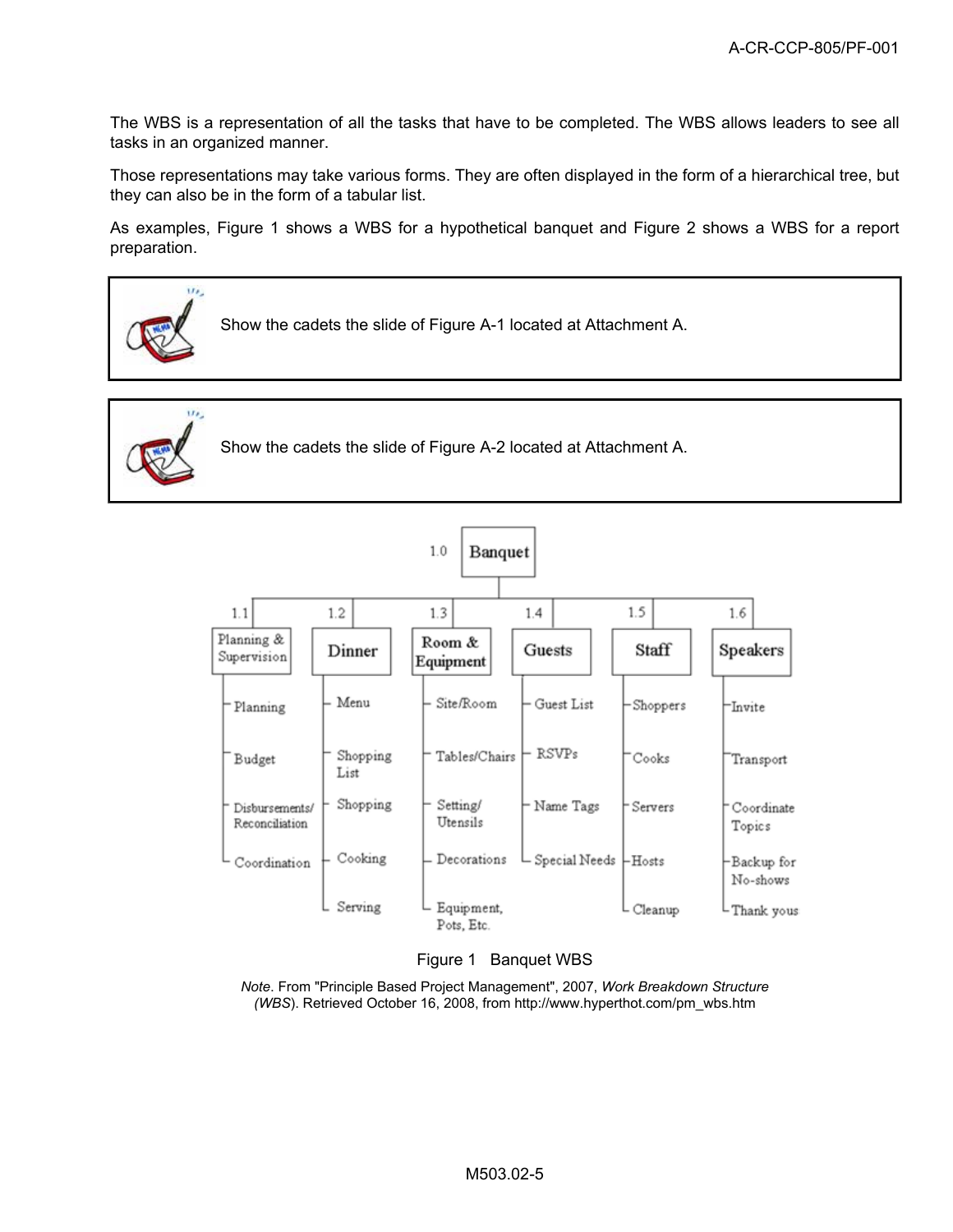The WBS is a representation of all the tasks that have to be completed. The WBS allows leaders to see all tasks in an organized manner.

Those representations may take various forms. They are often displayed in the form of a hierarchical tree, but they can also be in the form of a tabular list.

As examples, Figure 1 shows a WBS for a hypothetical banquet and Figure 2 shows a WBS for a report preparation.

> Show the cadets the slide of Figure A-1 located at Attachment A.

> Show the cadets the slide of Figure A-2 located at Attachment A.

- 1.0 Banquet
  - 1.1 Planning & Supervision
    - Planning
    - Budget
    - Disbursements/ Reconciliation
    - Coordination
  - 1.2 Dinner
    - Menu
    - Shopping List
    - Shopping
    - Cooking
    - Serving
  - 1.3 Room & Equipment
    - Site/Room
    - Tables/Chairs
    - Setting/ Utensils
    - Decorations
    - Equipment, Pots, Etc.
  - 1.4 Guests
    - Guest List
    - RSVPs
    - Name Tags
    - Special Needs
  - 1.5 Staff
    - Shoppers
    - Cooks
    - Servers
    - Hosts
    - Cleanup
  - 1.6 Speakers
    - Invite
    - Transport
    - Coordinate Topics
    - Backup for No-shows
    - Thank yous

Figure 1 Banquet WBS

*Note*. From "Principle Based Project Management", 2007, *Work Breakdown Structure (WBS)*. Retrieved October 16, 2008, from http://www.hyperthot.com/pm_wbs.htm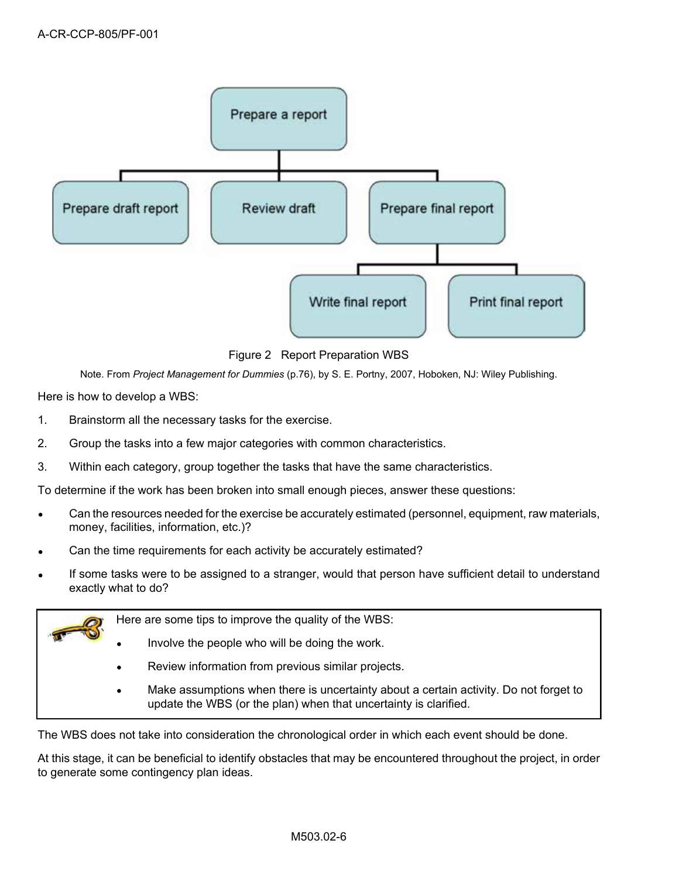Figure 2 Report Preparation WBS

Note. From *Project Management for Dummies* (p.76), by S. E. Portny, 2007, Hoboken, NJ: Wiley Publishing.

Here is how to develop a WBS:

1. Brainstorm all the necessary tasks for the exercise.
2. Group the tasks into a few major categories with common characteristics.
3. Within each category, group together the tasks that have the same characteristics.

To determine if the work has been broken into small enough pieces, answer these questions:

- Can the resources needed for the exercise be accurately estimated (personnel, equipment, raw materials, money, facilities, information, etc.)?
- Can the time requirements for each activity be accurately estimated?
- If some tasks were to be assigned to a stranger, would that person have sufficient detail to understand exactly what to do?

> Here are some tips to improve the quality of the WBS:
>
> - Involve the people who will be doing the work.
> - Review information from previous similar projects.
> - Make assumptions when there is uncertainty about a certain activity. Do not forget to update the WBS (or the plan) when that uncertainty is clarified.

The WBS does not take into consideration the chronological order in which each event should be done.

At this stage, it can be beneficial to identify obstacles that may be encountered throughout the project, in order to generate some contingency plan ideas.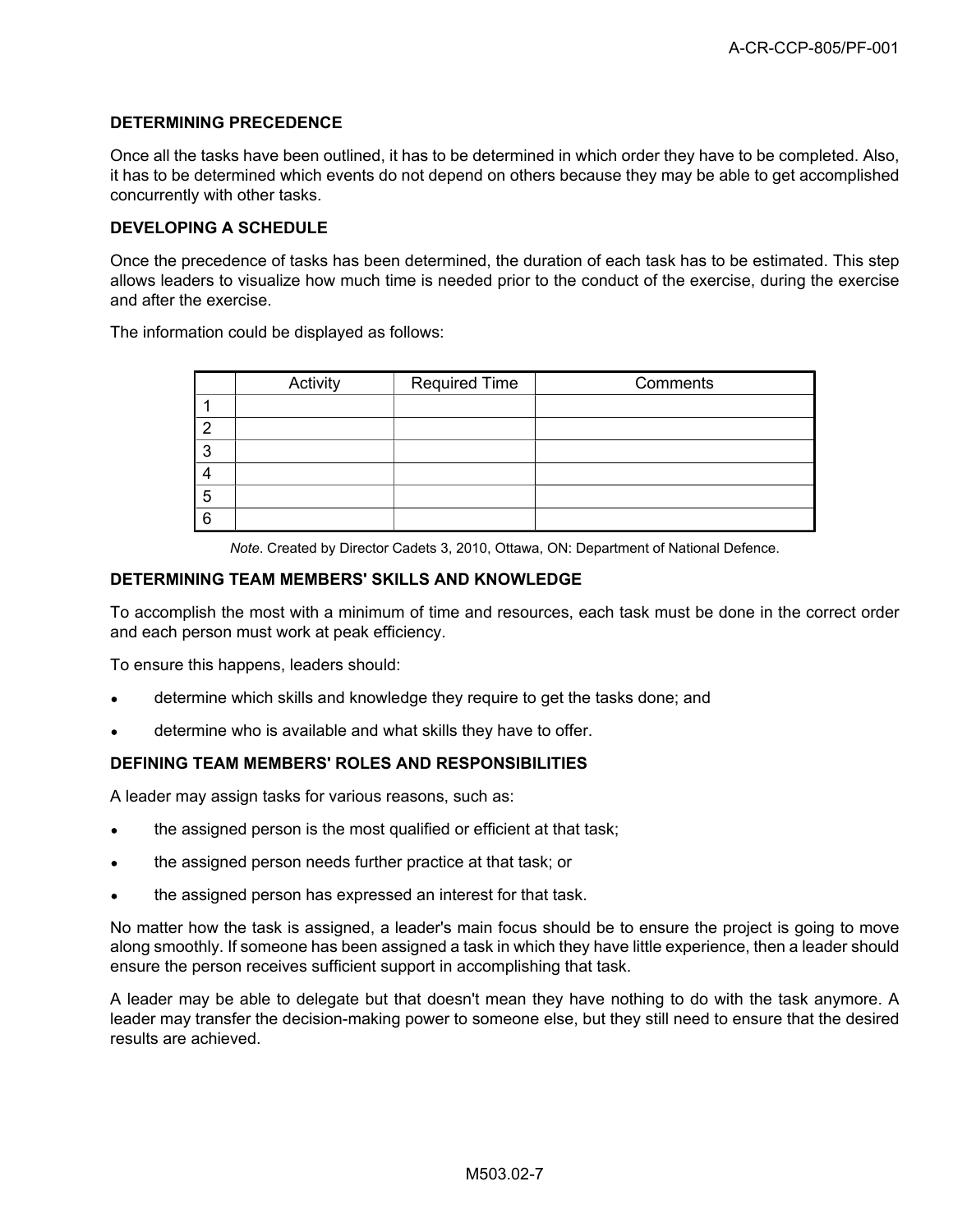### DETERMINING PRECEDENCE

Once all the tasks have been outlined, it has to be determined in which order they have to be completed. Also, it has to be determined which events do not depend on others because they may be able to get accomplished concurrently with other tasks.

### DEVELOPING A SCHEDULE

Once the precedence of tasks has been determined, the duration of each task has to be estimated. This step allows leaders to visualize how much time is needed prior to the conduct of the exercise, during the exercise and after the exercise.

The information could be displayed as follows:

| | Activity | Required Time | Comments |
|---|---|---|---|
| 1 | | | |
| 2 | | | |
| 3 | | | |
| 4 | | | |
| 5 | | | |
| 6 | | | |

*Note*. Created by Director Cadets 3, 2010, Ottawa, ON: Department of National Defence.

### DETERMINING TEAM MEMBERS' SKILLS AND KNOWLEDGE

To accomplish the most with a minimum of time and resources, each task must be done in the correct order and each person must work at peak efficiency.

To ensure this happens, leaders should:

- determine which skills and knowledge they require to get the tasks done; and
- determine who is available and what skills they have to offer.

### DEFINING TEAM MEMBERS' ROLES AND RESPONSIBILITIES

A leader may assign tasks for various reasons, such as:

- the assigned person is the most qualified or efficient at that task;
- the assigned person needs further practice at that task; or
- the assigned person has expressed an interest for that task.

No matter how the task is assigned, a leader's main focus should be to ensure the project is going to move along smoothly. If someone has been assigned a task in which they have little experience, then a leader should ensure the person receives sufficient support in accomplishing that task.

A leader may be able to delegate but that doesn't mean they have nothing to do with the task anymore. A leader may transfer the decision-making power to someone else, but they still need to ensure that the desired results are achieved.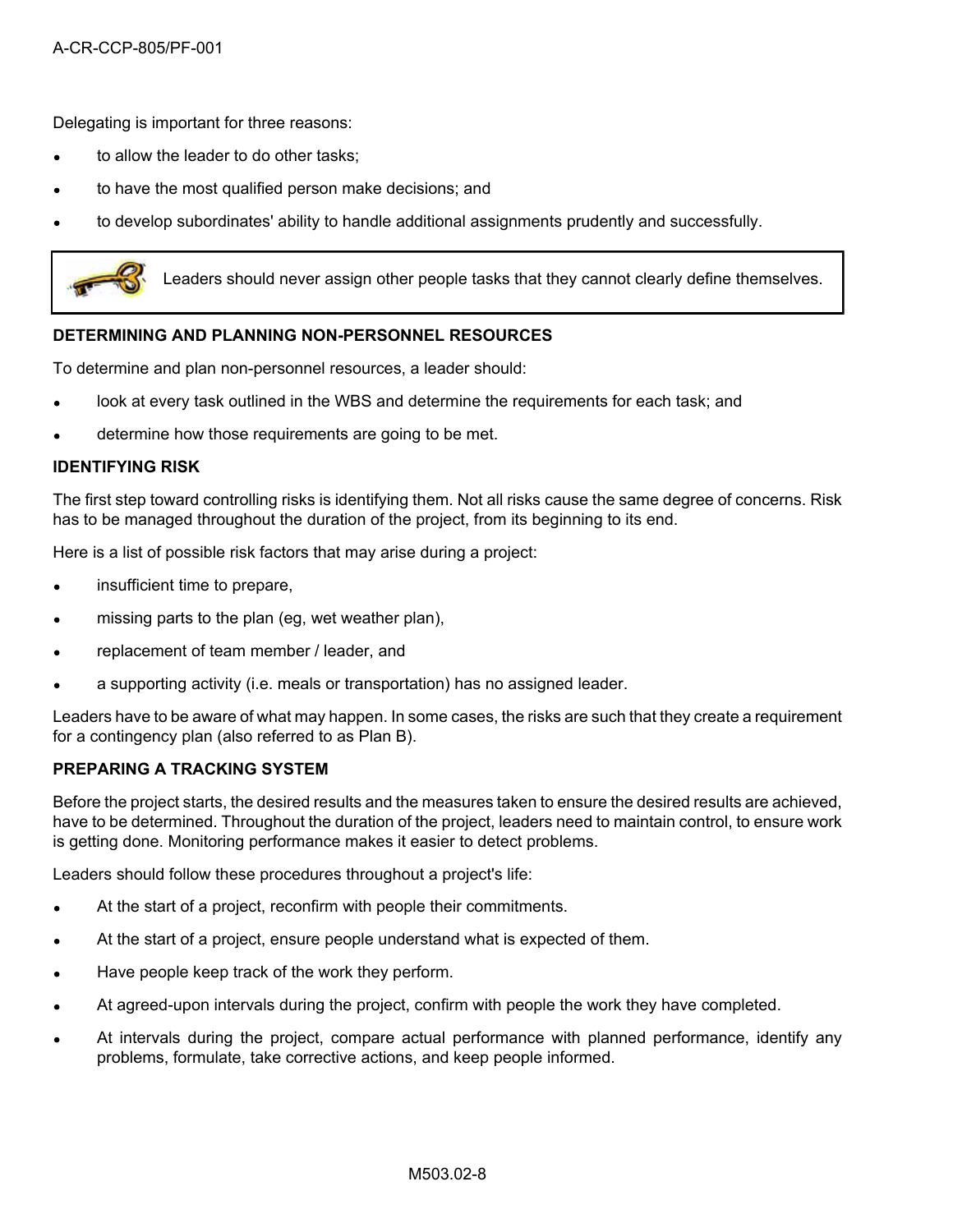Delegating is important for three reasons:

- to allow the leader to do other tasks;
- to have the most qualified person make decisions; and
- to develop subordinates' ability to handle additional assignments prudently and successfully.

> Leaders should never assign other people tasks that they cannot clearly define themselves.

**DETERMINING AND PLANNING NON-PERSONNEL RESOURCES**

To determine and plan non-personnel resources, a leader should:

- look at every task outlined in the WBS and determine the requirements for each task; and
- determine how those requirements are going to be met.

**IDENTIFYING RISK**

The first step toward controlling risks is identifying them. Not all risks cause the same degree of concerns. Risk has to be managed throughout the duration of the project, from its beginning to its end.

Here is a list of possible risk factors that may arise during a project:

- insufficient time to prepare,
- missing parts to the plan (eg, wet weather plan),
- replacement of team member / leader, and
- a supporting activity (i.e. meals or transportation) has no assigned leader.

Leaders have to be aware of what may happen. In some cases, the risks are such that they create a requirement for a contingency plan (also referred to as Plan B).

**PREPARING A TRACKING SYSTEM**

Before the project starts, the desired results and the measures taken to ensure the desired results are achieved, have to be determined. Throughout the duration of the project, leaders need to maintain control, to ensure work is getting done. Monitoring performance makes it easier to detect problems.

Leaders should follow these procedures throughout a project's life:

- At the start of a project, reconfirm with people their commitments.
- At the start of a project, ensure people understand what is expected of them.
- Have people keep track of the work they perform.
- At agreed-upon intervals during the project, confirm with people the work they have completed.
- At intervals during the project, compare actual performance with planned performance, identify any problems, formulate, take corrective actions, and keep people informed.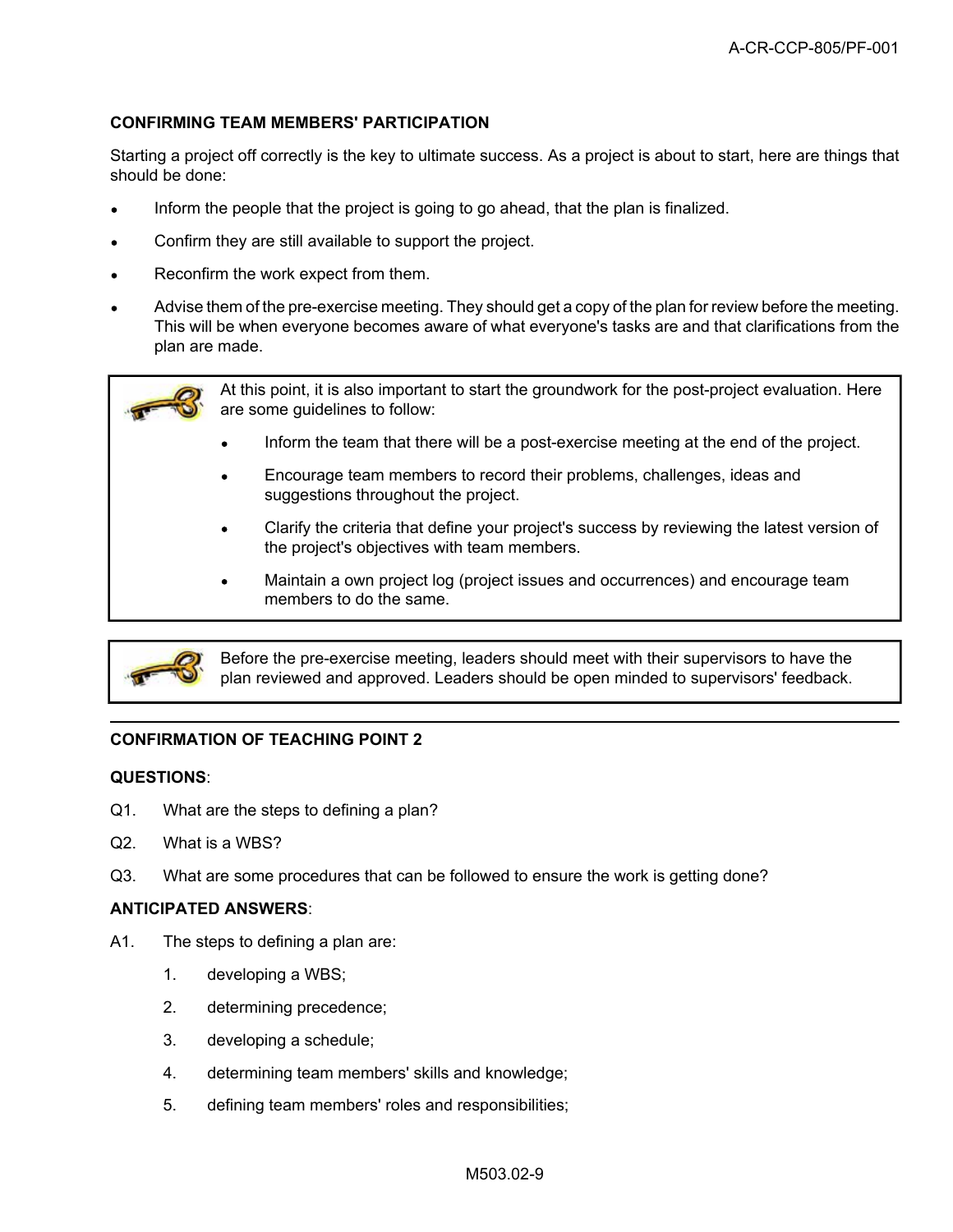### CONFIRMING TEAM MEMBERS' PARTICIPATION

Starting a project off correctly is the key to ultimate success. As a project is about to start, here are things that should be done:

- Inform the people that the project is going to go ahead, that the plan is finalized.
- Confirm they are still available to support the project.
- Reconfirm the work expect from them.
- Advise them of the pre-exercise meeting. They should get a copy of the plan for review before the meeting. This will be when everyone becomes aware of what everyone's tasks are and that clarifications from the plan are made.

> At this point, it is also important to start the groundwork for the post-project evaluation. Here are some guidelines to follow:
>
> - Inform the team that there will be a post-exercise meeting at the end of the project.
> - Encourage team members to record their problems, challenges, ideas and suggestions throughout the project.
> - Clarify the criteria that define your project's success by reviewing the latest version of the project's objectives with team members.
> - Maintain a own project log (project issues and occurrences) and encourage team members to do the same.

> Before the pre-exercise meeting, leaders should meet with their supervisors to have the plan reviewed and approved. Leaders should be open minded to supervisors' feedback.

---

### CONFIRMATION OF TEACHING POINT 2

**QUESTIONS**:

Q1. What are the steps to defining a plan?

Q2. What is a WBS?

Q3. What are some procedures that can be followed to ensure the work is getting done?

**ANTICIPATED ANSWERS**:

A1. The steps to defining a plan are:

1. developing a WBS;
2. determining precedence;
3. developing a schedule;
4. determining team members' skills and knowledge;
5. defining team members' roles and responsibilities;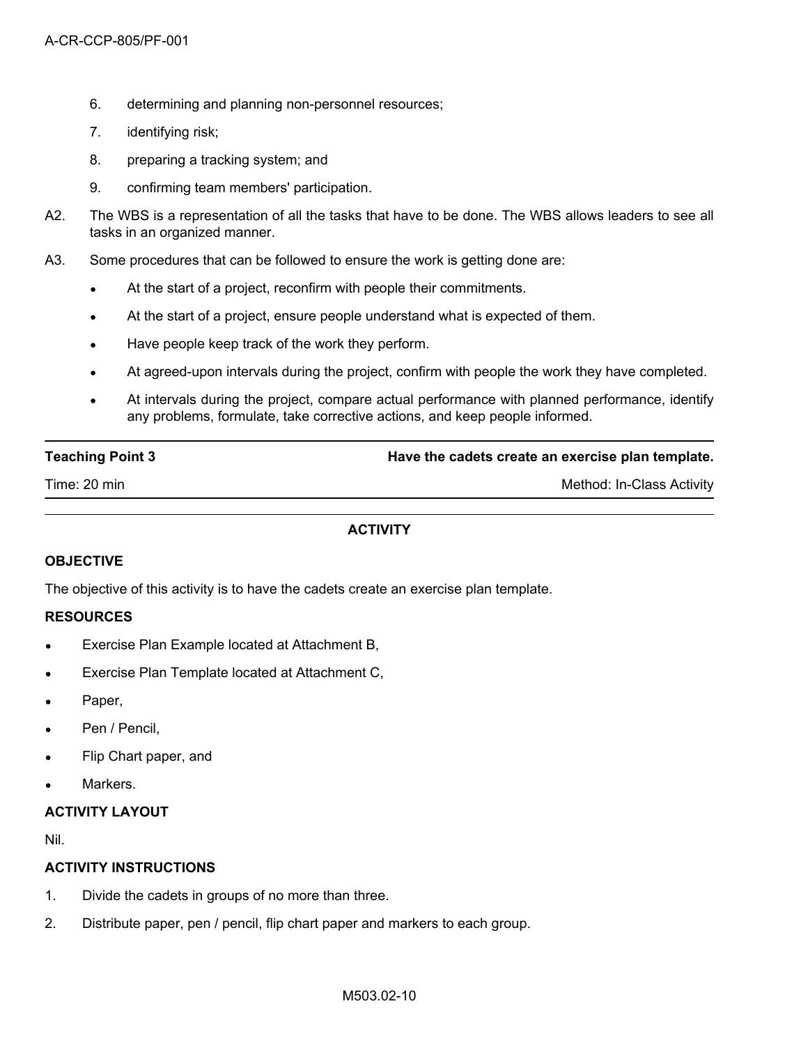6. determining and planning non-personnel resources;
7. identifying risk;
8. preparing a tracking system; and
9. confirming team members' participation.

A2. The WBS is a representation of all the tasks that have to be done. The WBS allows leaders to see all tasks in an organized manner.

A3. Some procedures that can be followed to ensure the work is getting done are:

- At the start of a project, reconfirm with people their commitments.
- At the start of a project, ensure people understand what is expected of them.
- Have people keep track of the work they perform.
- At agreed-upon intervals during the project, confirm with people the work they have completed.
- At intervals during the project, compare actual performance with planned performance, identify any problems, formulate, take corrective actions, and keep people informed.

| **Teaching Point 3** | **Have the cadets create an exercise plan template.** |
|---|---|
| Time: 20 min | Method: In-Class Activity |

**ACTIVITY**

**OBJECTIVE**

The objective of this activity is to have the cadets create an exercise plan template.

**RESOURCES**

- Exercise Plan Example located at Attachment B,
- Exercise Plan Template located at Attachment C,
- Paper,
- Pen / Pencil,
- Flip Chart paper, and
- Markers.

**ACTIVITY LAYOUT**

Nil.

**ACTIVITY INSTRUCTIONS**

1. Divide the cadets in groups of no more than three.
2. Distribute paper, pen / pencil, flip chart paper and markers to each group.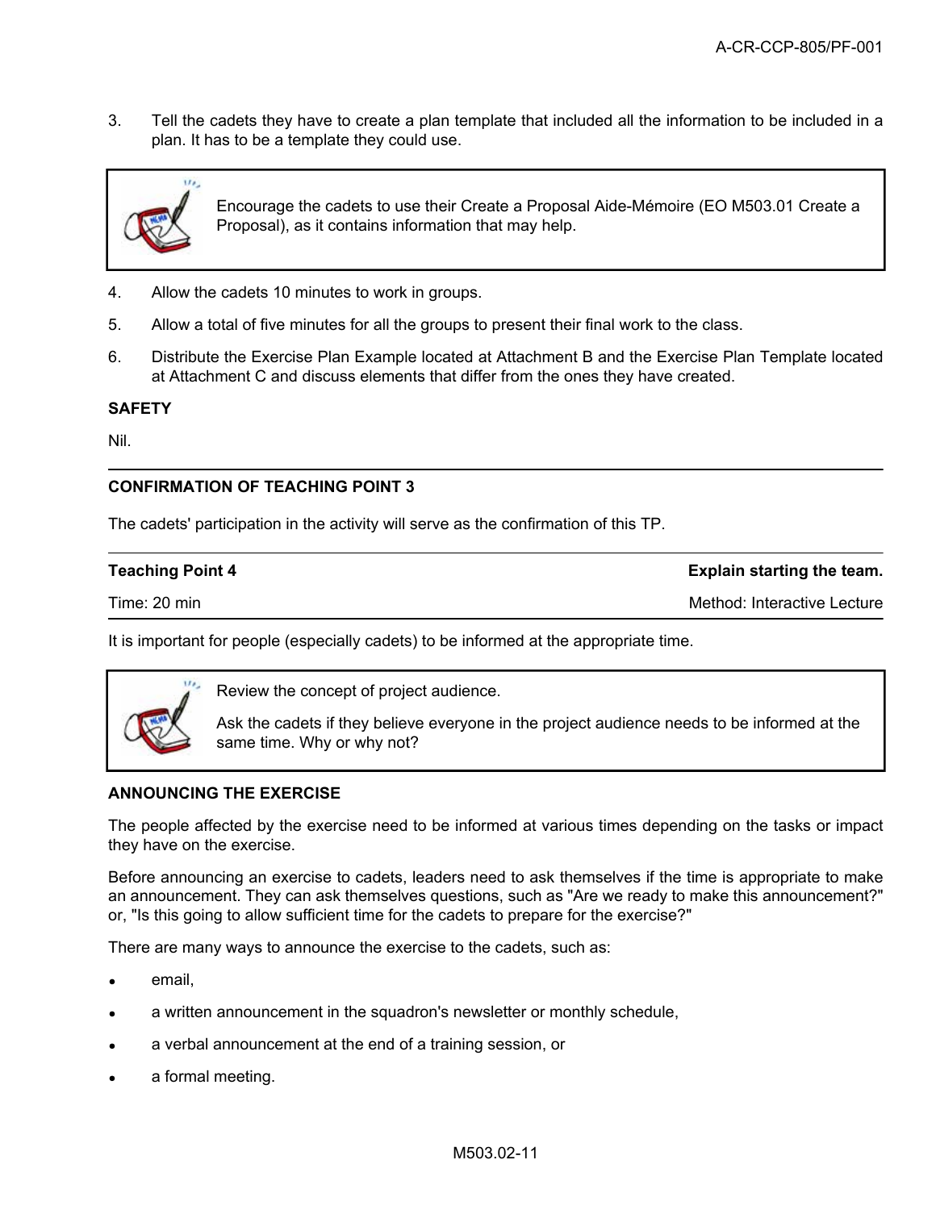3. Tell the cadets they have to create a plan template that included all the information to be included in a plan. It has to be a template they could use.

> Encourage the cadets to use their Create a Proposal Aide-Mémoire (EO M503.01 Create a Proposal), as it contains information that may help.

4. Allow the cadets 10 minutes to work in groups.
5. Allow a total of five minutes for all the groups to present their final work to the class.
6. Distribute the Exercise Plan Example located at Attachment B and the Exercise Plan Template located at Attachment C and discuss elements that differ from the ones they have created.

**SAFETY**

Nil.

---

**CONFIRMATION OF TEACHING POINT 3**

The cadets' participation in the activity will serve as the confirmation of this TP.

---

| **Teaching Point 4** | **Explain starting the team.** |
|---|---|
| Time: 20 min | Method: Interactive Lecture |

It is important for people (especially cadets) to be informed at the appropriate time.

> Review the concept of project audience.
>
> Ask the cadets if they believe everyone in the project audience needs to be informed at the same time. Why or why not?

**ANNOUNCING THE EXERCISE**

The people affected by the exercise need to be informed at various times depending on the tasks or impact they have on the exercise.

Before announcing an exercise to cadets, leaders need to ask themselves if the time is appropriate to make an announcement. They can ask themselves questions, such as "Are we ready to make this announcement?" or, "Is this going to allow sufficient time for the cadets to prepare for the exercise?"

There are many ways to announce the exercise to the cadets, such as:

- email,
- a written announcement in the squadron's newsletter or monthly schedule,
- a verbal announcement at the end of a training session, or
- a formal meeting.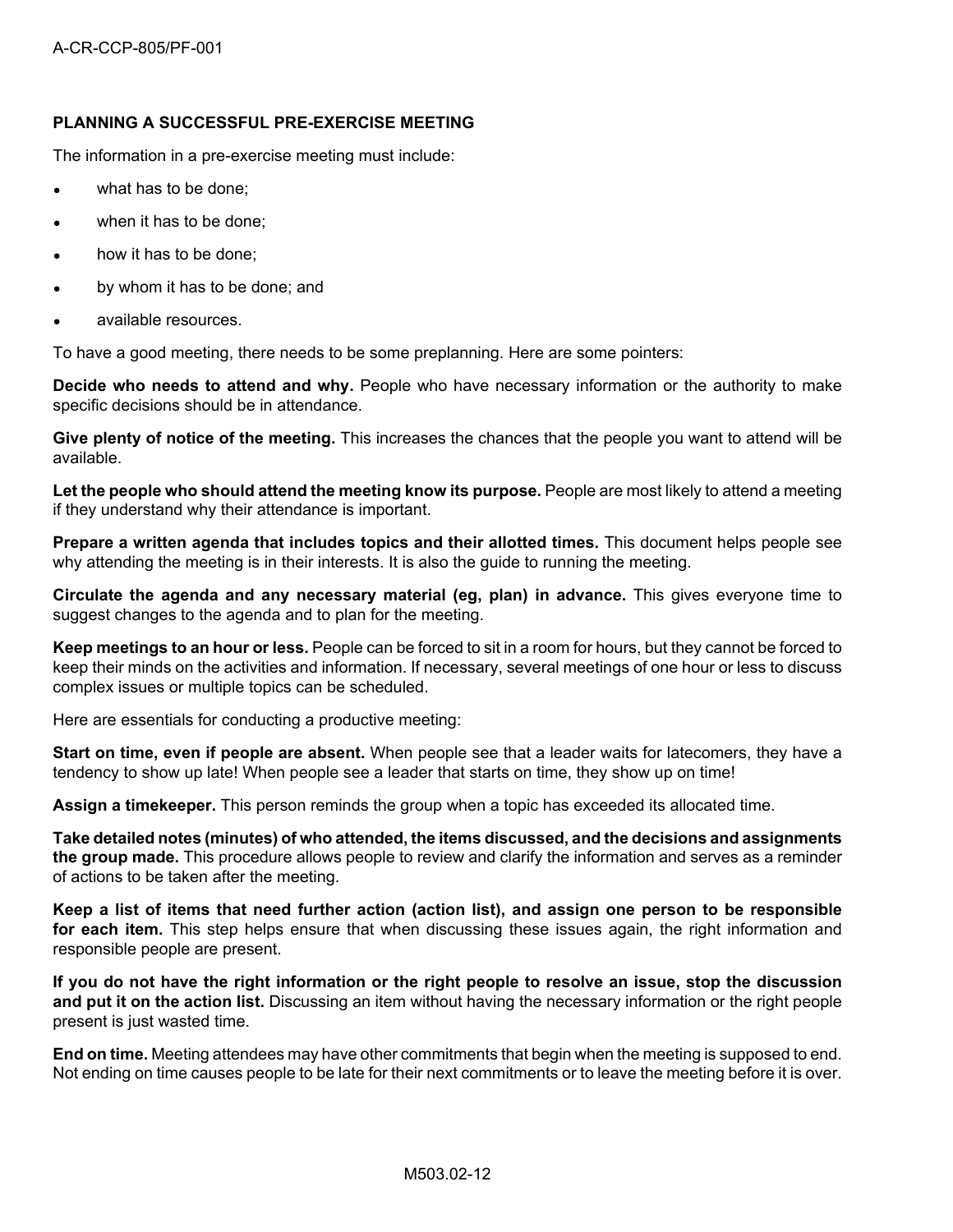### PLANNING A SUCCESSFUL PRE-EXERCISE MEETING

The information in a pre-exercise meeting must include:

- what has to be done;
- when it has to be done;
- how it has to be done;
- by whom it has to be done; and
- available resources.

To have a good meeting, there needs to be some preplanning. Here are some pointers:

**Decide who needs to attend and why.** People who have necessary information or the authority to make specific decisions should be in attendance.

**Give plenty of notice of the meeting.** This increases the chances that the people you want to attend will be available.

**Let the people who should attend the meeting know its purpose.** People are most likely to attend a meeting if they understand why their attendance is important.

**Prepare a written agenda that includes topics and their allotted times.** This document helps people see why attending the meeting is in their interests. It is also the guide to running the meeting.

**Circulate the agenda and any necessary material (eg, plan) in advance.** This gives everyone time to suggest changes to the agenda and to plan for the meeting.

**Keep meetings to an hour or less.** People can be forced to sit in a room for hours, but they cannot be forced to keep their minds on the activities and information. If necessary, several meetings of one hour or less to discuss complex issues or multiple topics can be scheduled.

Here are essentials for conducting a productive meeting:

**Start on time, even if people are absent.** When people see that a leader waits for latecomers, they have a tendency to show up late! When people see a leader that starts on time, they show up on time!

**Assign a timekeeper.** This person reminds the group when a topic has exceeded its allocated time.

**Take detailed notes (minutes) of who attended, the items discussed, and the decisions and assignments the group made.** This procedure allows people to review and clarify the information and serves as a reminder of actions to be taken after the meeting.

**Keep a list of items that need further action (action list), and assign one person to be responsible for each item.** This step helps ensure that when discussing these issues again, the right information and responsible people are present.

**If you do not have the right information or the right people to resolve an issue, stop the discussion and put it on the action list.** Discussing an item without having the necessary information or the right people present is just wasted time.

**End on time.** Meeting attendees may have other commitments that begin when the meeting is supposed to end. Not ending on time causes people to be late for their next commitments or to leave the meeting before it is over.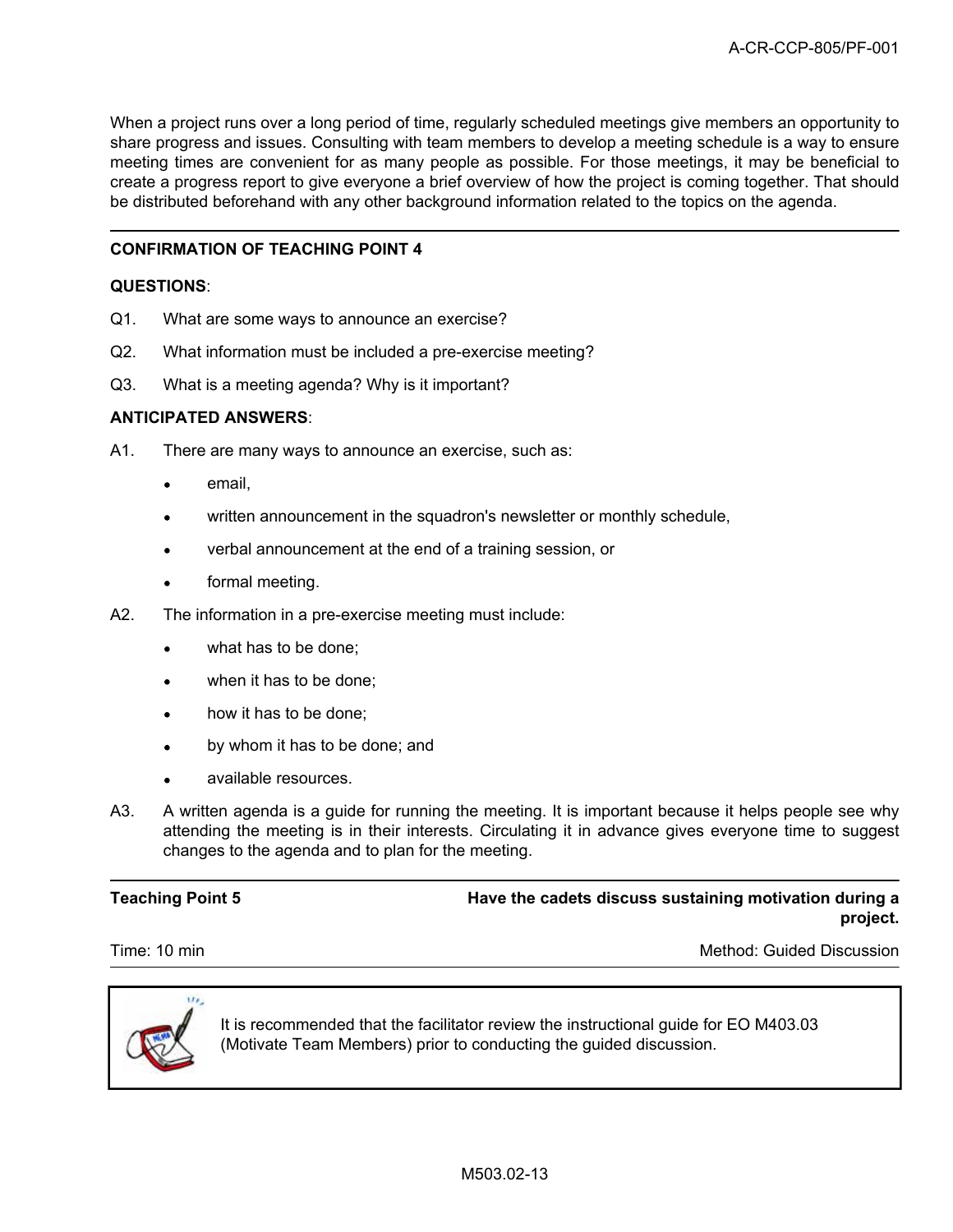When a project runs over a long period of time, regularly scheduled meetings give members an opportunity to share progress and issues. Consulting with team members to develop a meeting schedule is a way to ensure meeting times are convenient for as many people as possible. For those meetings, it may be beneficial to create a progress report to give everyone a brief overview of how the project is coming together. That should be distributed beforehand with any other background information related to the topics on the agenda.

---

**CONFIRMATION OF TEACHING POINT 4**

**QUESTIONS**:

Q1. What are some ways to announce an exercise?

Q2. What information must be included a pre-exercise meeting?

Q3. What is a meeting agenda? Why is it important?

**ANTICIPATED ANSWERS**:

A1. There are many ways to announce an exercise, such as:

- email,
- written announcement in the squadron's newsletter or monthly schedule,
- verbal announcement at the end of a training session, or
- formal meeting.

A2. The information in a pre-exercise meeting must include:

- what has to be done;
- when it has to be done;
- how it has to be done;
- by whom it has to be done; and
- available resources.

A3. A written agenda is a guide for running the meeting. It is important because it helps people see why attending the meeting is in their interests. Circulating it in advance gives everyone time to suggest changes to the agenda and to plan for the meeting.

---

**Teaching Point 5** — **Have the cadets discuss sustaining motivation during a project.**

Time: 10 min — Method: Guided Discussion

> It is recommended that the facilitator review the instructional guide for EO M403.03 (Motivate Team Members) prior to conducting the guided discussion.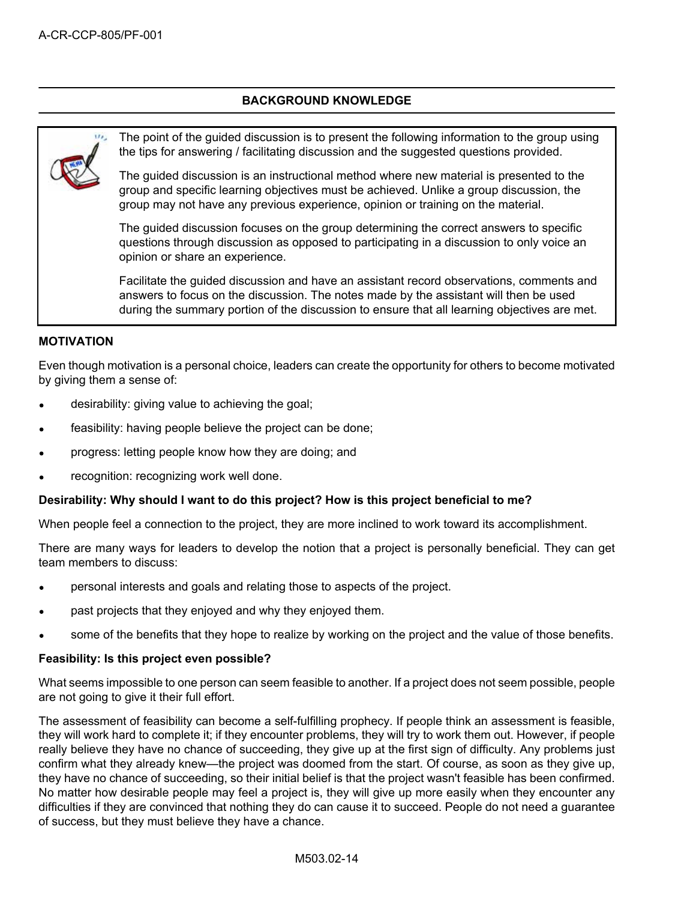## BACKGROUND KNOWLEDGE

> The point of the guided discussion is to present the following information to the group using the tips for answering / facilitating discussion and the suggested questions provided.
>
> The guided discussion is an instructional method where new material is presented to the group and specific learning objectives must be achieved. Unlike a group discussion, the group may not have any previous experience, opinion or training on the material.
>
> The guided discussion focuses on the group determining the correct answers to specific questions through discussion as opposed to participating in a discussion to only voice an opinion or share an experience.
>
> Facilitate the guided discussion and have an assistant record observations, comments and answers to focus on the discussion. The notes made by the assistant will then be used during the summary portion of the discussion to ensure that all learning objectives are met.

### MOTIVATION

Even though motivation is a personal choice, leaders can create the opportunity for others to become motivated by giving them a sense of:

- desirability: giving value to achieving the goal;
- feasibility: having people believe the project can be done;
- progress: letting people know how they are doing; and
- recognition: recognizing work well done.

**Desirability: Why should I want to do this project? How is this project beneficial to me?**

When people feel a connection to the project, they are more inclined to work toward its accomplishment.

There are many ways for leaders to develop the notion that a project is personally beneficial. They can get team members to discuss:

- personal interests and goals and relating those to aspects of the project.
- past projects that they enjoyed and why they enjoyed them.
- some of the benefits that they hope to realize by working on the project and the value of those benefits.

**Feasibility: Is this project even possible?**

What seems impossible to one person can seem feasible to another. If a project does not seem possible, people are not going to give it their full effort.

The assessment of feasibility can become a self-fulfilling prophecy. If people think an assessment is feasible, they will work hard to complete it; if they encounter problems, they will try to work them out. However, if people really believe they have no chance of succeeding, they give up at the first sign of difficulty. Any problems just confirm what they already knew—the project was doomed from the start. Of course, as soon as they give up, they have no chance of succeeding, so their initial belief is that the project wasn't feasible has been confirmed. No matter how desirable people may feel a project is, they will give up more easily when they encounter any difficulties if they are convinced that nothing they do can cause it to succeed. People do not need a guarantee of success, but they must believe they have a chance.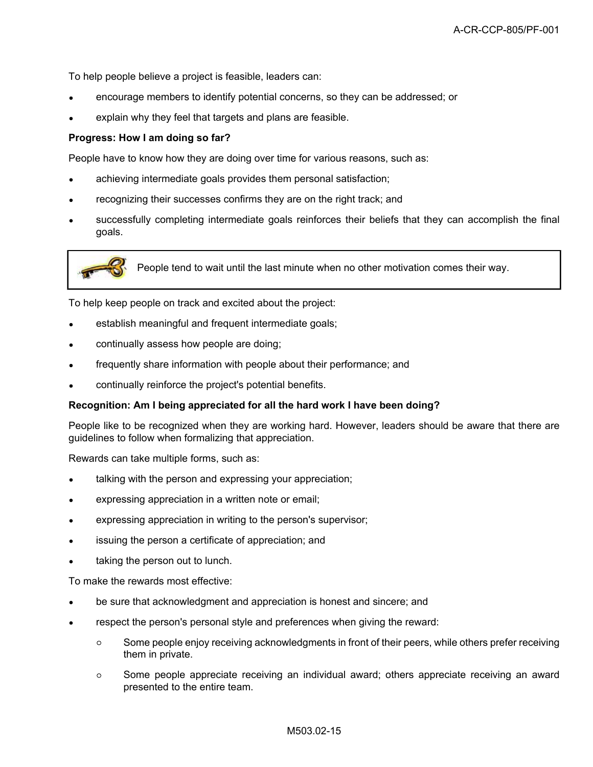To help people believe a project is feasible, leaders can:

- encourage members to identify potential concerns, so they can be addressed; or
- explain why they feel that targets and plans are feasible.

**Progress: How I am doing so far?**

People have to know how they are doing over time for various reasons, such as:

- achieving intermediate goals provides them personal satisfaction;
- recognizing their successes confirms they are on the right track; and
- successfully completing intermediate goals reinforces their beliefs that they can accomplish the final goals.

> People tend to wait until the last minute when no other motivation comes their way.

To help keep people on track and excited about the project:

- establish meaningful and frequent intermediate goals;
- continually assess how people are doing;
- frequently share information with people about their performance; and
- continually reinforce the project's potential benefits.

**Recognition: Am I being appreciated for all the hard work I have been doing?**

People like to be recognized when they are working hard. However, leaders should be aware that there are guidelines to follow when formalizing that appreciation.

Rewards can take multiple forms, such as:

- talking with the person and expressing your appreciation;
- expressing appreciation in a written note or email;
- expressing appreciation in writing to the person's supervisor;
- issuing the person a certificate of appreciation; and
- taking the person out to lunch.

To make the rewards most effective:

- be sure that acknowledgment and appreciation is honest and sincere; and
- respect the person's personal style and preferences when giving the reward:
  - Some people enjoy receiving acknowledgments in front of their peers, while others prefer receiving them in private.
  - Some people appreciate receiving an individual award; others appreciate receiving an award presented to the entire team.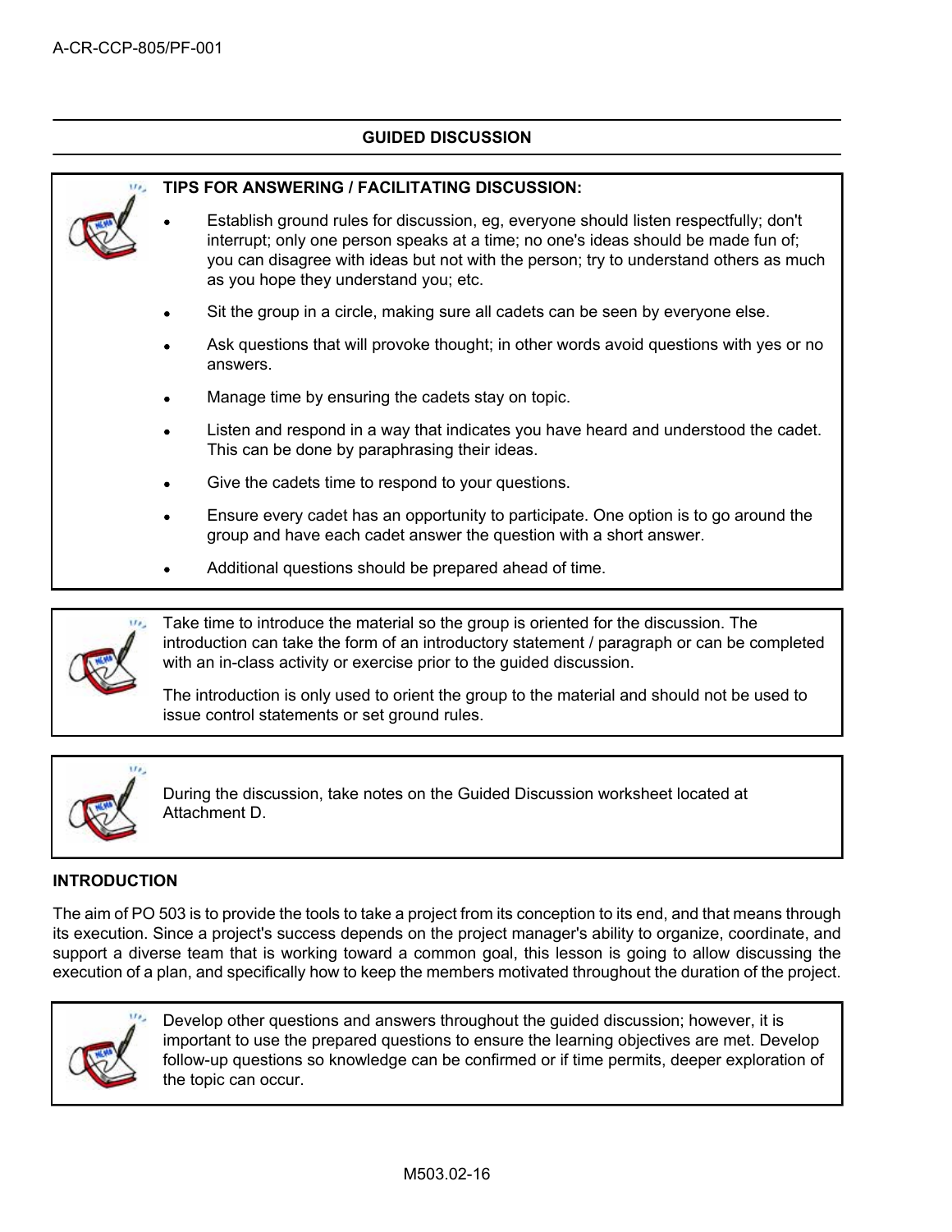## GUIDED DISCUSSION

**TIPS FOR ANSWERING / FACILITATING DISCUSSION:**

- Establish ground rules for discussion, eg, everyone should listen respectfully; don't interrupt; only one person speaks at a time; no one's ideas should be made fun of; you can disagree with ideas but not with the person; try to understand others as much as you hope they understand you; etc.
- Sit the group in a circle, making sure all cadets can be seen by everyone else.
- Ask questions that will provoke thought; in other words avoid questions with yes or no answers.
- Manage time by ensuring the cadets stay on topic.
- Listen and respond in a way that indicates you have heard and understood the cadet. This can be done by paraphrasing their ideas.
- Give the cadets time to respond to your questions.
- Ensure every cadet has an opportunity to participate. One option is to go around the group and have each cadet answer the question with a short answer.
- Additional questions should be prepared ahead of time.

Take time to introduce the material so the group is oriented for the discussion. The introduction can take the form of an introductory statement / paragraph or can be completed with an in-class activity or exercise prior to the guided discussion.

The introduction is only used to orient the group to the material and should not be used to issue control statements or set ground rules.

During the discussion, take notes on the Guided Discussion worksheet located at Attachment D.

**INTRODUCTION**

The aim of PO 503 is to provide the tools to take a project from its conception to its end, and that means through its execution. Since a project's success depends on the project manager's ability to organize, coordinate, and support a diverse team that is working toward a common goal, this lesson is going to allow discussing the execution of a plan, and specifically how to keep the members motivated throughout the duration of the project.

Develop other questions and answers throughout the guided discussion; however, it is important to use the prepared questions to ensure the learning objectives are met. Develop follow-up questions so knowledge can be confirmed or if time permits, deeper exploration of the topic can occur.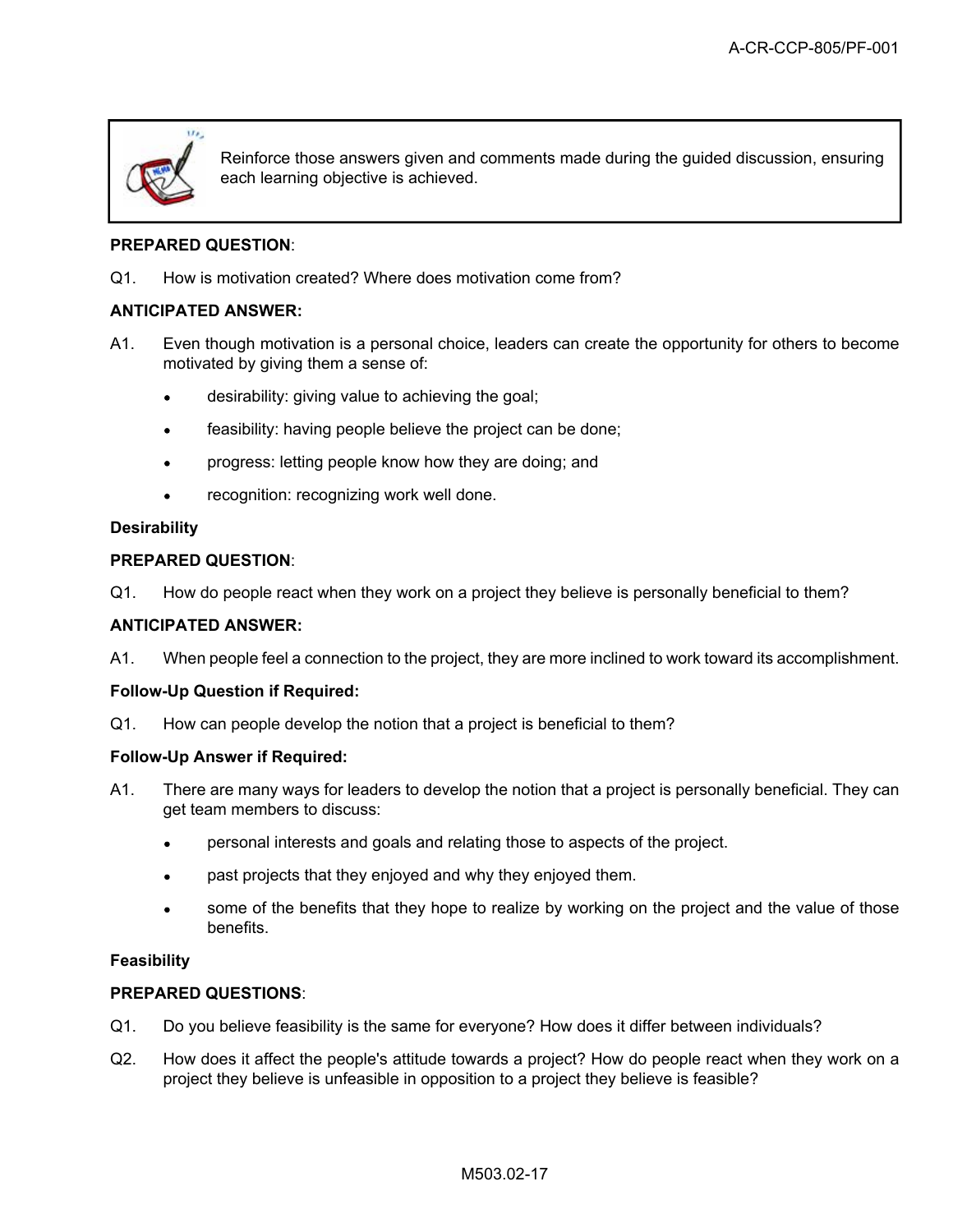> Reinforce those answers given and comments made during the guided discussion, ensuring each learning objective is achieved.

**PREPARED QUESTION**:

Q1. How is motivation created? Where does motivation come from?

**ANTICIPATED ANSWER:**

A1. Even though motivation is a personal choice, leaders can create the opportunity for others to become motivated by giving them a sense of:

- desirability: giving value to achieving the goal;
- feasibility: having people believe the project can be done;
- progress: letting people know how they are doing; and
- recognition: recognizing work well done.

**Desirability**

**PREPARED QUESTION**:

Q1. How do people react when they work on a project they believe is personally beneficial to them?

**ANTICIPATED ANSWER:**

A1. When people feel a connection to the project, they are more inclined to work toward its accomplishment.

**Follow-Up Question if Required:**

Q1. How can people develop the notion that a project is beneficial to them?

**Follow-Up Answer if Required:**

A1. There are many ways for leaders to develop the notion that a project is personally beneficial. They can get team members to discuss:

- personal interests and goals and relating those to aspects of the project.
- past projects that they enjoyed and why they enjoyed them.
- some of the benefits that they hope to realize by working on the project and the value of those benefits.

**Feasibility**

**PREPARED QUESTIONS**:

Q1. Do you believe feasibility is the same for everyone? How does it differ between individuals?

Q2. How does it affect the people's attitude towards a project? How do people react when they work on a project they believe is unfeasible in opposition to a project they believe is feasible?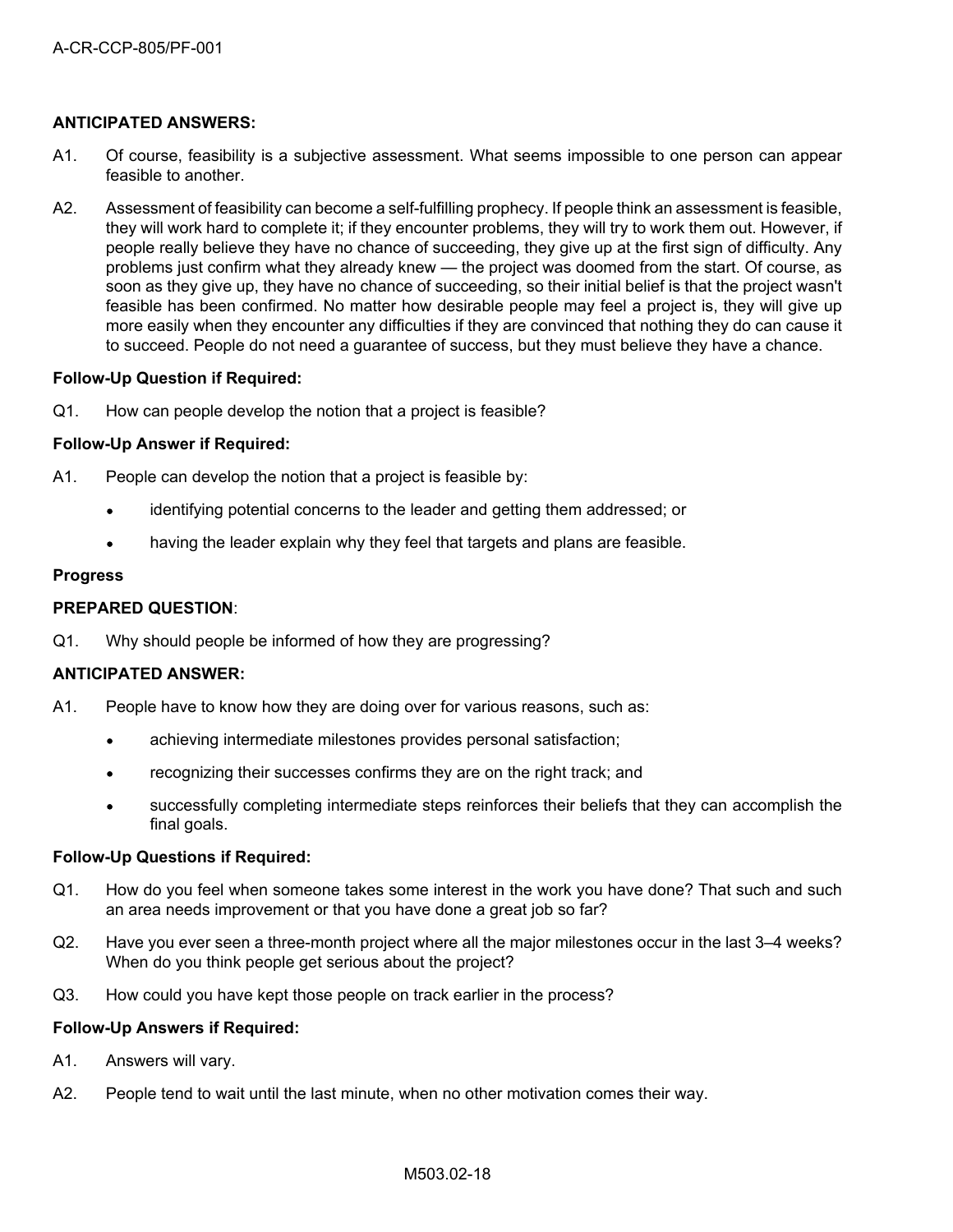**ANTICIPATED ANSWERS:**

A1. Of course, feasibility is a subjective assessment. What seems impossible to one person can appear feasible to another.

A2. Assessment of feasibility can become a self-fulfilling prophecy. If people think an assessment is feasible, they will work hard to complete it; if they encounter problems, they will try to work them out. However, if people really believe they have no chance of succeeding, they give up at the first sign of difficulty. Any problems just confirm what they already knew — the project was doomed from the start. Of course, as soon as they give up, they have no chance of succeeding, so their initial belief is that the project wasn't feasible has been confirmed. No matter how desirable people may feel a project is, they will give up more easily when they encounter any difficulties if they are convinced that nothing they do can cause it to succeed. People do not need a guarantee of success, but they must believe they have a chance.

**Follow-Up Question if Required:**

Q1. How can people develop the notion that a project is feasible?

**Follow-Up Answer if Required:**

A1. People can develop the notion that a project is feasible by:

- identifying potential concerns to the leader and getting them addressed; or
- having the leader explain why they feel that targets and plans are feasible.

**Progress**

**PREPARED QUESTION**:

Q1. Why should people be informed of how they are progressing?

**ANTICIPATED ANSWER:**

A1. People have to know how they are doing over for various reasons, such as:

- achieving intermediate milestones provides personal satisfaction;
- recognizing their successes confirms they are on the right track; and
- successfully completing intermediate steps reinforces their beliefs that they can accomplish the final goals.

**Follow-Up Questions if Required:**

Q1. How do you feel when someone takes some interest in the work you have done? That such and such an area needs improvement or that you have done a great job so far?

Q2. Have you ever seen a three-month project where all the major milestones occur in the last 3–4 weeks? When do you think people get serious about the project?

Q3. How could you have kept those people on track earlier in the process?

**Follow-Up Answers if Required:**

A1. Answers will vary.

A2. People tend to wait until the last minute, when no other motivation comes their way.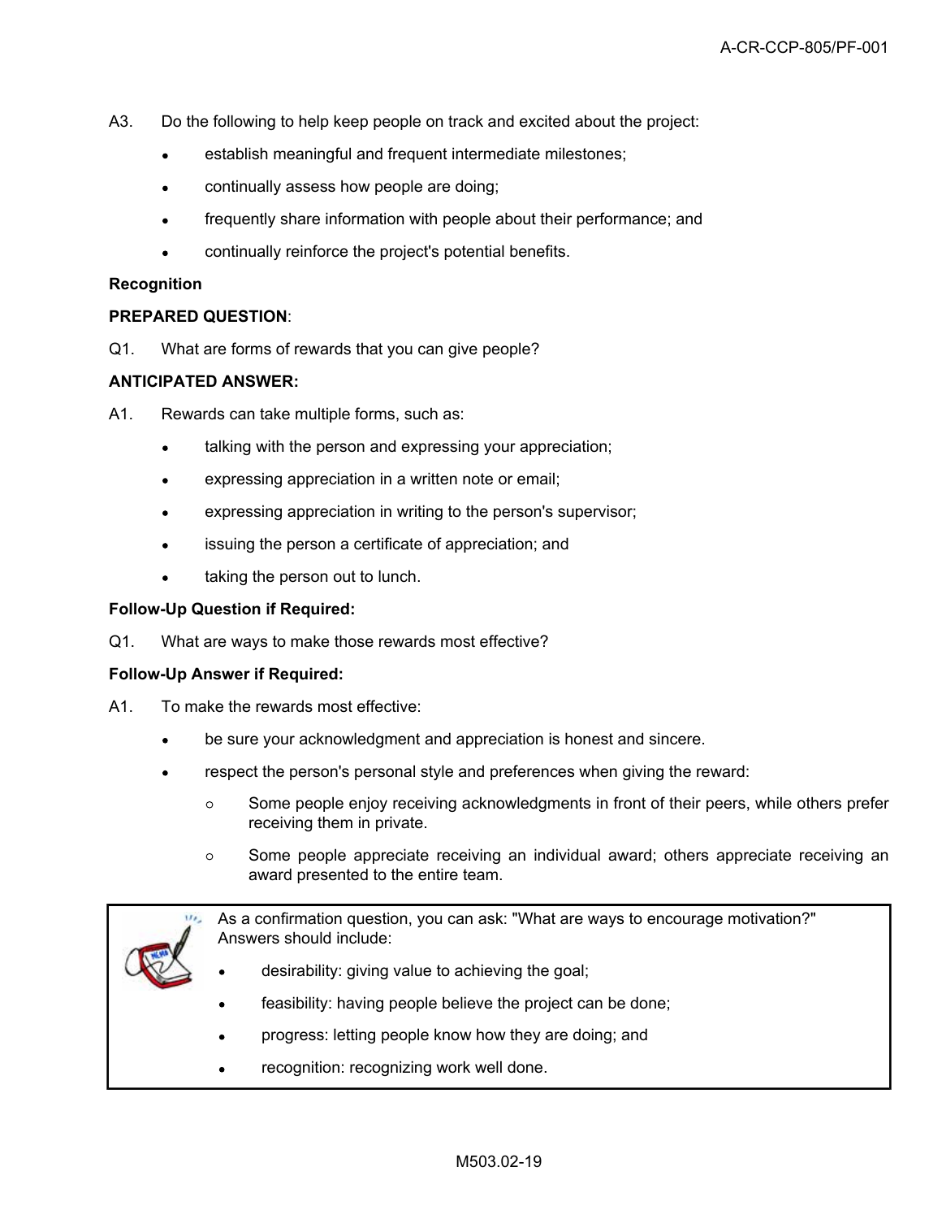A3. Do the following to help keep people on track and excited about the project:

- establish meaningful and frequent intermediate milestones;
- continually assess how people are doing;
- frequently share information with people about their performance; and
- continually reinforce the project's potential benefits.

**Recognition**

**PREPARED QUESTION**:

Q1. What are forms of rewards that you can give people?

**ANTICIPATED ANSWER:**

A1. Rewards can take multiple forms, such as:

- talking with the person and expressing your appreciation;
- expressing appreciation in a written note or email;
- expressing appreciation in writing to the person's supervisor;
- issuing the person a certificate of appreciation; and
- taking the person out to lunch.

**Follow-Up Question if Required:**

Q1. What are ways to make those rewards most effective?

**Follow-Up Answer if Required:**

A1. To make the rewards most effective:

- be sure your acknowledgment and appreciation is honest and sincere.
- respect the person's personal style and preferences when giving the reward:
  - Some people enjoy receiving acknowledgments in front of their peers, while others prefer receiving them in private.
  - Some people appreciate receiving an individual award; others appreciate receiving an award presented to the entire team.

> As a confirmation question, you can ask: "What are ways to encourage motivation?" Answers should include:
>
> - desirability: giving value to achieving the goal;
> - feasibility: having people believe the project can be done;
> - progress: letting people know how they are doing; and
> - recognition: recognizing work well done.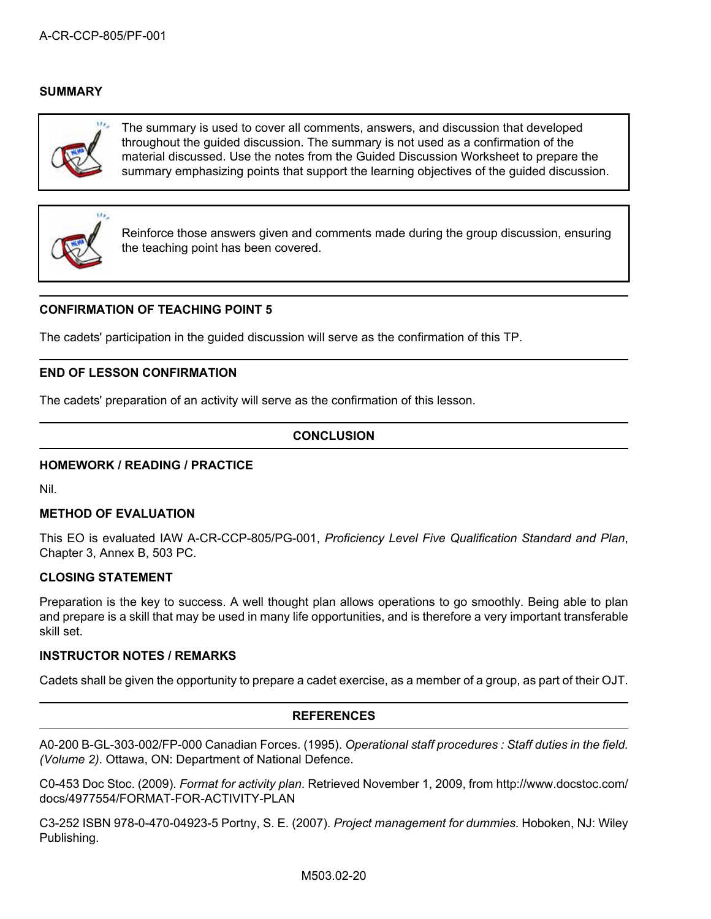## SUMMARY

> The summary is used to cover all comments, answers, and discussion that developed throughout the guided discussion. The summary is not used as a confirmation of the material discussed. Use the notes from the Guided Discussion Worksheet to prepare the summary emphasizing points that support the learning objectives of the guided discussion.

> Reinforce those answers given and comments made during the group discussion, ensuring the teaching point has been covered.

## CONFIRMATION OF TEACHING POINT 5

The cadets' participation in the guided discussion will serve as the confirmation of this TP.

## END OF LESSON CONFIRMATION

The cadets' preparation of an activity will serve as the confirmation of this lesson.

## CONCLUSION

### HOMEWORK / READING / PRACTICE

Nil.

### METHOD OF EVALUATION

This EO is evaluated IAW A-CR-CCP-805/PG-001, *Proficiency Level Five Qualification Standard and Plan*, Chapter 3, Annex B, 503 PC.

### CLOSING STATEMENT

Preparation is the key to success. A well thought plan allows operations to go smoothly. Being able to plan and prepare is a skill that may be used in many life opportunities, and is therefore a very important transferable skill set.

### INSTRUCTOR NOTES / REMARKS

Cadets shall be given the opportunity to prepare a cadet exercise, as a member of a group, as part of their OJT.

## REFERENCES

A0-200 B-GL-303-002/FP-000 Canadian Forces. (1995). *Operational staff procedures : Staff duties in the field. (Volume 2)*. Ottawa, ON: Department of National Defence.

C0-453 Doc Stoc. (2009). *Format for activity plan*. Retrieved November 1, 2009, from http://www.docstoc.com/docs/4977554/FORMAT-FOR-ACTIVITY-PLAN

C3-252 ISBN 978-0-470-04923-5 Portny, S. E. (2007). *Project management for dummies*. Hoboken, NJ: Wiley Publishing.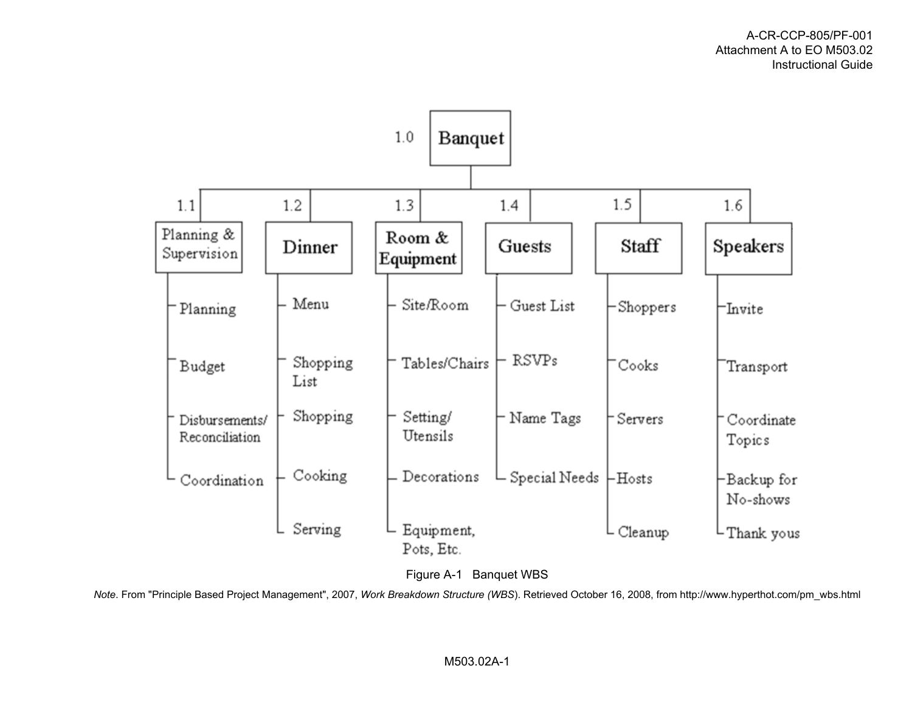- 1.0 Banquet
  - 1.1 Planning & Supervision
    - Planning
    - Budget
    - Disbursements/Reconciliation
    - Coordination
  - 1.2 Dinner
    - Menu
    - Shopping List
    - Shopping
    - Cooking
    - Serving
  - 1.3 Room & Equipment
    - Site/Room
    - Tables/Chairs
    - Setting/Utensils
    - Decorations
    - Equipment, Pots, Etc.
  - 1.4 Guests
    - Guest List
    - RSVPs
    - Name Tags
    - Special Needs
  - 1.5 Staff
    - Shoppers
    - Cooks
    - Servers
    - Hosts
    - Cleanup
  - 1.6 Speakers
    - Invite
    - Transport
    - Coordinate Topics
    - Backup for No-shows
    - Thank yous

Figure A-1 Banquet WBS

*Note*. From "Principle Based Project Management", 2007, *Work Breakdown Structure (WBS)*. Retrieved October 16, 2008, from http://www.hyperthot.com/pm_wbs.html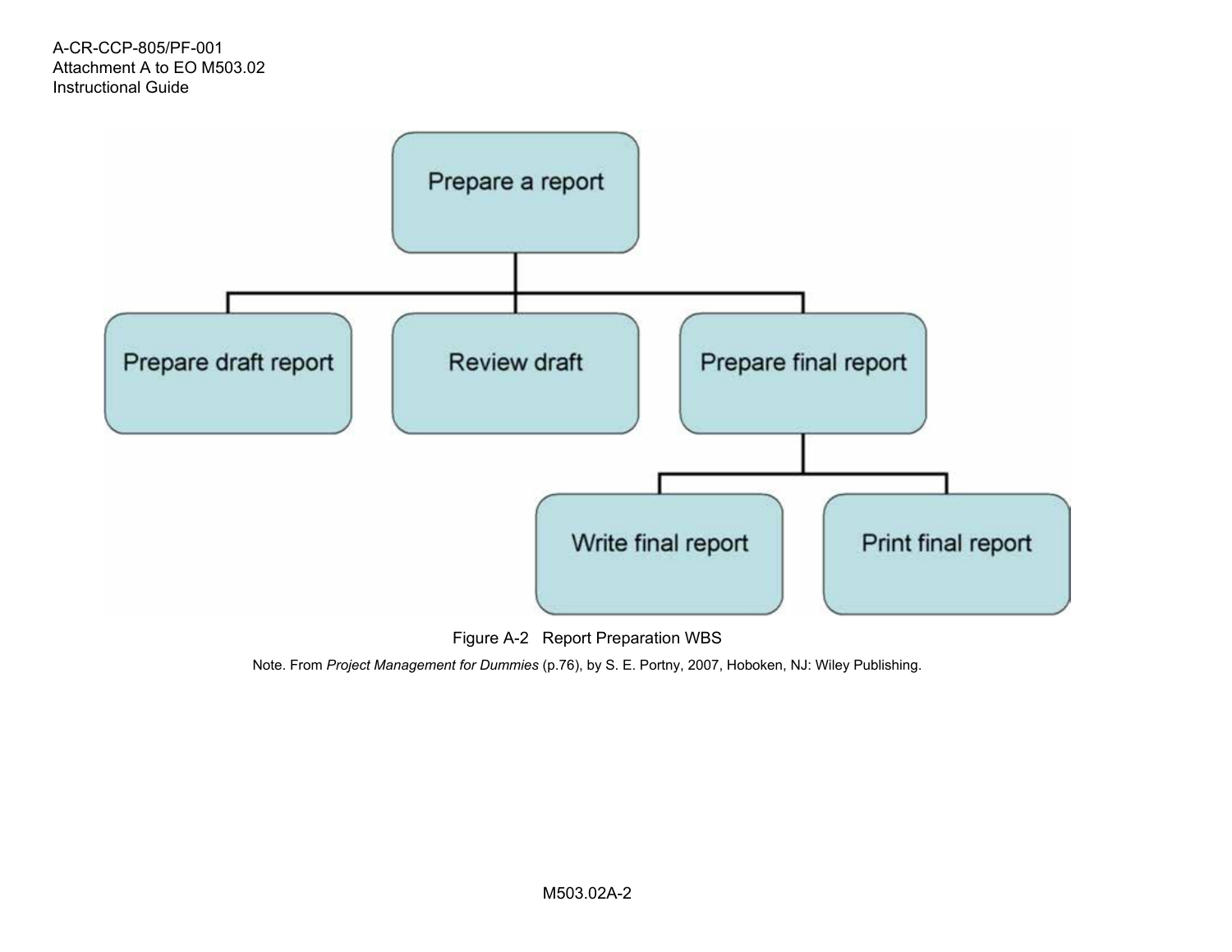Prepare a report

- Prepare draft report
- Review draft
- Prepare final report
  - Write final report
  - Print final report

Figure A-2 Report Preparation WBS

Note. From *Project Management for Dummies* (p.76), by S. E. Portny, 2007, Hoboken, NJ: Wiley Publishing.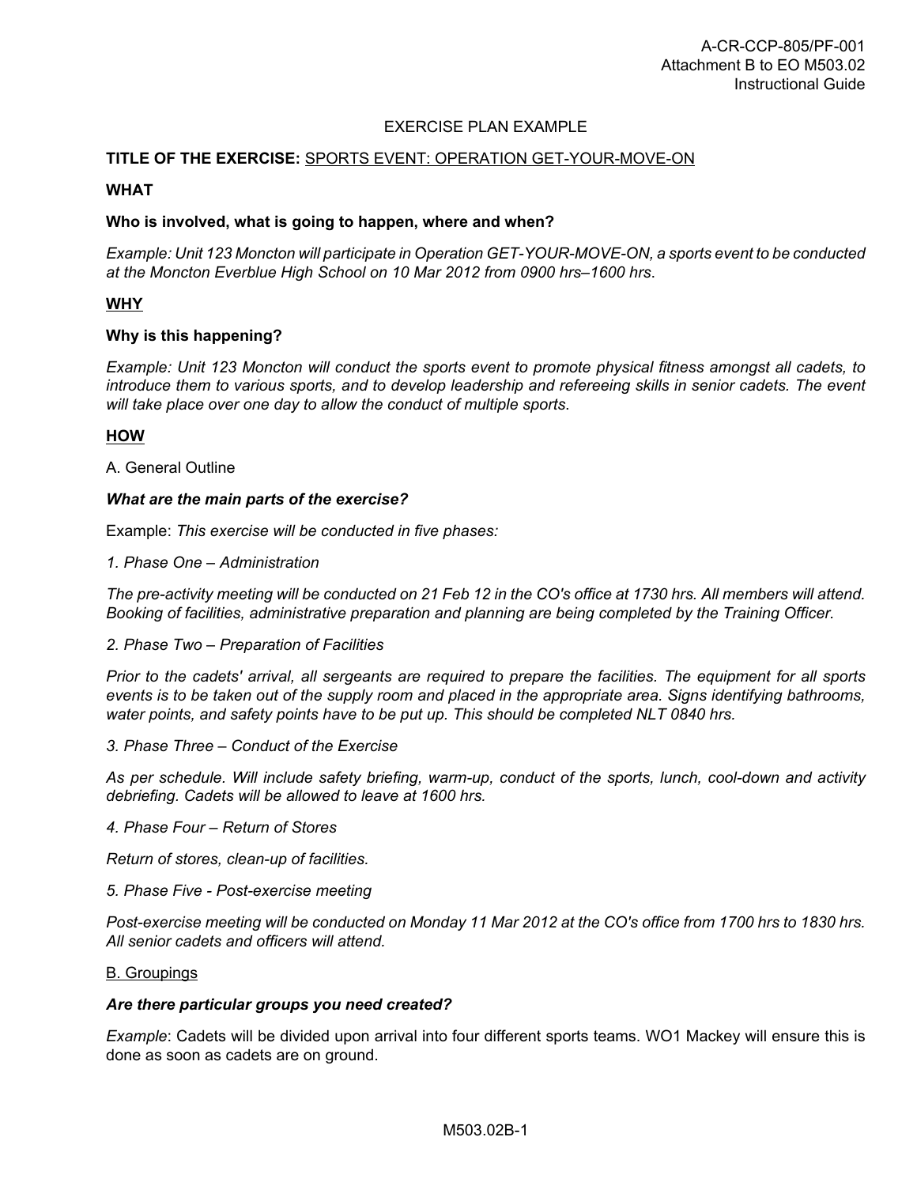EXERCISE PLAN EXAMPLE

**TITLE OF THE EXERCISE:** SPORTS EVENT: OPERATION GET-YOUR-MOVE-ON

**WHAT**

**Who is involved, what is going to happen, where and when?**

*Example: Unit 123 Moncton will participate in Operation GET-YOUR-MOVE-ON, a sports event to be conducted at the Moncton Everblue High School on 10 Mar 2012 from 0900 hrs–1600 hrs*.

**WHY**

**Why is this happening?**

*Example: Unit 123 Moncton will conduct the sports event to promote physical fitness amongst all cadets, to introduce them to various sports, and to develop leadership and refereeing skills in senior cadets. The event will take place over one day to allow the conduct of multiple sports*.

**HOW**

A. General Outline

***What are the main parts of the exercise?***

Example: *This exercise will be conducted in five phases:*

*1. Phase One – Administration*

*The pre-activity meeting will be conducted on 21 Feb 12 in the CO's office at 1730 hrs. All members will attend. Booking of facilities, administrative preparation and planning are being completed by the Training Officer.*

*2. Phase Two – Preparation of Facilities*

*Prior to the cadets' arrival, all sergeants are required to prepare the facilities. The equipment for all sports events is to be taken out of the supply room and placed in the appropriate area. Signs identifying bathrooms, water points, and safety points have to be put up. This should be completed NLT 0840 hrs.*

*3. Phase Three – Conduct of the Exercise*

*As per schedule. Will include safety briefing, warm-up, conduct of the sports, lunch, cool-down and activity debriefing. Cadets will be allowed to leave at 1600 hrs.*

*4. Phase Four – Return of Stores*

*Return of stores, clean-up of facilities.*

*5. Phase Five - Post-exercise meeting*

*Post-exercise meeting will be conducted on Monday 11 Mar 2012 at the CO's office from 1700 hrs to 1830 hrs. All senior cadets and officers will attend.*

B. Groupings

***Are there particular groups you need created?***

*Example*: Cadets will be divided upon arrival into four different sports teams. WO1 Mackey will ensure this is done as soon as cadets are on ground.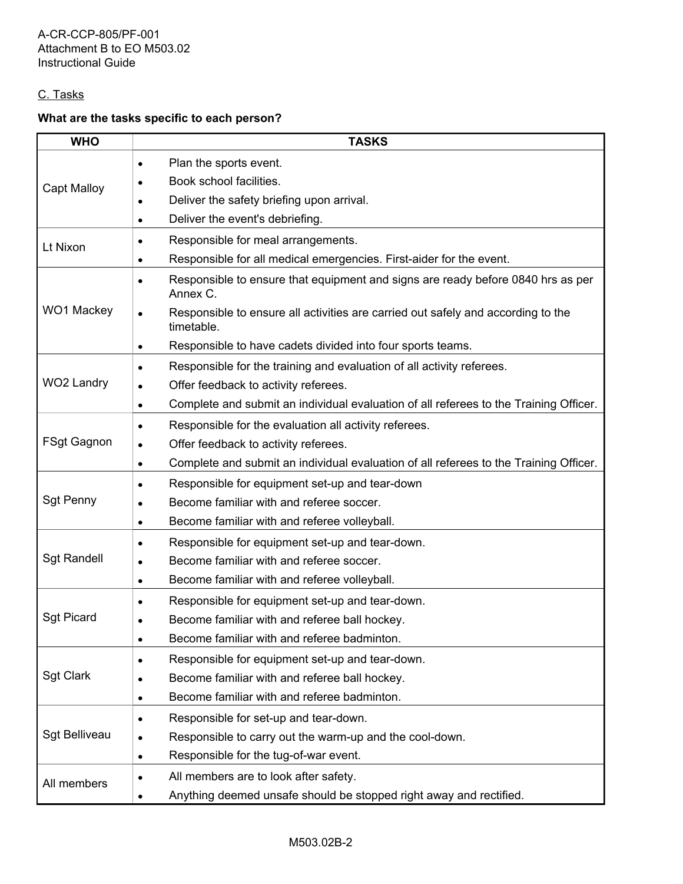C. Tasks

**What are the tasks specific to each person?**

| WHO | TASKS |
|---|---|
| Capt Malloy | • Plan the sports event.<br>• Book school facilities.<br>• Deliver the safety briefing upon arrival.<br>• Deliver the event's debriefing. |
| Lt Nixon | • Responsible for meal arrangements.<br>• Responsible for all medical emergencies. First-aider for the event. |
| WO1 Mackey | • Responsible to ensure that equipment and signs are ready before 0840 hrs as per Annex C.<br>• Responsible to ensure all activities are carried out safely and according to the timetable.<br>• Responsible to have cadets divided into four sports teams. |
| WO2 Landry | • Responsible for the training and evaluation of all activity referees.<br>• Offer feedback to activity referees.<br>• Complete and submit an individual evaluation of all referees to the Training Officer. |
| FSgt Gagnon | • Responsible for the evaluation all activity referees.<br>• Offer feedback to activity referees.<br>• Complete and submit an individual evaluation of all referees to the Training Officer. |
| Sgt Penny | • Responsible for equipment set-up and tear-down<br>• Become familiar with and referee soccer.<br>• Become familiar with and referee volleyball. |
| Sgt Randell | • Responsible for equipment set-up and tear-down.<br>• Become familiar with and referee soccer.<br>• Become familiar with and referee volleyball. |
| Sgt Picard | • Responsible for equipment set-up and tear-down.<br>• Become familiar with and referee ball hockey.<br>• Become familiar with and referee badminton. |
| Sgt Clark | • Responsible for equipment set-up and tear-down.<br>• Become familiar with and referee ball hockey.<br>• Become familiar with and referee badminton. |
| Sgt Belliveau | • Responsible for set-up and tear-down.<br>• Responsible to carry out the warm-up and the cool-down.<br>• Responsible for the tug-of-war event. |
| All members | • All members are to look after safety.<br>• Anything deemed unsafe should be stopped right away and rectified. |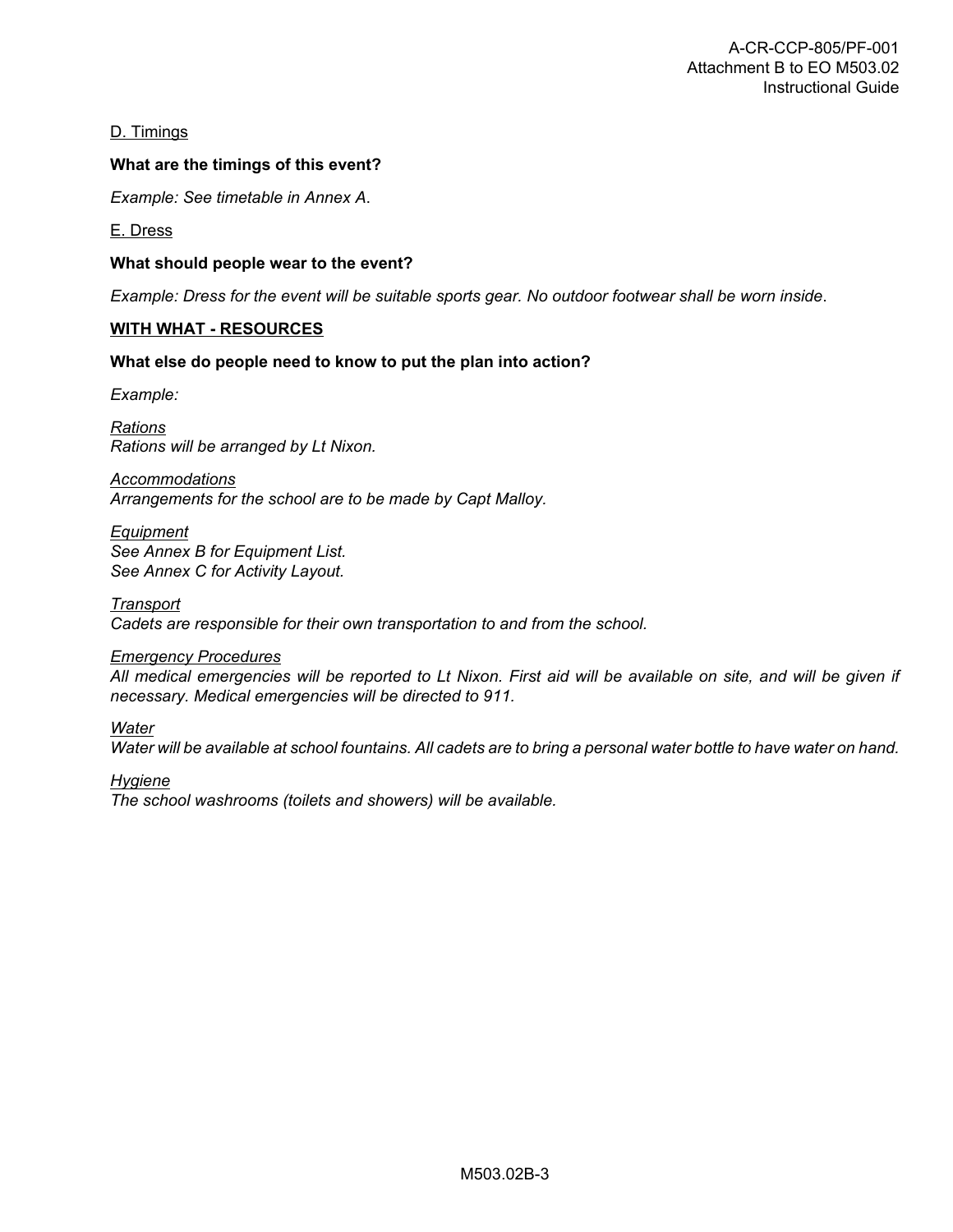D. Timings

**What are the timings of this event?**

*Example: See timetable in Annex A*.

E. Dress

**What should people wear to the event?**

*Example: Dress for the event will be suitable sports gear. No outdoor footwear shall be worn inside*.

**WITH WHAT - RESOURCES**

**What else do people need to know to put the plan into action?**

*Example:*

*Rations*
*Rations will be arranged by Lt Nixon.*

*Accommodations*
*Arrangements for the school are to be made by Capt Malloy.*

*Equipment*
*See Annex B for Equipment List.*
*See Annex C for Activity Layout.*

*Transport*
*Cadets are responsible for their own transportation to and from the school.*

*Emergency Procedures*
*All medical emergencies will be reported to Lt Nixon. First aid will be available on site, and will be given if necessary. Medical emergencies will be directed to 911.*

*Water*
*Water will be available at school fountains. All cadets are to bring a personal water bottle to have water on hand.*

*Hygiene*
*The school washrooms (toilets and showers) will be available.*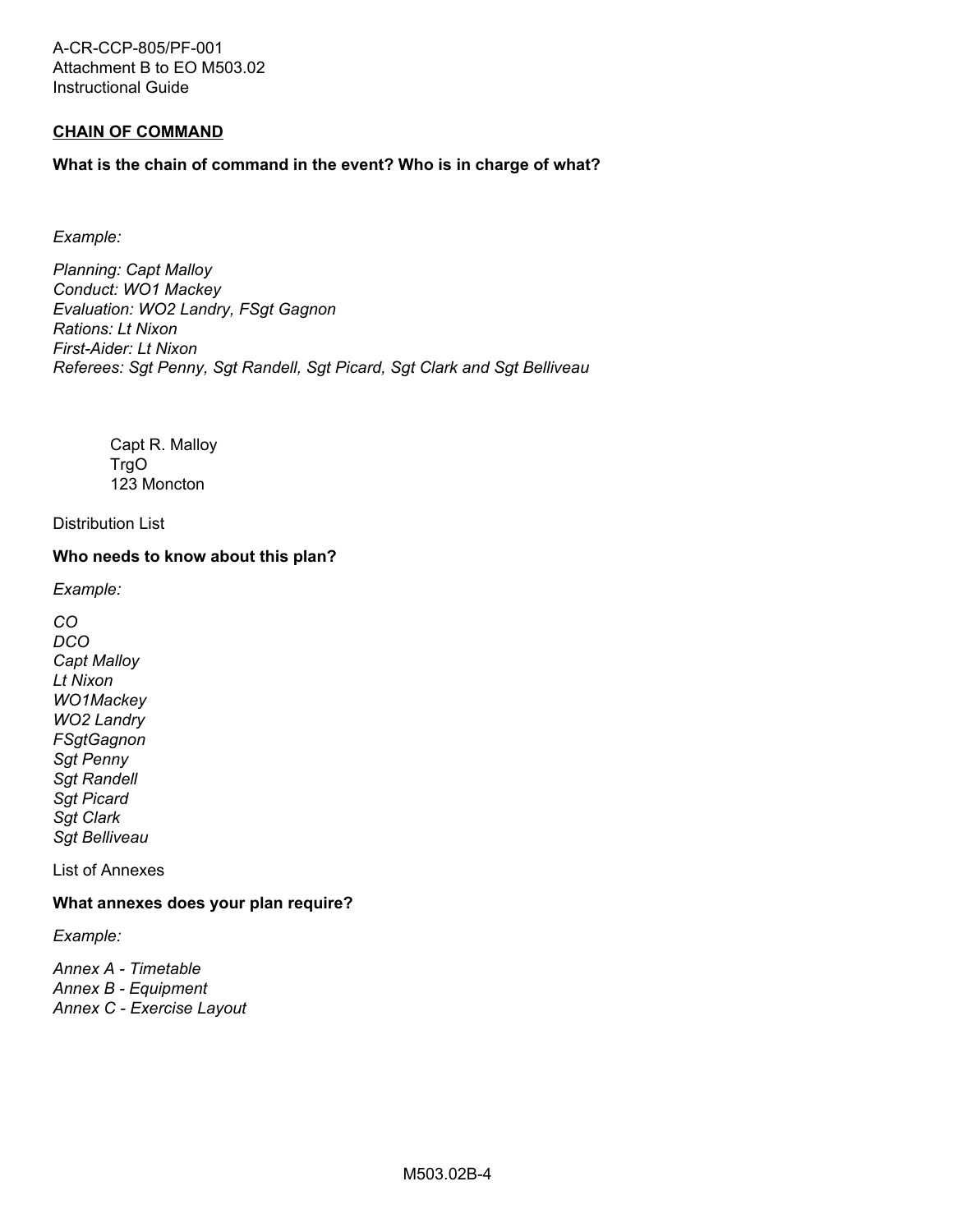**CHAIN OF COMMAND**

**What is the chain of command in the event? Who is in charge of what?**

*Example:*

*Planning: Capt Malloy*
*Conduct: WO1 Mackey*
*Evaluation: WO2 Landry, FSgt Gagnon*
*Rations: Lt Nixon*
*First-Aider: Lt Nixon*
*Referees: Sgt Penny, Sgt Randell, Sgt Picard, Sgt Clark and Sgt Belliveau*

Capt R. Malloy
TrgO
123 Moncton

Distribution List

**Who needs to know about this plan?**

*Example:*

*CO*
*DCO*
*Capt Malloy*
*Lt Nixon*
*WO1Mackey*
*WO2 Landry*
*FSgtGagnon*
*Sgt Penny*
*Sgt Randell*
*Sgt Picard*
*Sgt Clark*
*Sgt Belliveau*

List of Annexes

**What annexes does your plan require?**

*Example:*

*Annex A - Timetable*
*Annex B - Equipment*
*Annex C - Exercise Layout*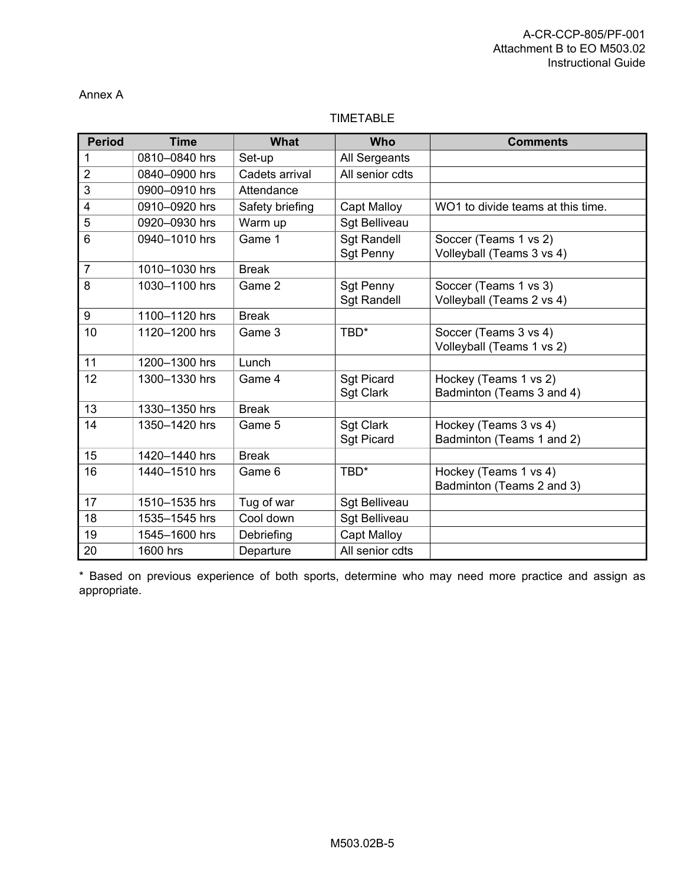Annex A

TIMETABLE

| Period | Time | What | Who | Comments |
|---|---|---|---|---|
| 1 | 0810–0840 hrs | Set-up | All Sergeants | |
| 2 | 0840–0900 hrs | Cadets arrival | All senior cdts | |
| 3 | 0900–0910 hrs | Attendance | | |
| 4 | 0910–0920 hrs | Safety briefing | Capt Malloy | WO1 to divide teams at this time. |
| 5 | 0920–0930 hrs | Warm up | Sgt Belliveau | |
| 6 | 0940–1010 hrs | Game 1 | Sgt Randell<br>Sgt Penny | Soccer (Teams 1 vs 2)<br>Volleyball (Teams 3 vs 4) |
| 7 | 1010–1030 hrs | Break | | |
| 8 | 1030–1100 hrs | Game 2 | Sgt Penny<br>Sgt Randell | Soccer (Teams 1 vs 3)<br>Volleyball (Teams 2 vs 4) |
| 9 | 1100–1120 hrs | Break | | |
| 10 | 1120–1200 hrs | Game 3 | TBD* | Soccer (Teams 3 vs 4)<br>Volleyball (Teams 1 vs 2) |
| 11 | 1200–1300 hrs | Lunch | | |
| 12 | 1300–1330 hrs | Game 4 | Sgt Picard<br>Sgt Clark | Hockey (Teams 1 vs 2)<br>Badminton (Teams 3 and 4) |
| 13 | 1330–1350 hrs | Break | | |
| 14 | 1350–1420 hrs | Game 5 | Sgt Clark<br>Sgt Picard | Hockey (Teams 3 vs 4)<br>Badminton (Teams 1 and 2) |
| 15 | 1420–1440 hrs | Break | | |
| 16 | 1440–1510 hrs | Game 6 | TBD* | Hockey (Teams 1 vs 4)<br>Badminton (Teams 2 and 3) |
| 17 | 1510–1535 hrs | Tug of war | Sgt Belliveau | |
| 18 | 1535–1545 hrs | Cool down | Sgt Belliveau | |
| 19 | 1545–1600 hrs | Debriefing | Capt Malloy | |
| 20 | 1600 hrs | Departure | All senior cdts | |

* Based on previous experience of both sports, determine who may need more practice and assign as appropriate.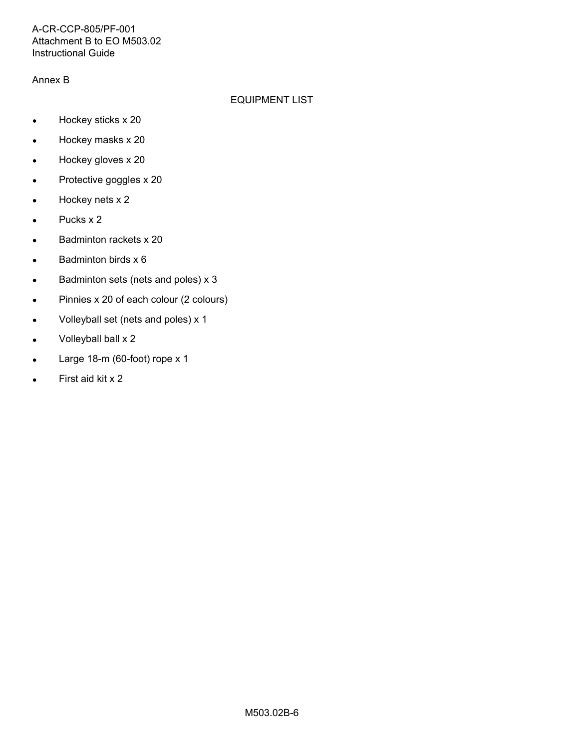Annex B

## EQUIPMENT LIST

- Hockey sticks x 20
- Hockey masks x 20
- Hockey gloves x 20
- Protective goggles x 20
- Hockey nets x 2
- Pucks x 2
- Badminton rackets x 20
- Badminton birds x 6
- Badminton sets (nets and poles) x 3
- Pinnies x 20 of each colour (2 colours)
- Volleyball set (nets and poles) x 1
- Volleyball ball x 2
- Large 18-m (60-foot) rope x 1
- First aid kit x 2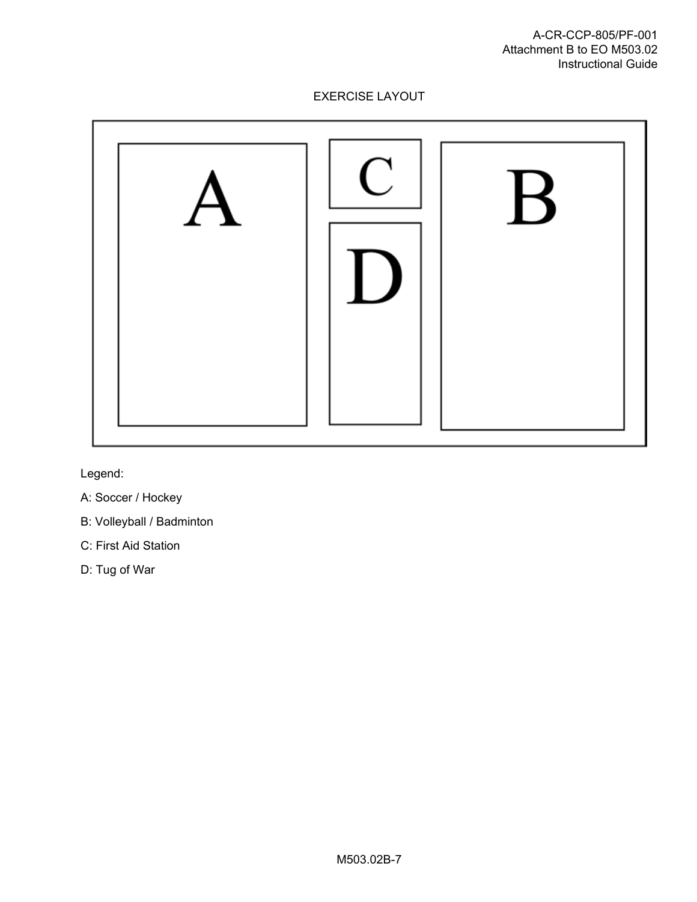EXERCISE LAYOUT

A    C    B

D

Legend:

A: Soccer / Hockey

B: Volleyball / Badminton

C: First Aid Station

D: Tug of War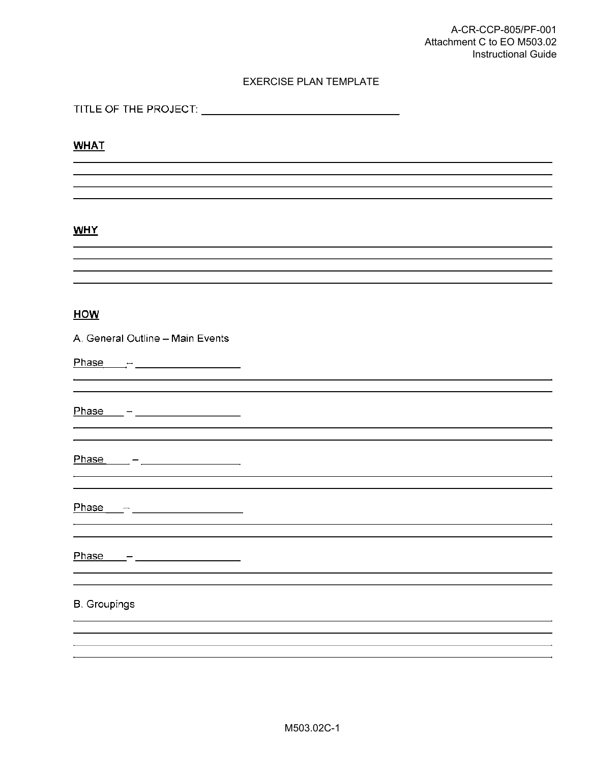A-CR-CCP-805/PF-001
Attachment C to EO M503.02
Instructional Guide

# EXERCISE PLAN TEMPLATE

TITLE OF THE PROJECT: ________________________________

**WHAT**

________________________________________________________________________
________________________________________________________________________
________________________________________________________________________
________________________________________________________________________

**WHY**

________________________________________________________________________
________________________________________________________________________
________________________________________________________________________
________________________________________________________________________

**HOW**

A. General Outline – Main Events

Phase ____ – ________________
________________________________________________________________________
________________________________________________________________________

Phase ____ – ________________
________________________________________________________________________
________________________________________________________________________

Phase ____ – ________________
________________________________________________________________________
________________________________________________________________________

Phase ____ – ________________
________________________________________________________________________
________________________________________________________________________

Phase ____ – ________________
________________________________________________________________________
________________________________________________________________________

B. Groupings

________________________________________________________________________
________________________________________________________________________
________________________________________________________________________
________________________________________________________________________

M503.02C-1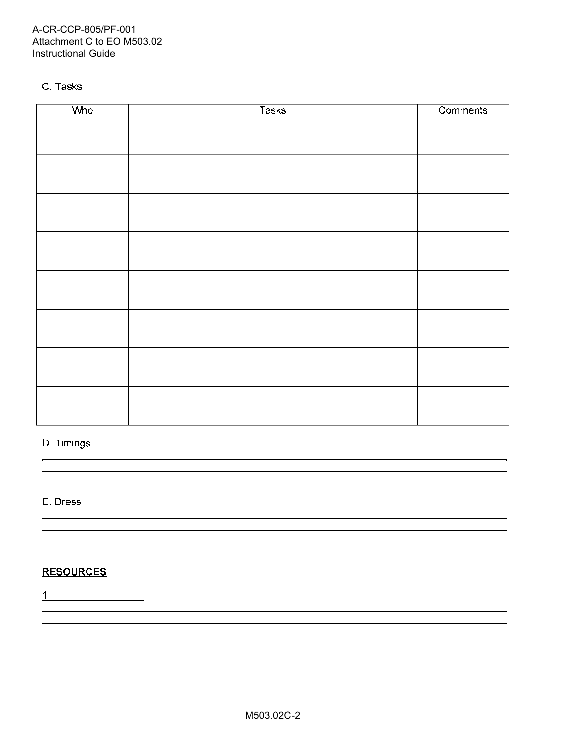C. Tasks

| Who | Tasks | Comments |
| --- | --- | --- |
| | | |
| | | |
| | | |
| | | |
| | | |
| | | |
| | | |
| | | |

D. Timings

\_\_\_\_\_\_\_\_\_\_\_\_\_\_\_\_\_\_\_\_\_\_\_\_\_\_\_\_\_\_\_\_\_\_\_\_\_\_\_\_\_\_\_\_\_\_\_\_\_\_\_\_\_\_\_\_\_\_\_\_\_\_\_\_\_\_\_\_\_\_\_\_\_\_\_\_\_\_

\_\_\_\_\_\_\_\_\_\_\_\_\_\_\_\_\_\_\_\_\_\_\_\_\_\_\_\_\_\_\_\_\_\_\_\_\_\_\_\_\_\_\_\_\_\_\_\_\_\_\_\_\_\_\_\_\_\_\_\_\_\_\_\_\_\_\_\_\_\_\_\_\_\_\_\_\_\_

E. Dress

\_\_\_\_\_\_\_\_\_\_\_\_\_\_\_\_\_\_\_\_\_\_\_\_\_\_\_\_\_\_\_\_\_\_\_\_\_\_\_\_\_\_\_\_\_\_\_\_\_\_\_\_\_\_\_\_\_\_\_\_\_\_\_\_\_\_\_\_\_\_\_\_\_\_\_\_\_\_

\_\_\_\_\_\_\_\_\_\_\_\_\_\_\_\_\_\_\_\_\_\_\_\_\_\_\_\_\_\_\_\_\_\_\_\_\_\_\_\_\_\_\_\_\_\_\_\_\_\_\_\_\_\_\_\_\_\_\_\_\_\_\_\_\_\_\_\_\_\_\_\_\_\_\_\_\_\_

**RESOURCES**

1. \_\_\_\_\_\_\_\_\_\_\_\_\_\_\_\_\_

\_\_\_\_\_\_\_\_\_\_\_\_\_\_\_\_\_\_\_\_\_\_\_\_\_\_\_\_\_\_\_\_\_\_\_\_\_\_\_\_\_\_\_\_\_\_\_\_\_\_\_\_\_\_\_\_\_\_\_\_\_\_\_\_\_\_\_\_\_\_\_\_\_\_\_\_\_\_

\_\_\_\_\_\_\_\_\_\_\_\_\_\_\_\_\_\_\_\_\_\_\_\_\_\_\_\_\_\_\_\_\_\_\_\_\_\_\_\_\_\_\_\_\_\_\_\_\_\_\_\_\_\_\_\_\_\_\_\_\_\_\_\_\_\_\_\_\_\_\_\_\_\_\_\_\_\_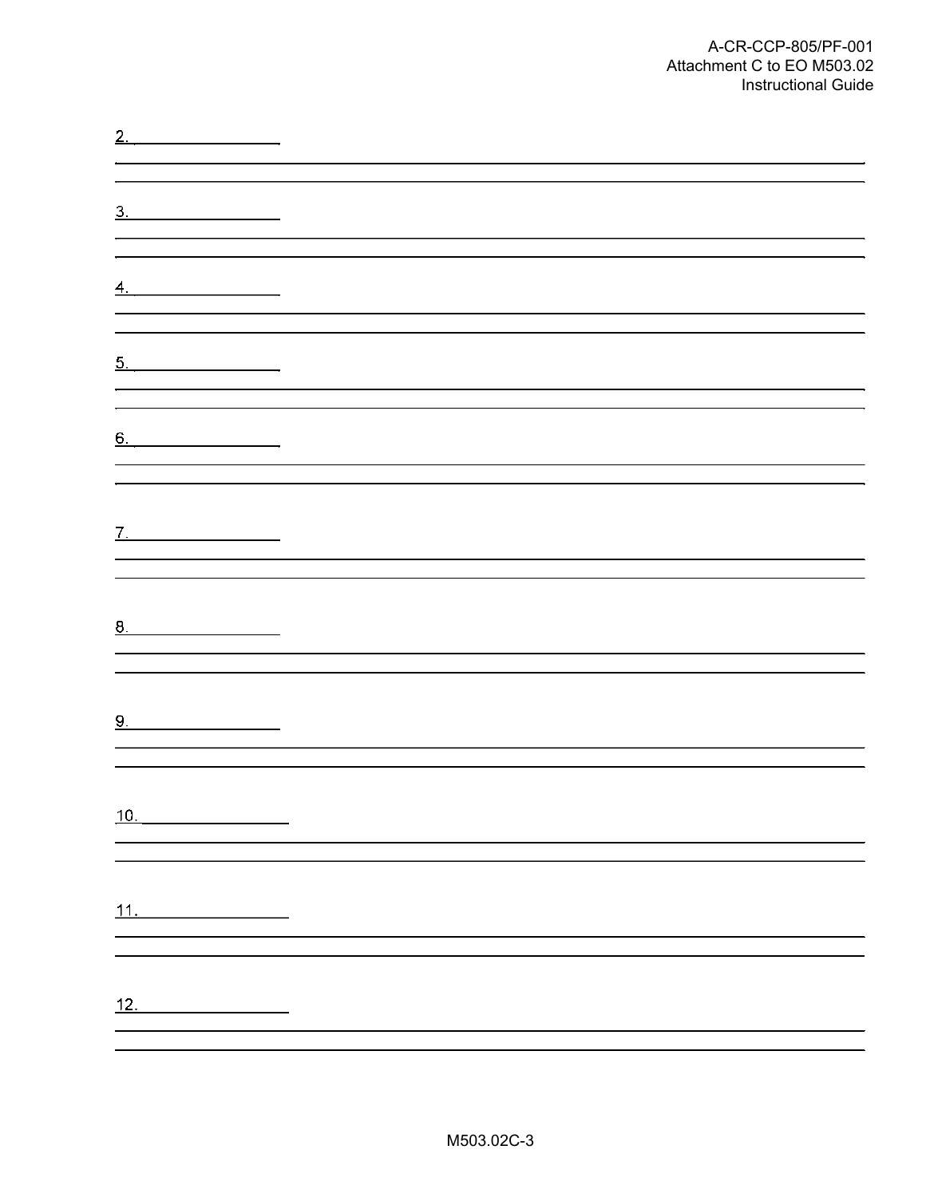2. ________________

______________________________________________________________________________

______________________________________________________________________________

3. ________________

______________________________________________________________________________

______________________________________________________________________________

4. ________________

______________________________________________________________________________

______________________________________________________________________________

5. ________________

______________________________________________________________________________

______________________________________________________________________________

6. ________________

______________________________________________________________________________

______________________________________________________________________________

7. ________________

______________________________________________________________________________

______________________________________________________________________________

8. ________________

______________________________________________________________________________

______________________________________________________________________________

9. ________________

______________________________________________________________________________

______________________________________________________________________________

10. ________________

______________________________________________________________________________

______________________________________________________________________________

11. ________________

______________________________________________________________________________

______________________________________________________________________________

12. ________________

______________________________________________________________________________

______________________________________________________________________________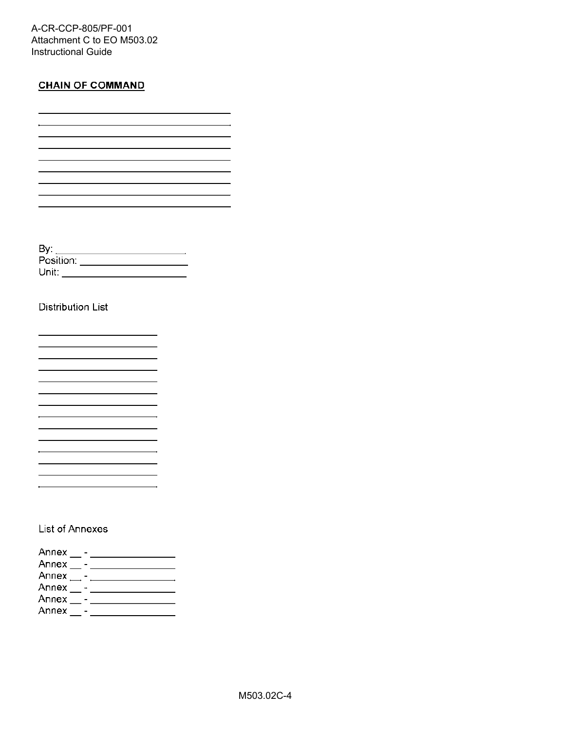**CHAIN OF COMMAND**

______________________________________
______________________________________
______________________________________
______________________________________
______________________________________
______________________________________
______________________________________
______________________________________
______________________________________

By: ___________________________
Position: ____________________
Unit: ________________________

Distribution List

________________________
________________________
________________________
________________________
________________________
________________________
________________________
________________________
________________________
________________________
________________________
________________________
________________________
________________________

List of Annexes

Annex __ - ________________
Annex __ - ________________
Annex __ - ________________
Annex __ - ________________
Annex __ - ________________
Annex __ - ________________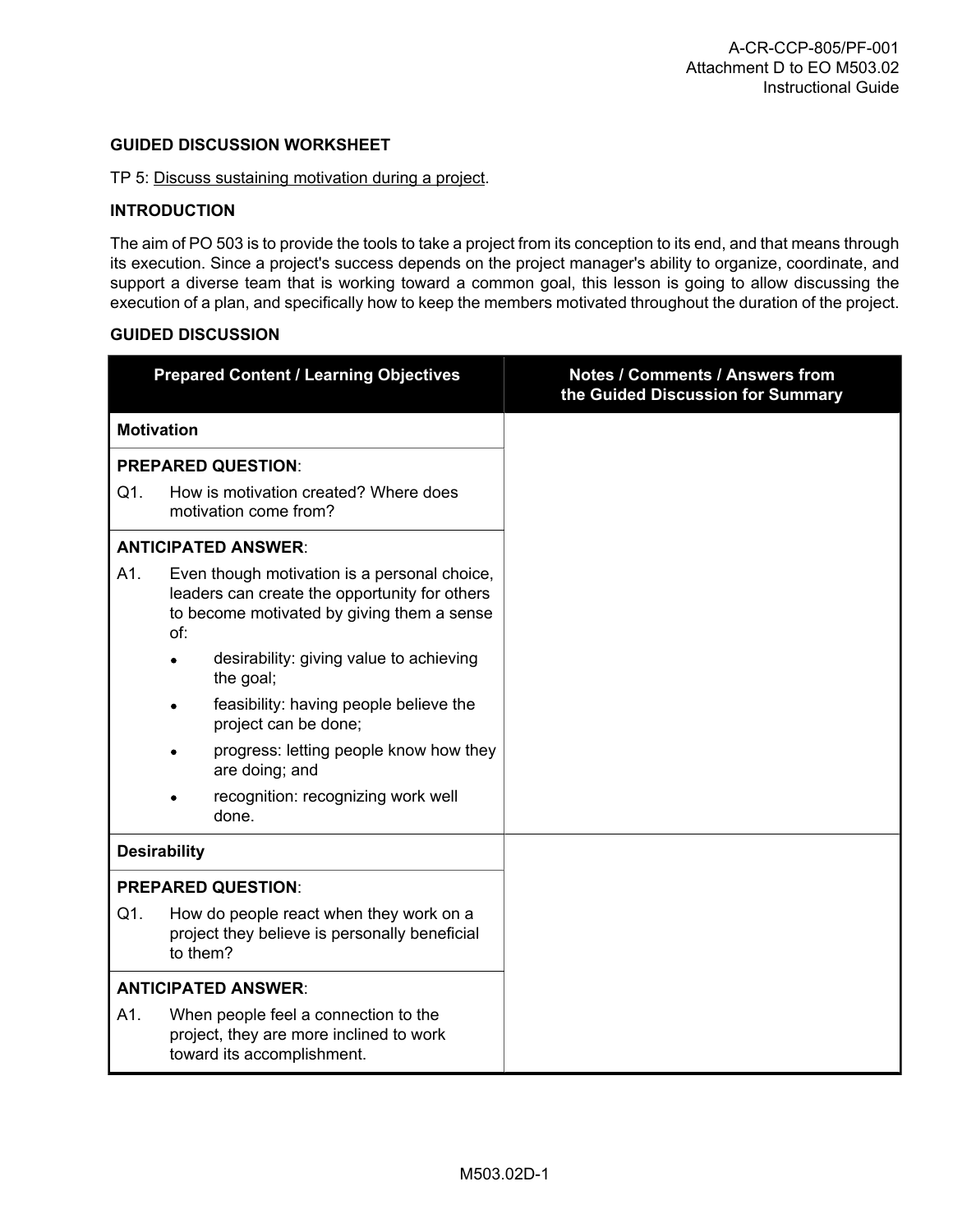## GUIDED DISCUSSION WORKSHEET

TP 5: Discuss sustaining motivation during a project.

## INTRODUCTION

The aim of PO 503 is to provide the tools to take a project from its conception to its end, and that means through its execution. Since a project's success depends on the project manager's ability to organize, coordinate, and support a diverse team that is working toward a common goal, this lesson is going to allow discussing the execution of a plan, and specifically how to keep the members motivated throughout the duration of the project.

## GUIDED DISCUSSION

| Prepared Content / Learning Objectives | Notes / Comments / Answers from the Guided Discussion for Summary |
|---|---|
| **Motivation** | |
| **PREPARED QUESTION**:<br>Q1. How is motivation created? Where does motivation come from? | |
| **ANTICIPATED ANSWER**:<br>A1. Even though motivation is a personal choice, leaders can create the opportunity for others to become motivated by giving them a sense of:<br>• desirability: giving value to achieving the goal;<br>• feasibility: having people believe the project can be done;<br>• progress: letting people know how they are doing; and<br>• recognition: recognizing work well done. | |
| **Desirability** | |
| **PREPARED QUESTION**:<br>Q1. How do people react when they work on a project they believe is personally beneficial to them? | |
| **ANTICIPATED ANSWER**:<br>A1. When people feel a connection to the project, they are more inclined to work toward its accomplishment. | |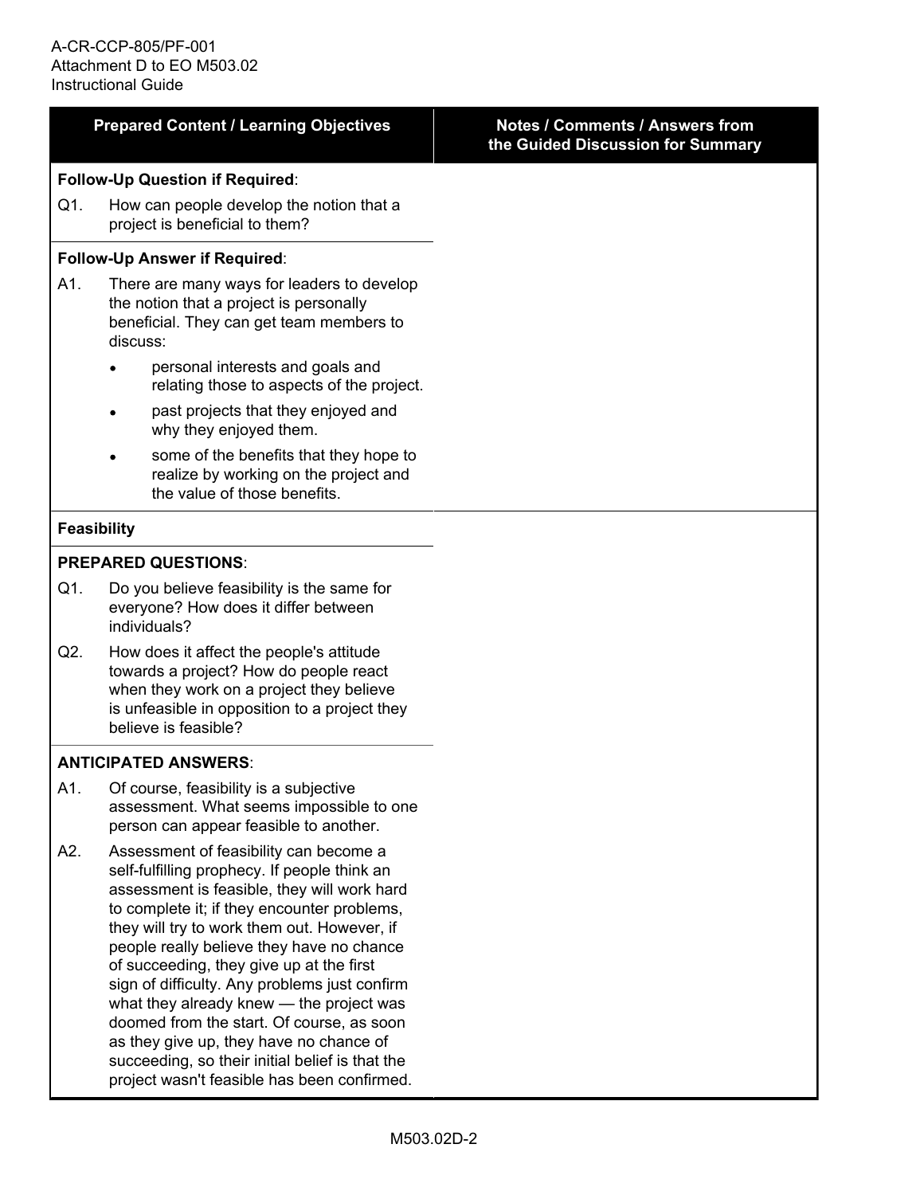| Prepared Content / Learning Objectives | Notes / Comments / Answers from the Guided Discussion for Summary |
|---|---|
| **Follow-Up Question if Required**:<br><br>Q1. How can people develop the notion that a project is beneficial to them? | |
| **Follow-Up Answer if Required**:<br><br>A1. There are many ways for leaders to develop the notion that a project is personally beneficial. They can get team members to discuss:<br><br>• personal interests and goals and relating those to aspects of the project.<br><br>• past projects that they enjoyed and why they enjoyed them.<br><br>• some of the benefits that they hope to realize by working on the project and the value of those benefits. | |
| **Feasibility** | |
| **PREPARED QUESTIONS**:<br><br>Q1. Do you believe feasibility is the same for everyone? How does it differ between individuals?<br><br>Q2. How does it affect the people's attitude towards a project? How do people react when they work on a project they believe is unfeasible in opposition to a project they believe is feasible? | |
| **ANTICIPATED ANSWERS**:<br><br>A1. Of course, feasibility is a subjective assessment. What seems impossible to one person can appear feasible to another.<br><br>A2. Assessment of feasibility can become a self-fulfilling prophecy. If people think an assessment is feasible, they will work hard to complete it; if they encounter problems, they will try to work them out. However, if people really believe they have no chance of succeeding, they give up at the first sign of difficulty. Any problems just confirm what they already knew — the project was doomed from the start. Of course, as soon as they give up, they have no chance of succeeding, so their initial belief is that the project wasn't feasible has been confirmed. | |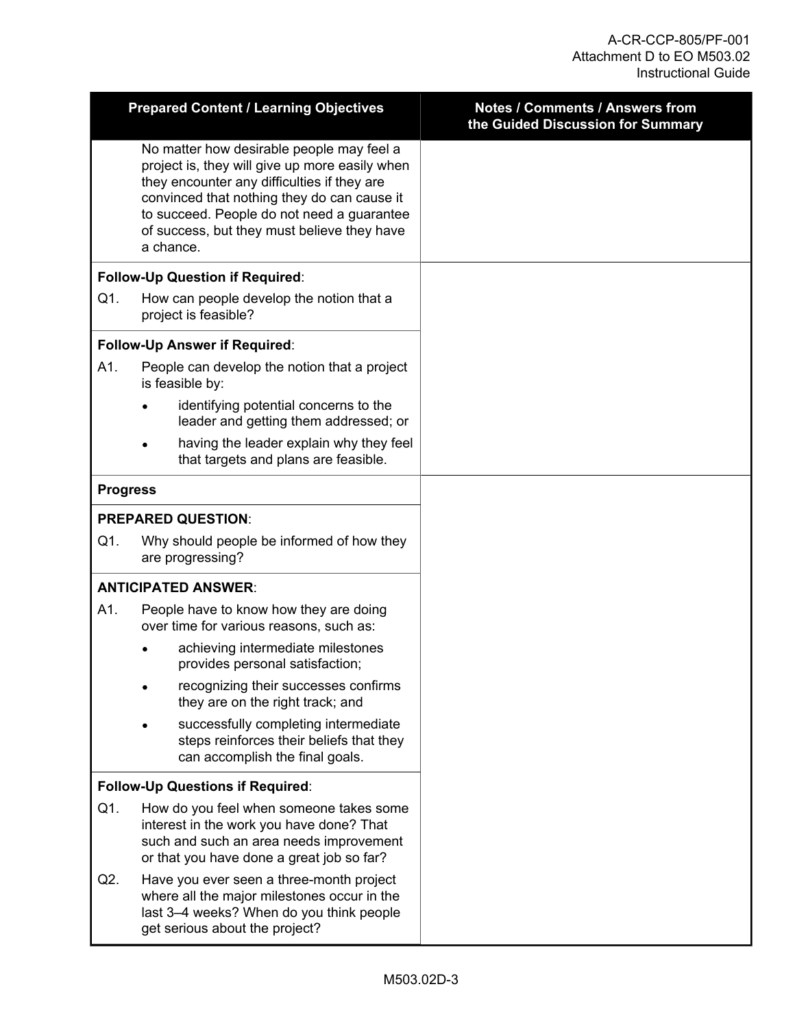| Prepared Content / Learning Objectives | Notes / Comments / Answers from the Guided Discussion for Summary |
|---|---|
| No matter how desirable people may feel a project is, they will give up more easily when they encounter any difficulties if they are convinced that nothing they do can cause it to succeed. People do not need a guarantee of success, but they must believe they have a chance. | |
| **Follow-Up Question if Required**:<br>Q1. How can people develop the notion that a project is feasible?<br><br>**Follow-Up Answer if Required**:<br>A1. People can develop the notion that a project is feasible by:<br>• identifying potential concerns to the leader and getting them addressed; or<br>• having the leader explain why they feel that targets and plans are feasible. | |
| **Progress**<br><br>**PREPARED QUESTION**:<br>Q1. Why should people be informed of how they are progressing?<br><br>**ANTICIPATED ANSWER**:<br>A1. People have to know how they are doing over time for various reasons, such as:<br>• achieving intermediate milestones provides personal satisfaction;<br>• recognizing their successes confirms they are on the right track; and<br>• successfully completing intermediate steps reinforces their beliefs that they can accomplish the final goals.<br><br>**Follow-Up Questions if Required**:<br>Q1. How do you feel when someone takes some interest in the work you have done? That such and such an area needs improvement or that you have done a great job so far?<br>Q2. Have you ever seen a three-month project where all the major milestones occur in the last 3–4 weeks? When do you think people get serious about the project? | |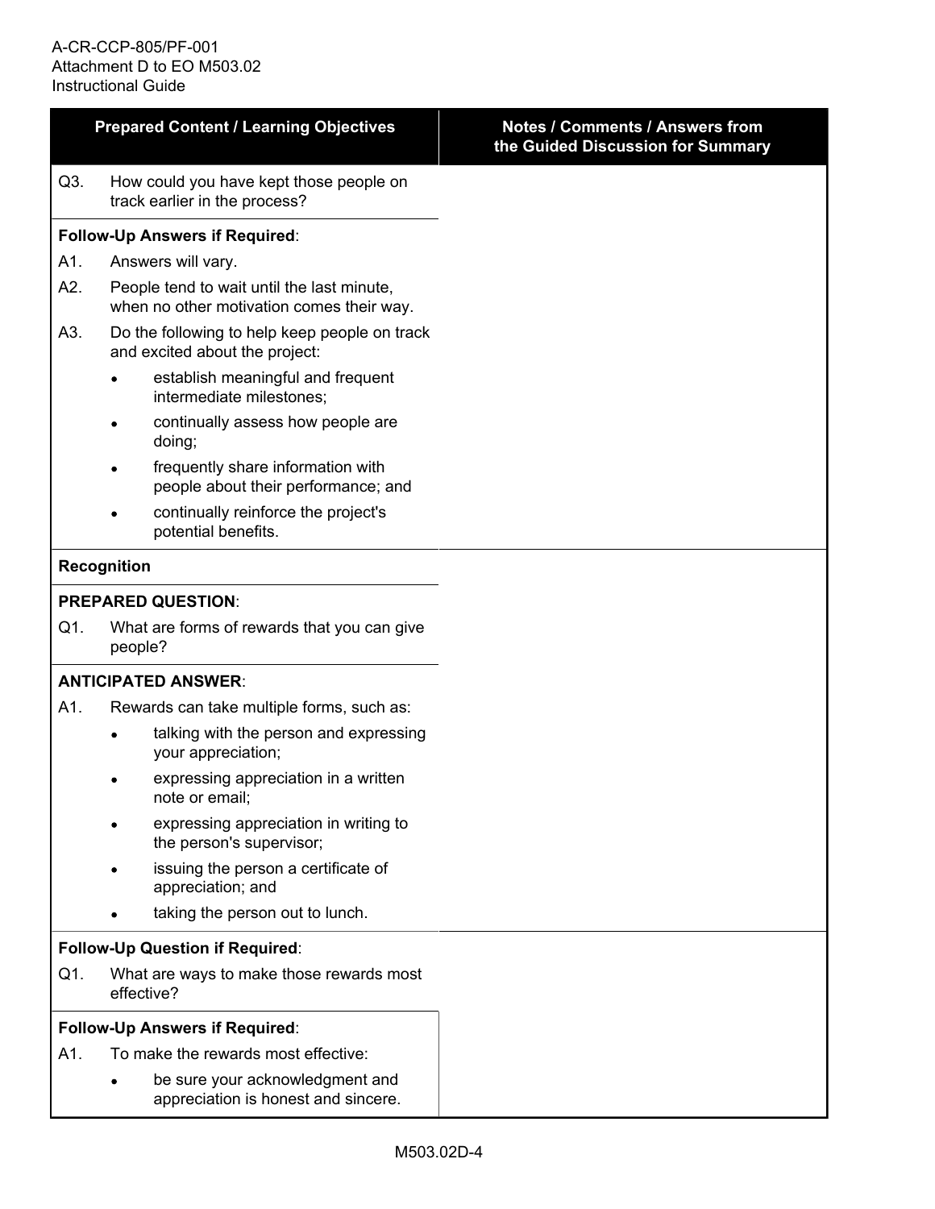| Prepared Content / Learning Objectives | Notes / Comments / Answers from the Guided Discussion for Summary |
|---|---|
| Q3. How could you have kept those people on track earlier in the process? | |
| **Follow-Up Answers if Required**:<br>A1. Answers will vary.<br>A2. People tend to wait until the last minute, when no other motivation comes their way.<br>A3. Do the following to help keep people on track and excited about the project:<br>• establish meaningful and frequent intermediate milestones;<br>• continually assess how people are doing;<br>• frequently share information with people about their performance; and<br>• continually reinforce the project's potential benefits. | |
| **Recognition** | |
| **PREPARED QUESTION**:<br>Q1. What are forms of rewards that you can give people? | |
| **ANTICIPATED ANSWER**:<br>A1. Rewards can take multiple forms, such as:<br>• talking with the person and expressing your appreciation;<br>• expressing appreciation in a written note or email;<br>• expressing appreciation in writing to the person's supervisor;<br>• issuing the person a certificate of appreciation; and<br>• taking the person out to lunch. | |
| **Follow-Up Question if Required**:<br>Q1. What are ways to make those rewards most effective? | |
| **Follow-Up Answers if Required**:<br>A1. To make the rewards most effective:<br>• be sure your acknowledgment and appreciation is honest and sincere. | |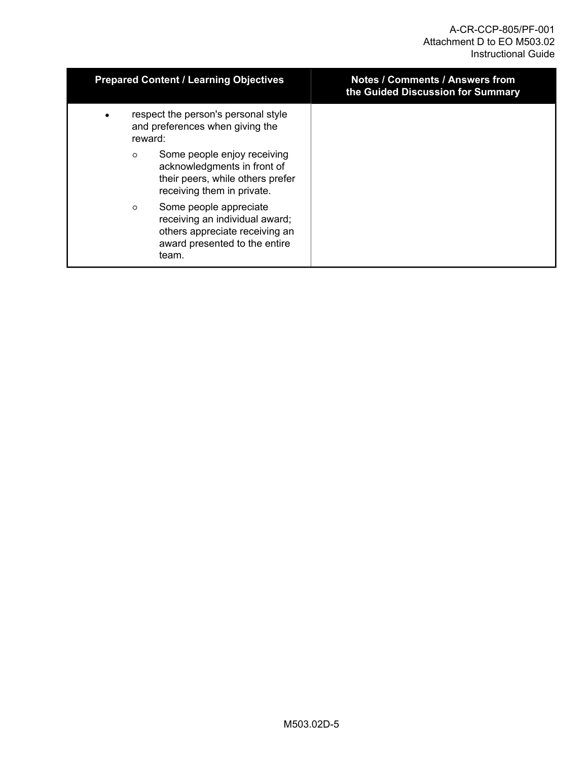| Prepared Content / Learning Objectives | Notes / Comments / Answers from the Guided Discussion for Summary |
|---|---|
| • respect the person's personal style and preferences when giving the reward:<br>○ Some people enjoy receiving acknowledgments in front of their peers, while others prefer receiving them in private.<br>○ Some people appreciate receiving an individual award; others appreciate receiving an award presented to the entire team. | |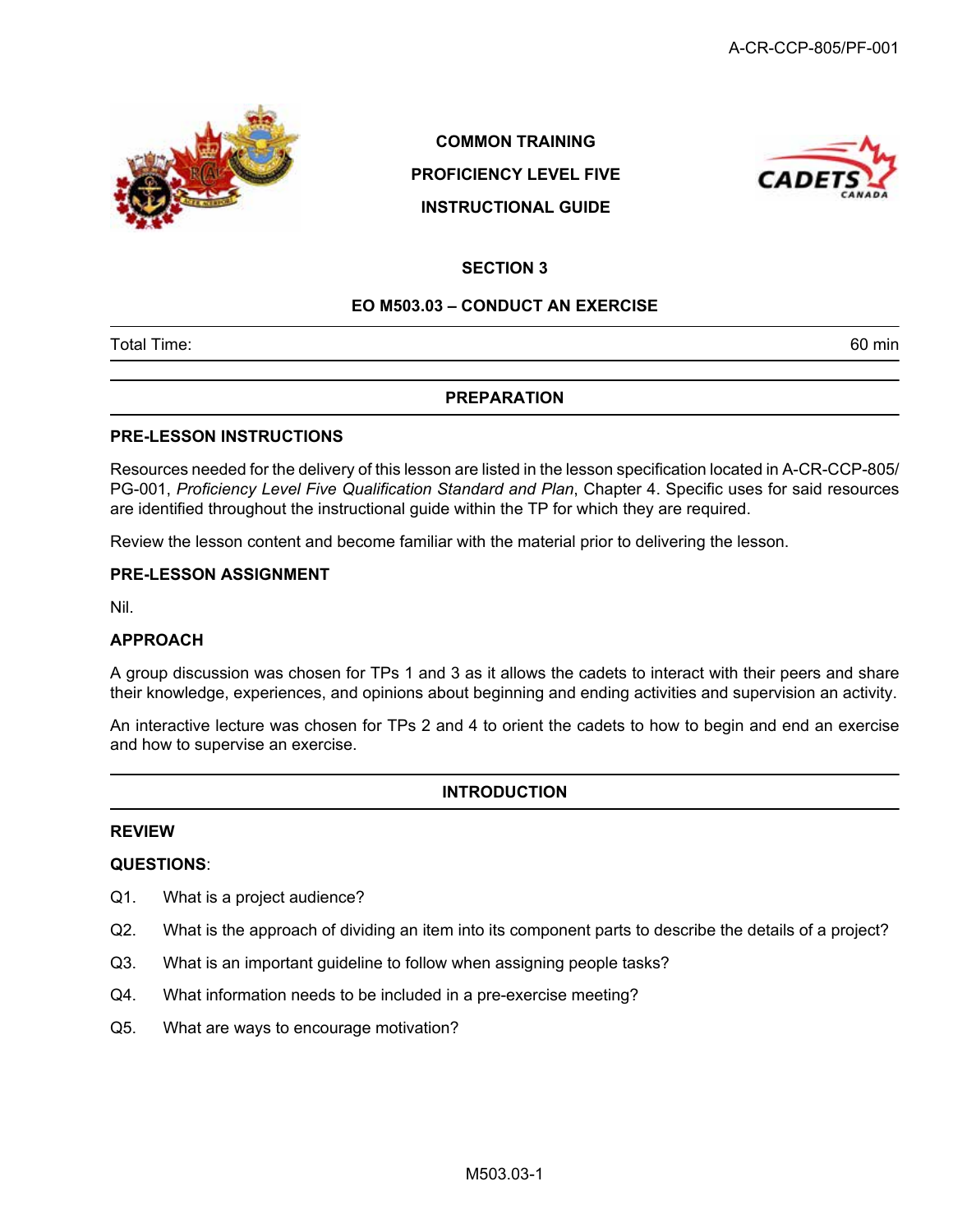COMMON TRAINING

PROFICIENCY LEVEL FIVE

INSTRUCTIONAL GUIDE

## SECTION 3

## EO M503.03 – CONDUCT AN EXERCISE

| Total Time: | 60 min |
|---|---|

## PREPARATION

### PRE-LESSON INSTRUCTIONS

Resources needed for the delivery of this lesson are listed in the lesson specification located in A-CR-CCP-805/PG-001, *Proficiency Level Five Qualification Standard and Plan*, Chapter 4. Specific uses for said resources are identified throughout the instructional guide within the TP for which they are required.

Review the lesson content and become familiar with the material prior to delivering the lesson.

### PRE-LESSON ASSIGNMENT

Nil.

### APPROACH

A group discussion was chosen for TPs 1 and 3 as it allows the cadets to interact with their peers and share their knowledge, experiences, and opinions about beginning and ending activities and supervision an activity.

An interactive lecture was chosen for TPs 2 and 4 to orient the cadets to how to begin and end an exercise and how to supervise an exercise.

## INTRODUCTION

### REVIEW

**QUESTIONS**:

Q1. What is a project audience?

Q2. What is the approach of dividing an item into its component parts to describe the details of a project?

Q3. What is an important guideline to follow when assigning people tasks?

Q4. What information needs to be included in a pre-exercise meeting?

Q5. What are ways to encourage motivation?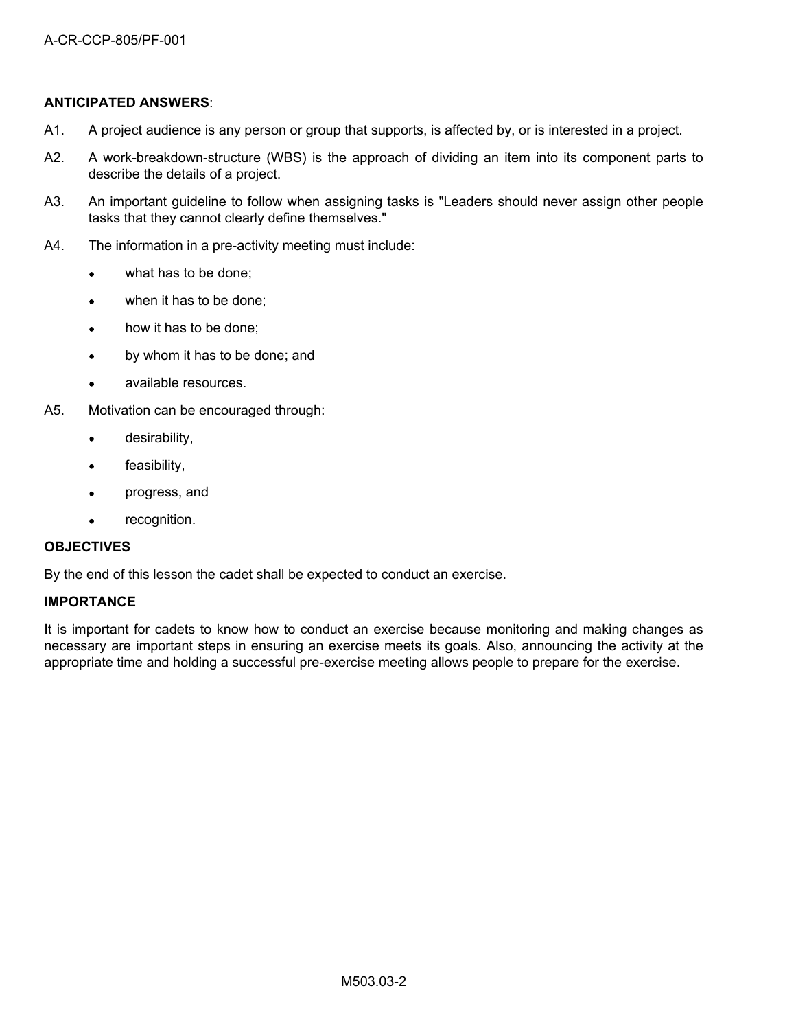**ANTICIPATED ANSWERS**:

A1. A project audience is any person or group that supports, is affected by, or is interested in a project.

A2. A work-breakdown-structure (WBS) is the approach of dividing an item into its component parts to describe the details of a project.

A3. An important guideline to follow when assigning tasks is "Leaders should never assign other people tasks that they cannot clearly define themselves."

A4. The information in a pre-activity meeting must include:

- what has to be done;
- when it has to be done;
- how it has to be done;
- by whom it has to be done; and
- available resources.

A5. Motivation can be encouraged through:

- desirability,
- feasibility,
- progress, and
- recognition.

**OBJECTIVES**

By the end of this lesson the cadet shall be expected to conduct an exercise.

**IMPORTANCE**

It is important for cadets to know how to conduct an exercise because monitoring and making changes as necessary are important steps in ensuring an exercise meets its goals. Also, announcing the activity at the appropriate time and holding a successful pre-exercise meeting allows people to prepare for the exercise.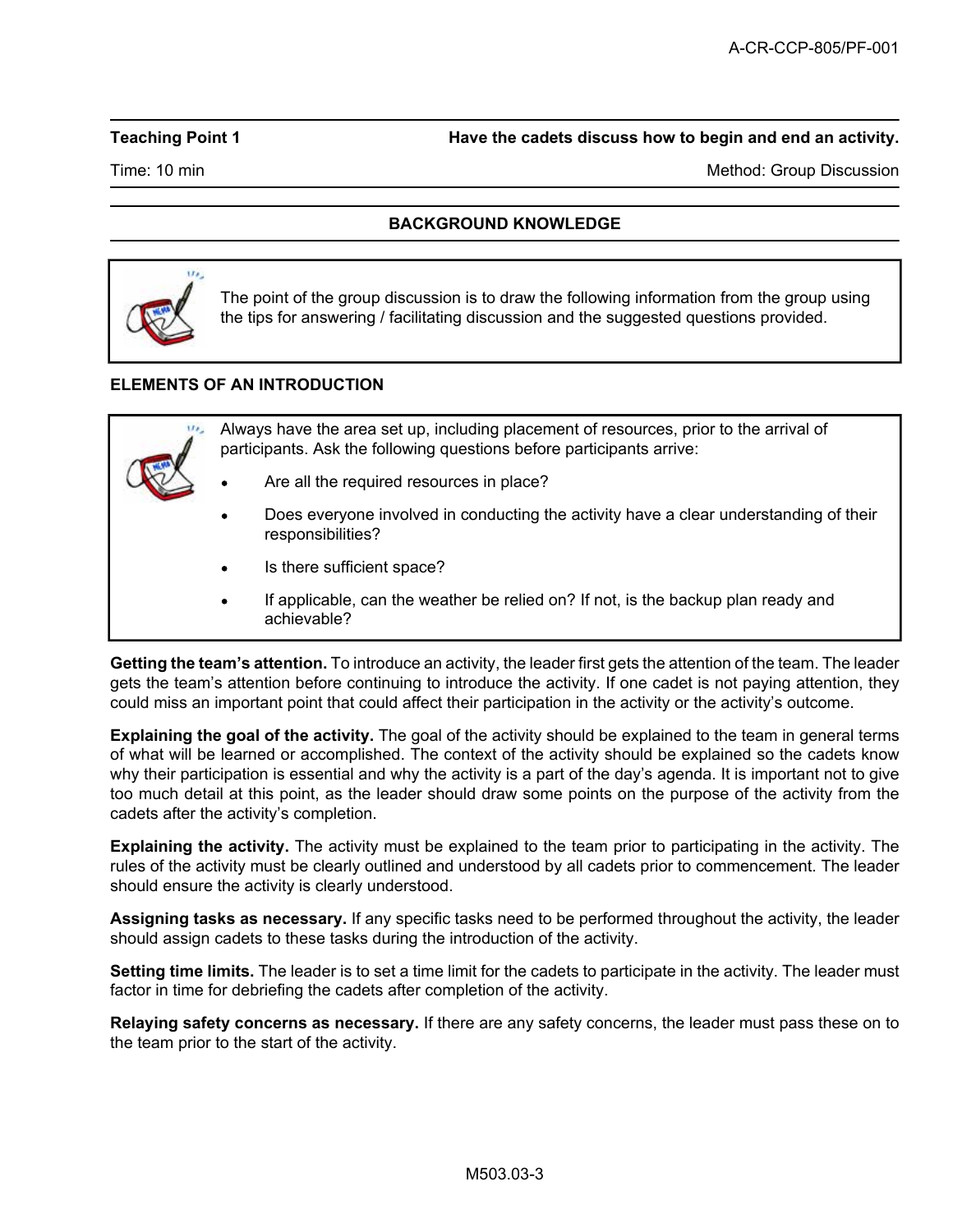**Teaching Point 1** **Have the cadets discuss how to begin and end an activity.**

Time: 10 min Method: Group Discussion

## BACKGROUND KNOWLEDGE

> The point of the group discussion is to draw the following information from the group using the tips for answering / facilitating discussion and the suggested questions provided.

### ELEMENTS OF AN INTRODUCTION

> Always have the area set up, including placement of resources, prior to the arrival of participants. Ask the following questions before participants arrive:
>
> - Are all the required resources in place?
> - Does everyone involved in conducting the activity have a clear understanding of their responsibilities?
> - Is there sufficient space?
> - If applicable, can the weather be relied on? If not, is the backup plan ready and achievable?

**Getting the team's attention.** To introduce an activity, the leader first gets the attention of the team. The leader gets the team's attention before continuing to introduce the activity. If one cadet is not paying attention, they could miss an important point that could affect their participation in the activity or the activity's outcome.

**Explaining the goal of the activity.** The goal of the activity should be explained to the team in general terms of what will be learned or accomplished. The context of the activity should be explained so the cadets know why their participation is essential and why the activity is a part of the day's agenda. It is important not to give too much detail at this point, as the leader should draw some points on the purpose of the activity from the cadets after the activity's completion.

**Explaining the activity.** The activity must be explained to the team prior to participating in the activity. The rules of the activity must be clearly outlined and understood by all cadets prior to commencement. The leader should ensure the activity is clearly understood.

**Assigning tasks as necessary.** If any specific tasks need to be performed throughout the activity, the leader should assign cadets to these tasks during the introduction of the activity.

**Setting time limits.** The leader is to set a time limit for the cadets to participate in the activity. The leader must factor in time for debriefing the cadets after completion of the activity.

**Relaying safety concerns as necessary.** If there are any safety concerns, the leader must pass these on to the team prior to the start of the activity.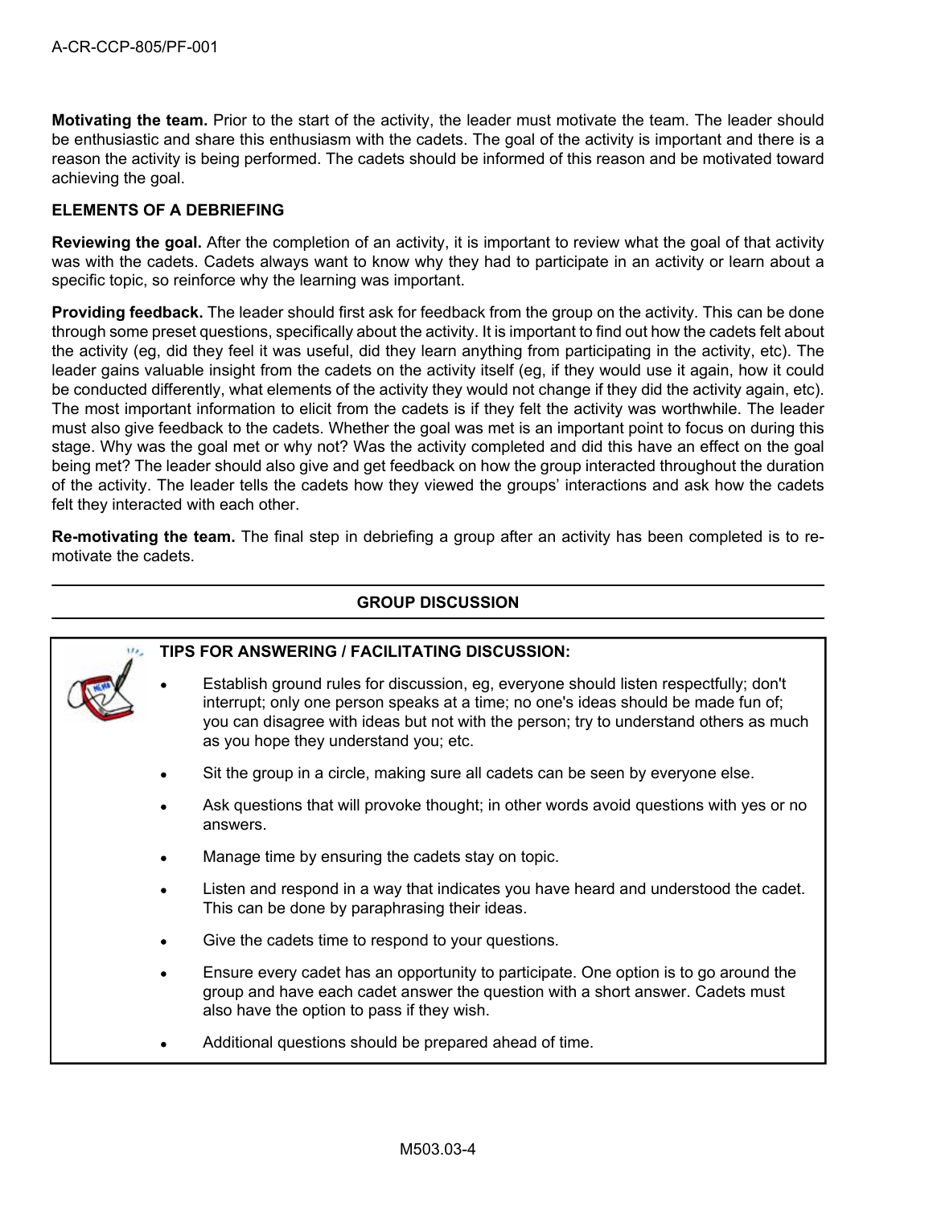**Motivating the team.** Prior to the start of the activity, the leader must motivate the team. The leader should be enthusiastic and share this enthusiasm with the cadets. The goal of the activity is important and there is a reason the activity is being performed. The cadets should be informed of this reason and be motivated toward achieving the goal.

**ELEMENTS OF A DEBRIEFING**

**Reviewing the goal.** After the completion of an activity, it is important to review what the goal of that activity was with the cadets. Cadets always want to know why they had to participate in an activity or learn about a specific topic, so reinforce why the learning was important.

**Providing feedback.** The leader should first ask for feedback from the group on the activity. This can be done through some preset questions, specifically about the activity. It is important to find out how the cadets felt about the activity (eg, did they feel it was useful, did they learn anything from participating in the activity, etc). The leader gains valuable insight from the cadets on the activity itself (eg, if they would use it again, how it could be conducted differently, what elements of the activity they would not change if they did the activity again, etc). The most important information to elicit from the cadets is if they felt the activity was worthwhile. The leader must also give feedback to the cadets. Whether the goal was met is an important point to focus on during this stage. Why was the goal met or why not? Was the activity completed and did this have an effect on the goal being met? The leader should also give and get feedback on how the group interacted throughout the duration of the activity. The leader tells the cadets how they viewed the groups' interactions and ask how the cadets felt they interacted with each other.

**Re-motivating the team.** The final step in debriefing a group after an activity has been completed is to re-motivate the cadets.

## GROUP DISCUSSION

**TIPS FOR ANSWERING / FACILITATING DISCUSSION:**

- Establish ground rules for discussion, eg, everyone should listen respectfully; don't interrupt; only one person speaks at a time; no one's ideas should be made fun of; you can disagree with ideas but not with the person; try to understand others as much as you hope they understand you; etc.
- Sit the group in a circle, making sure all cadets can be seen by everyone else.
- Ask questions that will provoke thought; in other words avoid questions with yes or no answers.
- Manage time by ensuring the cadets stay on topic.
- Listen and respond in a way that indicates you have heard and understood the cadet. This can be done by paraphrasing their ideas.
- Give the cadets time to respond to your questions.
- Ensure every cadet has an opportunity to participate. One option is to go around the group and have each cadet answer the question with a short answer. Cadets must also have the option to pass if they wish.
- Additional questions should be prepared ahead of time.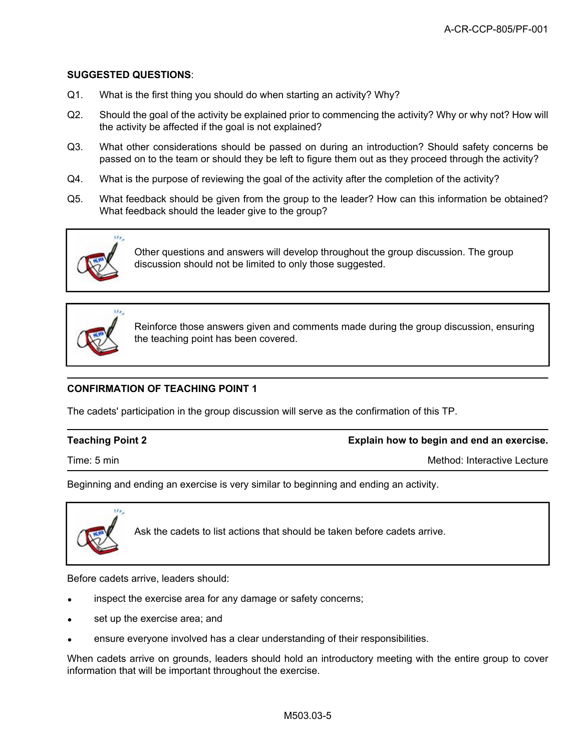**SUGGESTED QUESTIONS**:

Q1. What is the first thing you should do when starting an activity? Why?

Q2. Should the goal of the activity be explained prior to commencing the activity? Why or why not? How will the activity be affected if the goal is not explained?

Q3. What other considerations should be passed on during an introduction? Should safety concerns be passed on to the team or should they be left to figure them out as they proceed through the activity?

Q4. What is the purpose of reviewing the goal of the activity after the completion of the activity?

Q5. What feedback should be given from the group to the leader? How can this information be obtained? What feedback should the leader give to the group?

> Other questions and answers will develop throughout the group discussion. The group discussion should not be limited to only those suggested.

> Reinforce those answers given and comments made during the group discussion, ensuring the teaching point has been covered.

**CONFIRMATION OF TEACHING POINT 1**

The cadets' participation in the group discussion will serve as the confirmation of this TP.

| **Teaching Point 2** | **Explain how to begin and end an exercise.** |
|---|---|
| Time: 5 min | Method: Interactive Lecture |

Beginning and ending an exercise is very similar to beginning and ending an activity.

> Ask the cadets to list actions that should be taken before cadets arrive.

Before cadets arrive, leaders should:

- inspect the exercise area for any damage or safety concerns;
- set up the exercise area; and
- ensure everyone involved has a clear understanding of their responsibilities.

When cadets arrive on grounds, leaders should hold an introductory meeting with the entire group to cover information that will be important throughout the exercise.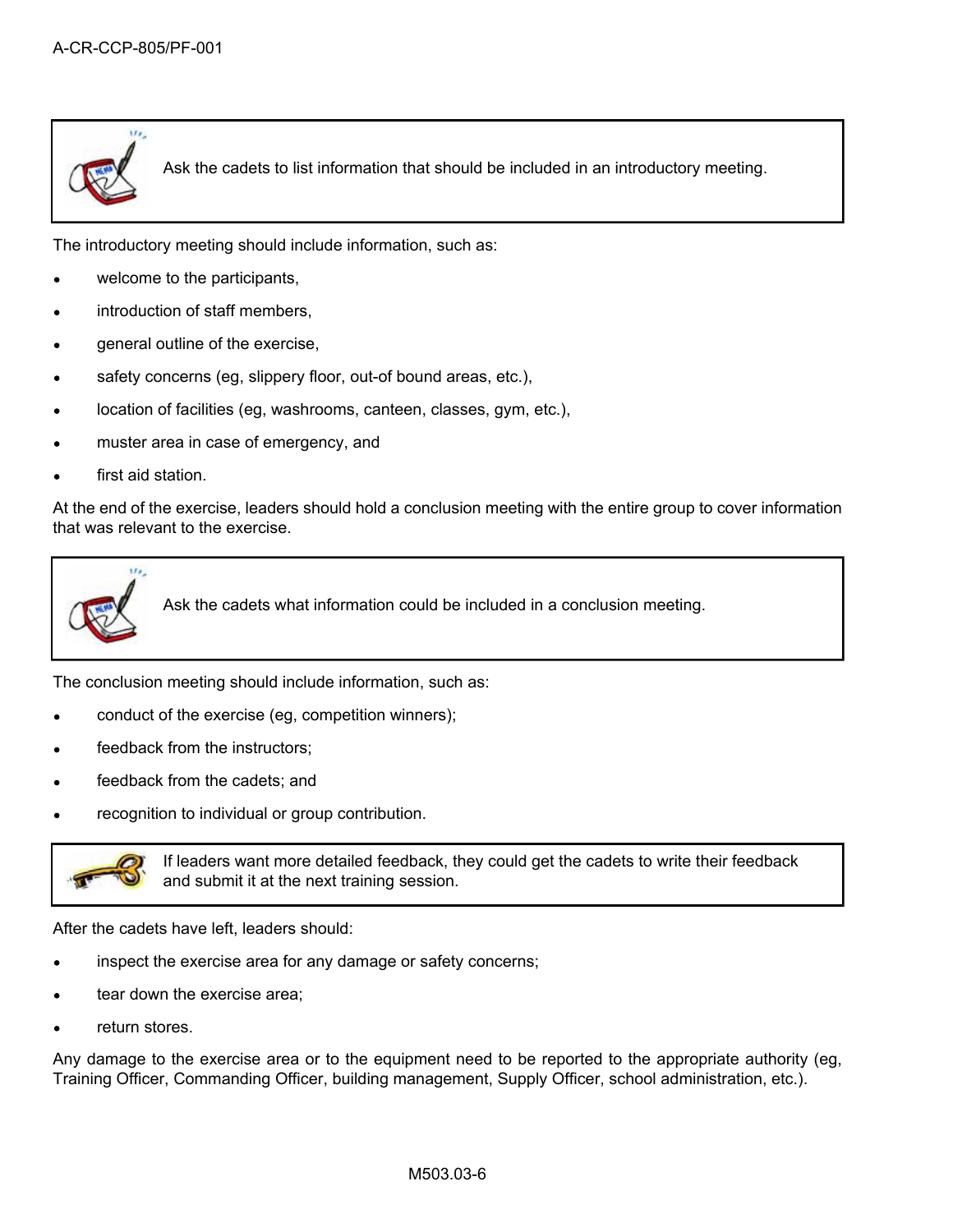> Ask the cadets to list information that should be included in an introductory meeting.

The introductory meeting should include information, such as:

- welcome to the participants,
- introduction of staff members,
- general outline of the exercise,
- safety concerns (eg, slippery floor, out-of bound areas, etc.),
- location of facilities (eg, washrooms, canteen, classes, gym, etc.),
- muster area in case of emergency, and
- first aid station.

At the end of the exercise, leaders should hold a conclusion meeting with the entire group to cover information that was relevant to the exercise.

> Ask the cadets what information could be included in a conclusion meeting.

The conclusion meeting should include information, such as:

- conduct of the exercise (eg, competition winners);
- feedback from the instructors;
- feedback from the cadets; and
- recognition to individual or group contribution.

> If leaders want more detailed feedback, they could get the cadets to write their feedback and submit it at the next training session.

After the cadets have left, leaders should:

- inspect the exercise area for any damage or safety concerns;
- tear down the exercise area;
- return stores.

Any damage to the exercise area or to the equipment need to be reported to the appropriate authority (eg, Training Officer, Commanding Officer, building management, Supply Officer, school administration, etc.).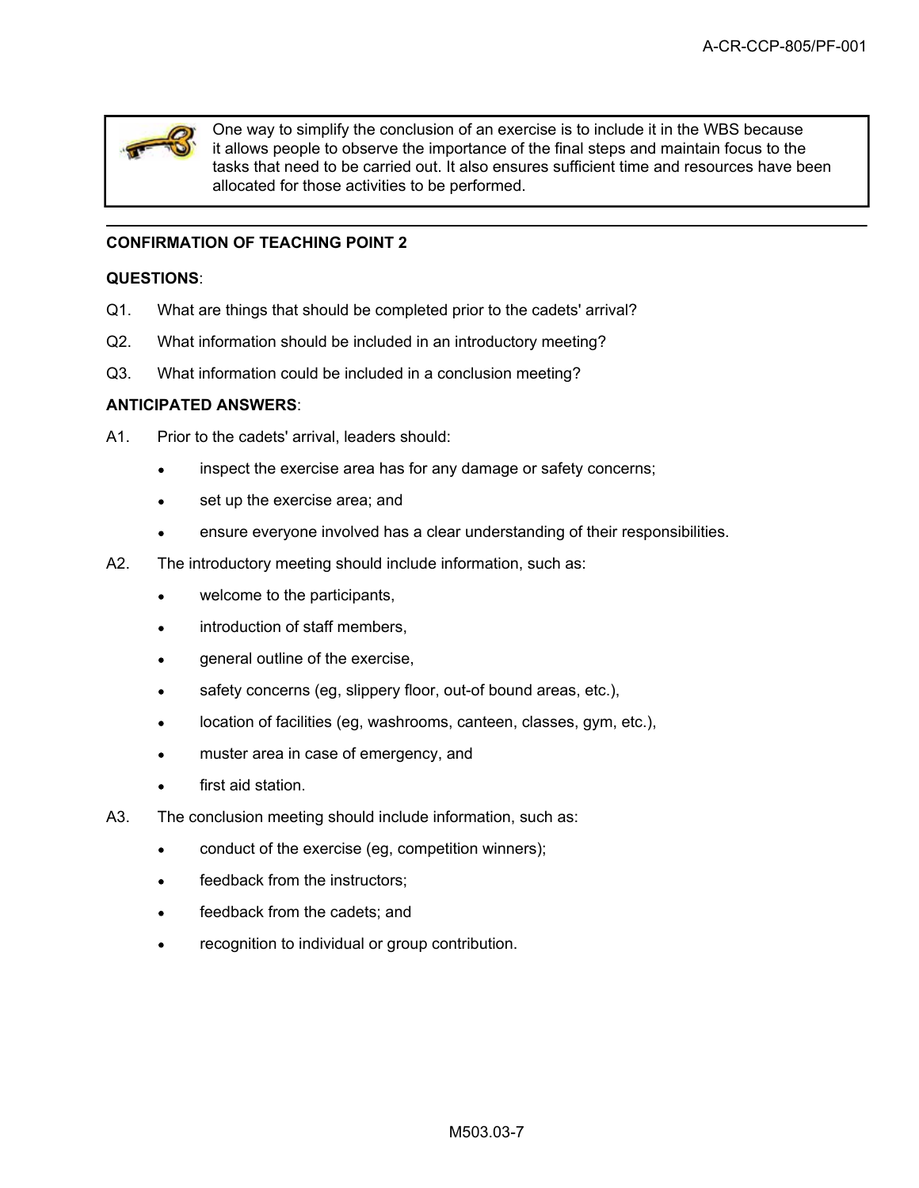> One way to simplify the conclusion of an exercise is to include it in the WBS because it allows people to observe the importance of the final steps and maintain focus to the tasks that need to be carried out. It also ensures sufficient time and resources have been allocated for those activities to be performed.

---

**CONFIRMATION OF TEACHING POINT 2**

**QUESTIONS**:

Q1. What are things that should be completed prior to the cadets' arrival?

Q2. What information should be included in an introductory meeting?

Q3. What information could be included in a conclusion meeting?

**ANTICIPATED ANSWERS**:

A1. Prior to the cadets' arrival, leaders should:

- inspect the exercise area has for any damage or safety concerns;
- set up the exercise area; and
- ensure everyone involved has a clear understanding of their responsibilities.

A2. The introductory meeting should include information, such as:

- welcome to the participants,
- introduction of staff members,
- general outline of the exercise,
- safety concerns (eg, slippery floor, out-of bound areas, etc.),
- location of facilities (eg, washrooms, canteen, classes, gym, etc.),
- muster area in case of emergency, and
- first aid station.

A3. The conclusion meeting should include information, such as:

- conduct of the exercise (eg, competition winners);
- feedback from the instructors;
- feedback from the cadets; and
- recognition to individual or group contribution.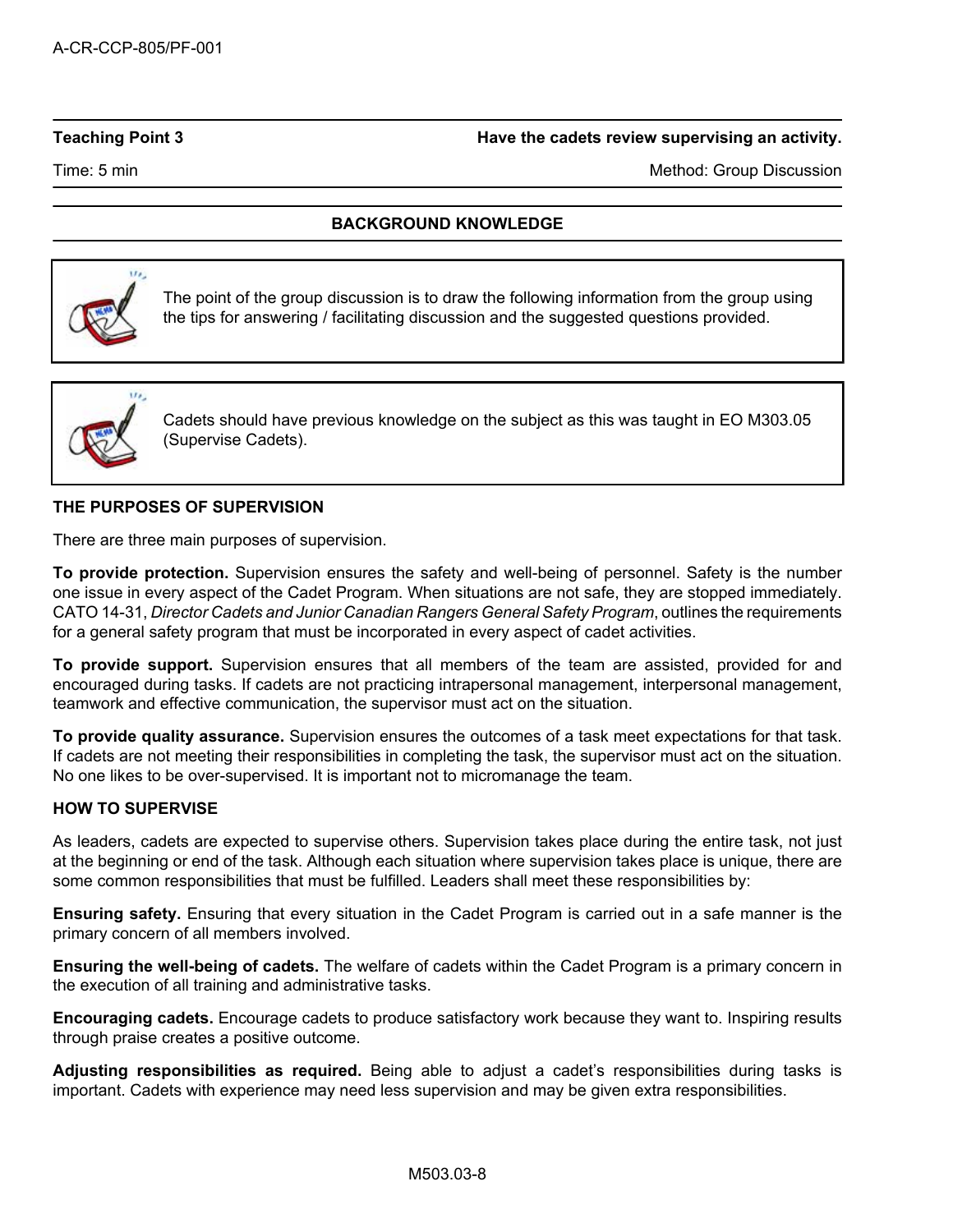| Teaching Point 3 | Have the cadets review supervising an activity. |
| --- | --- |
| Time: 5 min | Method: Group Discussion |

## BACKGROUND KNOWLEDGE

> The point of the group discussion is to draw the following information from the group using the tips for answering / facilitating discussion and the suggested questions provided.

> Cadets should have previous knowledge on the subject as this was taught in EO M303.05 (Supervise Cadets).

### THE PURPOSES OF SUPERVISION

There are three main purposes of supervision.

**To provide protection.** Supervision ensures the safety and well-being of personnel. Safety is the number one issue in every aspect of the Cadet Program. When situations are not safe, they are stopped immediately. CATO 14-31, *Director Cadets and Junior Canadian Rangers General Safety Program*, outlines the requirements for a general safety program that must be incorporated in every aspect of cadet activities.

**To provide support.** Supervision ensures that all members of the team are assisted, provided for and encouraged during tasks. If cadets are not practicing intrapersonal management, interpersonal management, teamwork and effective communication, the supervisor must act on the situation.

**To provide quality assurance.** Supervision ensures the outcomes of a task meet expectations for that task. If cadets are not meeting their responsibilities in completing the task, the supervisor must act on the situation. No one likes to be over-supervised. It is important not to micromanage the team.

### HOW TO SUPERVISE

As leaders, cadets are expected to supervise others. Supervision takes place during the entire task, not just at the beginning or end of the task. Although each situation where supervision takes place is unique, there are some common responsibilities that must be fulfilled. Leaders shall meet these responsibilities by:

**Ensuring safety.** Ensuring that every situation in the Cadet Program is carried out in a safe manner is the primary concern of all members involved.

**Ensuring the well-being of cadets.** The welfare of cadets within the Cadet Program is a primary concern in the execution of all training and administrative tasks.

**Encouraging cadets.** Encourage cadets to produce satisfactory work because they want to. Inspiring results through praise creates a positive outcome.

**Adjusting responsibilities as required.** Being able to adjust a cadet's responsibilities during tasks is important. Cadets with experience may need less supervision and may be given extra responsibilities.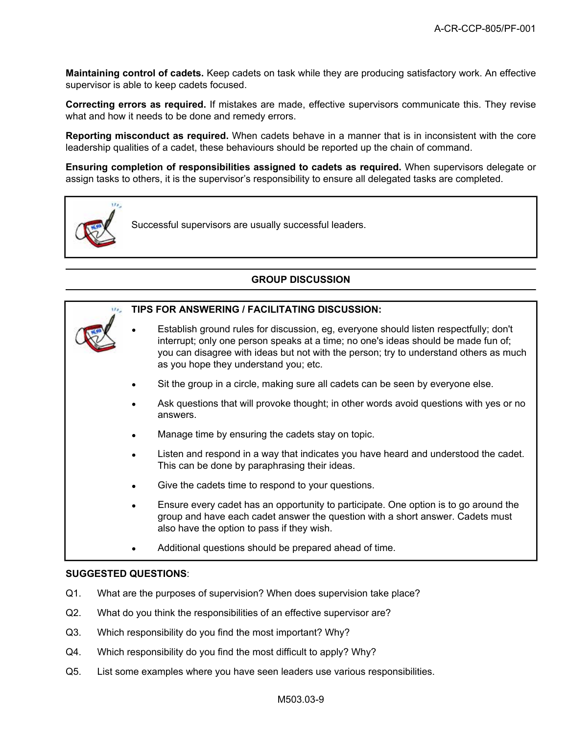**Maintaining control of cadets.** Keep cadets on task while they are producing satisfactory work. An effective supervisor is able to keep cadets focused.

**Correcting errors as required.** If mistakes are made, effective supervisors communicate this. They revise what and how it needs to be done and remedy errors.

**Reporting misconduct as required.** When cadets behave in a manner that is in inconsistent with the core leadership qualities of a cadet, these behaviours should be reported up the chain of command.

**Ensuring completion of responsibilities assigned to cadets as required.** When supervisors delegate or assign tasks to others, it is the supervisor's responsibility to ensure all delegated tasks are completed.

> Successful supervisors are usually successful leaders.

## GROUP DISCUSSION

> **TIPS FOR ANSWERING / FACILITATING DISCUSSION:**
>
> - Establish ground rules for discussion, eg, everyone should listen respectfully; don't interrupt; only one person speaks at a time; no one's ideas should be made fun of; you can disagree with ideas but not with the person; try to understand others as much as you hope they understand you; etc.
> - Sit the group in a circle, making sure all cadets can be seen by everyone else.
> - Ask questions that will provoke thought; in other words avoid questions with yes or no answers.
> - Manage time by ensuring the cadets stay on topic.
> - Listen and respond in a way that indicates you have heard and understood the cadet. This can be done by paraphrasing their ideas.
> - Give the cadets time to respond to your questions.
> - Ensure every cadet has an opportunity to participate. One option is to go around the group and have each cadet answer the question with a short answer. Cadets must also have the option to pass if they wish.
> - Additional questions should be prepared ahead of time.

**SUGGESTED QUESTIONS**:

Q1. What are the purposes of supervision? When does supervision take place?

Q2. What do you think the responsibilities of an effective supervisor are?

Q3. Which responsibility do you find the most important? Why?

Q4. Which responsibility do you find the most difficult to apply? Why?

Q5. List some examples where you have seen leaders use various responsibilities.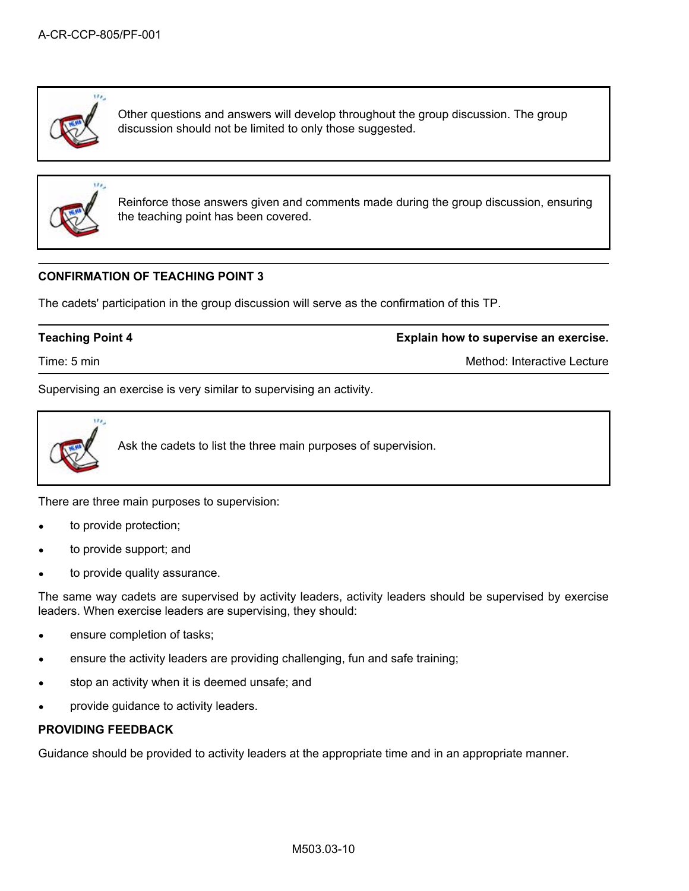> Other questions and answers will develop throughout the group discussion. The group discussion should not be limited to only those suggested.

> Reinforce those answers given and comments made during the group discussion, ensuring the teaching point has been covered.

---

**CONFIRMATION OF TEACHING POINT 3**

The cadets' participation in the group discussion will serve as the confirmation of this TP.

---

| **Teaching Point 4** | **Explain how to supervise an exercise.** |
|---|---|
| Time: 5 min | Method: Interactive Lecture |

Supervising an exercise is very similar to supervising an activity.

> Ask the cadets to list the three main purposes of supervision.

There are three main purposes to supervision:

- to provide protection;
- to provide support; and
- to provide quality assurance.

The same way cadets are supervised by activity leaders, activity leaders should be supervised by exercise leaders. When exercise leaders are supervising, they should:

- ensure completion of tasks;
- ensure the activity leaders are providing challenging, fun and safe training;
- stop an activity when it is deemed unsafe; and
- provide guidance to activity leaders.

**PROVIDING FEEDBACK**

Guidance should be provided to activity leaders at the appropriate time and in an appropriate manner.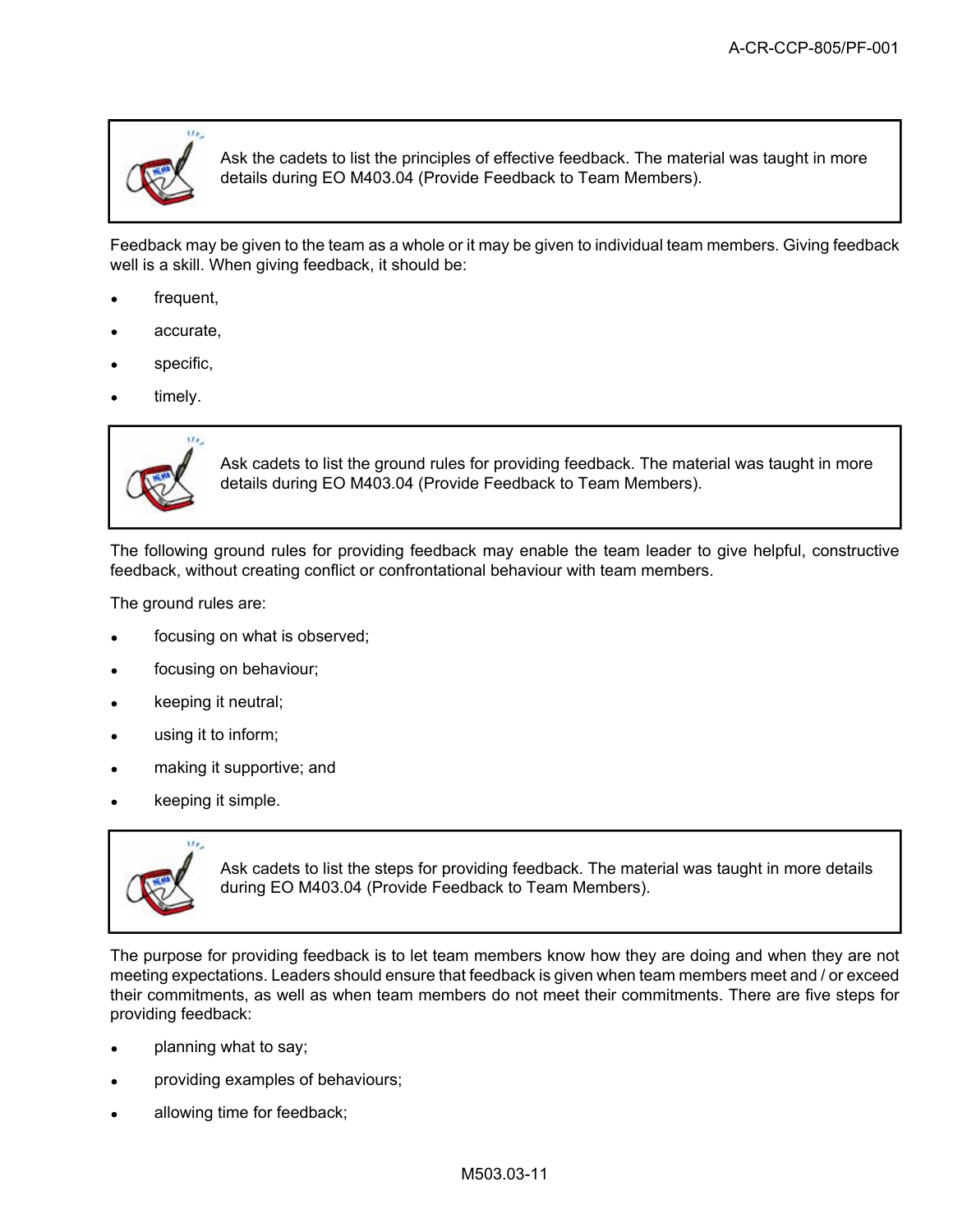> Ask the cadets to list the principles of effective feedback. The material was taught in more details during EO M403.04 (Provide Feedback to Team Members).

Feedback may be given to the team as a whole or it may be given to individual team members. Giving feedback well is a skill. When giving feedback, it should be:

- frequent,
- accurate,
- specific,
- timely.

> Ask cadets to list the ground rules for providing feedback. The material was taught in more details during EO M403.04 (Provide Feedback to Team Members).

The following ground rules for providing feedback may enable the team leader to give helpful, constructive feedback, without creating conflict or confrontational behaviour with team members.

The ground rules are:

- focusing on what is observed;
- focusing on behaviour;
- keeping it neutral;
- using it to inform;
- making it supportive; and
- keeping it simple.

> Ask cadets to list the steps for providing feedback. The material was taught in more details during EO M403.04 (Provide Feedback to Team Members).

The purpose for providing feedback is to let team members know how they are doing and when they are not meeting expectations. Leaders should ensure that feedback is given when team members meet and / or exceed their commitments, as well as when team members do not meet their commitments. There are five steps for providing feedback:

- planning what to say;
- providing examples of behaviours;
- allowing time for feedback;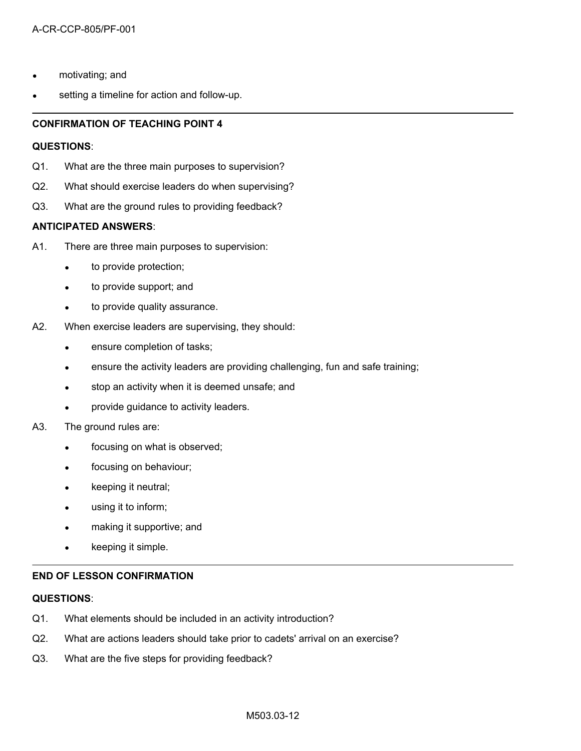- motivating; and
- setting a timeline for action and follow-up.

---

**CONFIRMATION OF TEACHING POINT 4**

**QUESTIONS**:

Q1. What are the three main purposes to supervision?

Q2. What should exercise leaders do when supervising?

Q3. What are the ground rules to providing feedback?

**ANTICIPATED ANSWERS**:

A1. There are three main purposes to supervision:

- to provide protection;
- to provide support; and
- to provide quality assurance.

A2. When exercise leaders are supervising, they should:

- ensure completion of tasks;
- ensure the activity leaders are providing challenging, fun and safe training;
- stop an activity when it is deemed unsafe; and
- provide guidance to activity leaders.

A3. The ground rules are:

- focusing on what is observed;
- focusing on behaviour;
- keeping it neutral;
- using it to inform;
- making it supportive; and
- keeping it simple.

---

**END OF LESSON CONFIRMATION**

**QUESTIONS**:

Q1. What elements should be included in an activity introduction?

Q2. What are actions leaders should take prior to cadets' arrival on an exercise?

Q3. What are the five steps for providing feedback?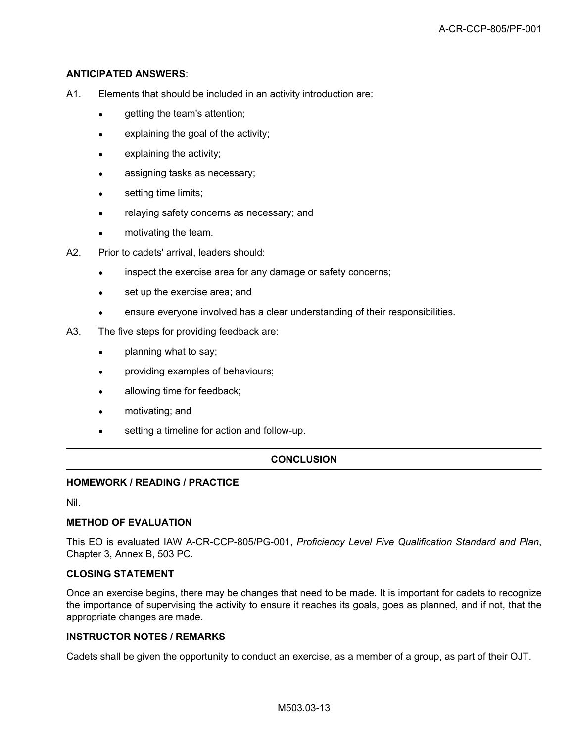**ANTICIPATED ANSWERS**:

A1. Elements that should be included in an activity introduction are:

- getting the team's attention;
- explaining the goal of the activity;
- explaining the activity;
- assigning tasks as necessary;
- setting time limits;
- relaying safety concerns as necessary; and
- motivating the team.

A2. Prior to cadets' arrival, leaders should:

- inspect the exercise area for any damage or safety concerns;
- set up the exercise area; and
- ensure everyone involved has a clear understanding of their responsibilities.

A3. The five steps for providing feedback are:

- planning what to say;
- providing examples of behaviours;
- allowing time for feedback;
- motivating; and
- setting a timeline for action and follow-up.

## CONCLUSION

### HOMEWORK / READING / PRACTICE

Nil.

### METHOD OF EVALUATION

This EO is evaluated IAW A-CR-CCP-805/PG-001, *Proficiency Level Five Qualification Standard and Plan*, Chapter 3, Annex B, 503 PC.

### CLOSING STATEMENT

Once an exercise begins, there may be changes that need to be made. It is important for cadets to recognize the importance of supervising the activity to ensure it reaches its goals, goes as planned, and if not, that the appropriate changes are made.

### INSTRUCTOR NOTES / REMARKS

Cadets shall be given the opportunity to conduct an exercise, as a member of a group, as part of their OJT.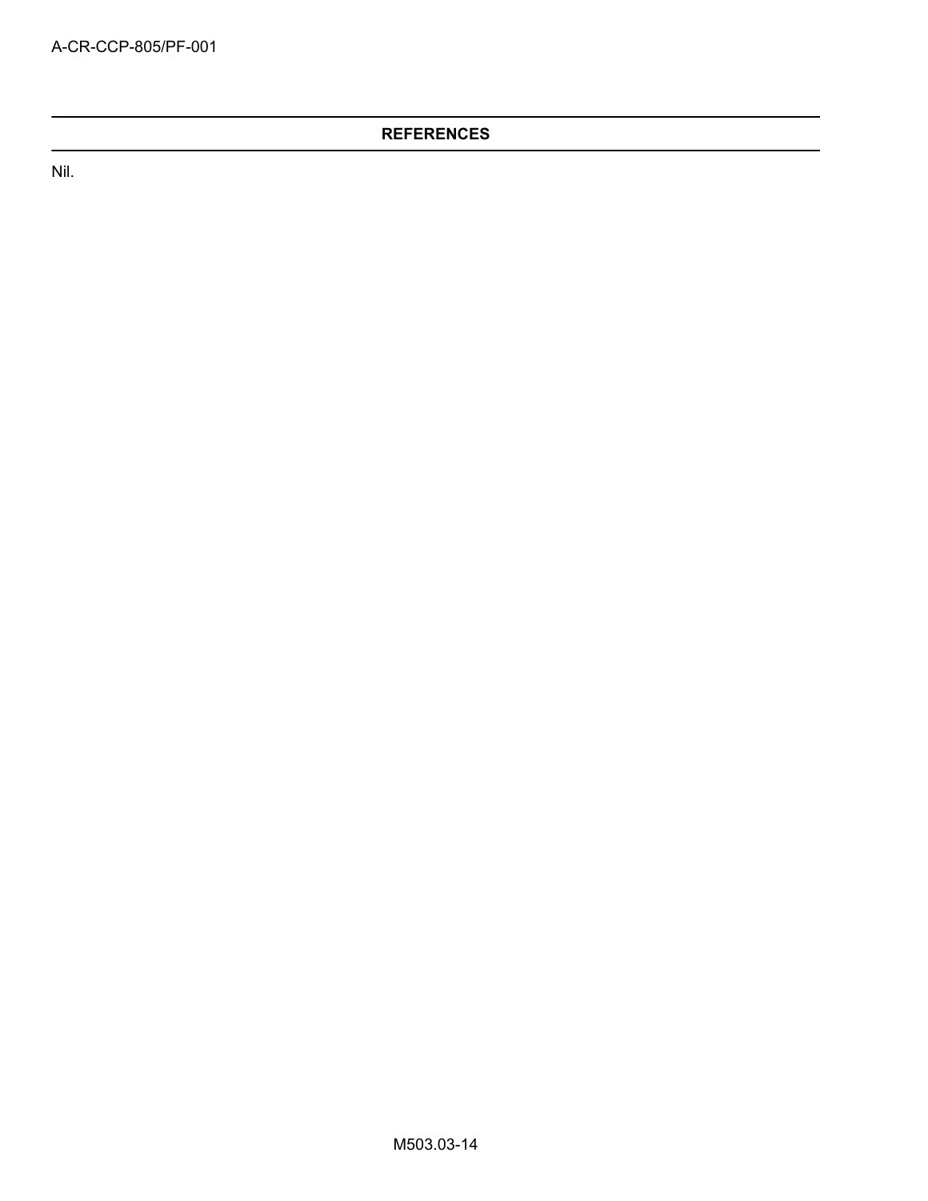## REFERENCES

Nil.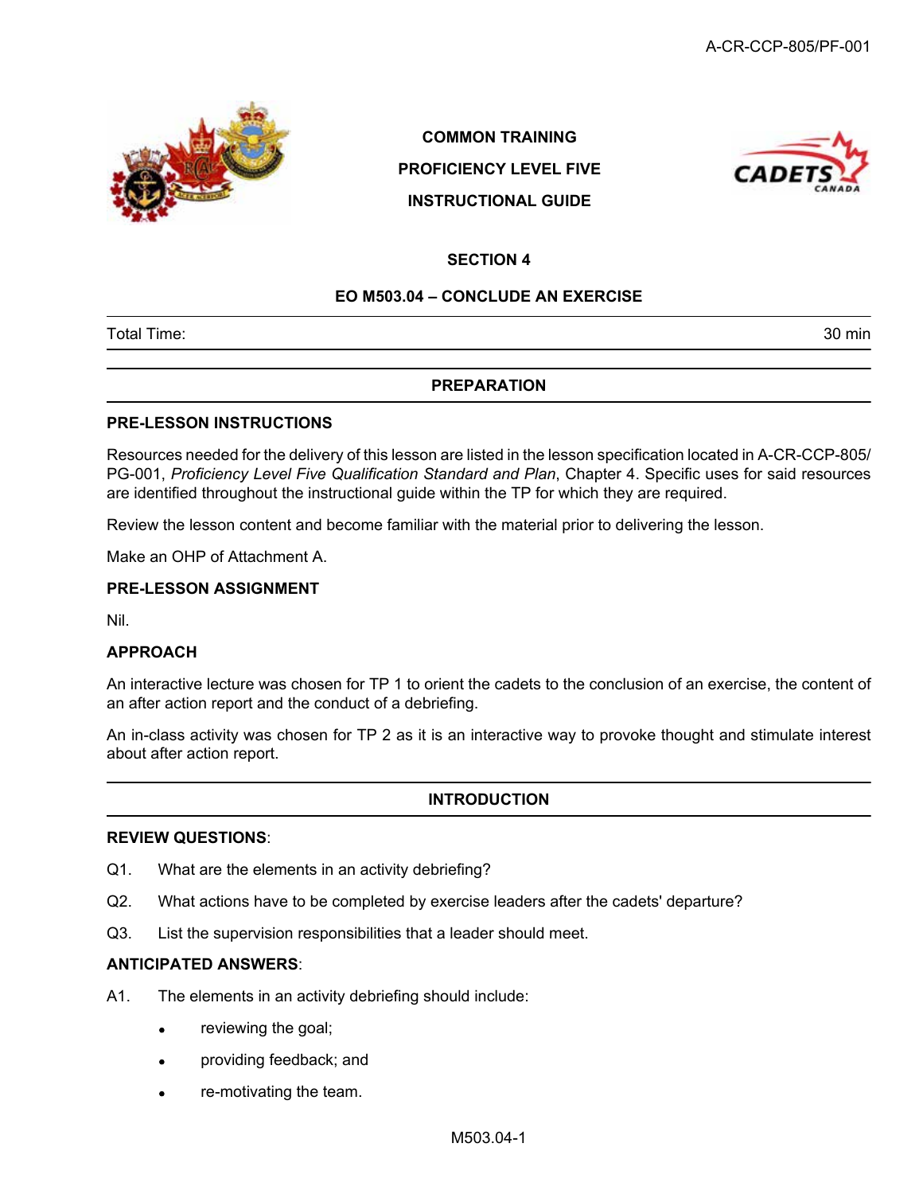COMMON TRAINING

PROFICIENCY LEVEL FIVE

INSTRUCTIONAL GUIDE

## SECTION 4

## EO M503.04 – CONCLUDE AN EXERCISE

Total Time: 30 min

## PREPARATION

### PRE-LESSON INSTRUCTIONS

Resources needed for the delivery of this lesson are listed in the lesson specification located in A-CR-CCP-805/PG-001, *Proficiency Level Five Qualification Standard and Plan*, Chapter 4. Specific uses for said resources are identified throughout the instructional guide within the TP for which they are required.

Review the lesson content and become familiar with the material prior to delivering the lesson.

Make an OHP of Attachment A.

### PRE-LESSON ASSIGNMENT

Nil.

### APPROACH

An interactive lecture was chosen for TP 1 to orient the cadets to the conclusion of an exercise, the content of an after action report and the conduct of a debriefing.

An in-class activity was chosen for TP 2 as it is an interactive way to provoke thought and stimulate interest about after action report.

## INTRODUCTION

**REVIEW QUESTIONS**:

Q1. What are the elements in an activity debriefing?

Q2. What actions have to be completed by exercise leaders after the cadets' departure?

Q3. List the supervision responsibilities that a leader should meet.

**ANTICIPATED ANSWERS**:

A1. The elements in an activity debriefing should include:

- reviewing the goal;
- providing feedback; and
- re-motivating the team.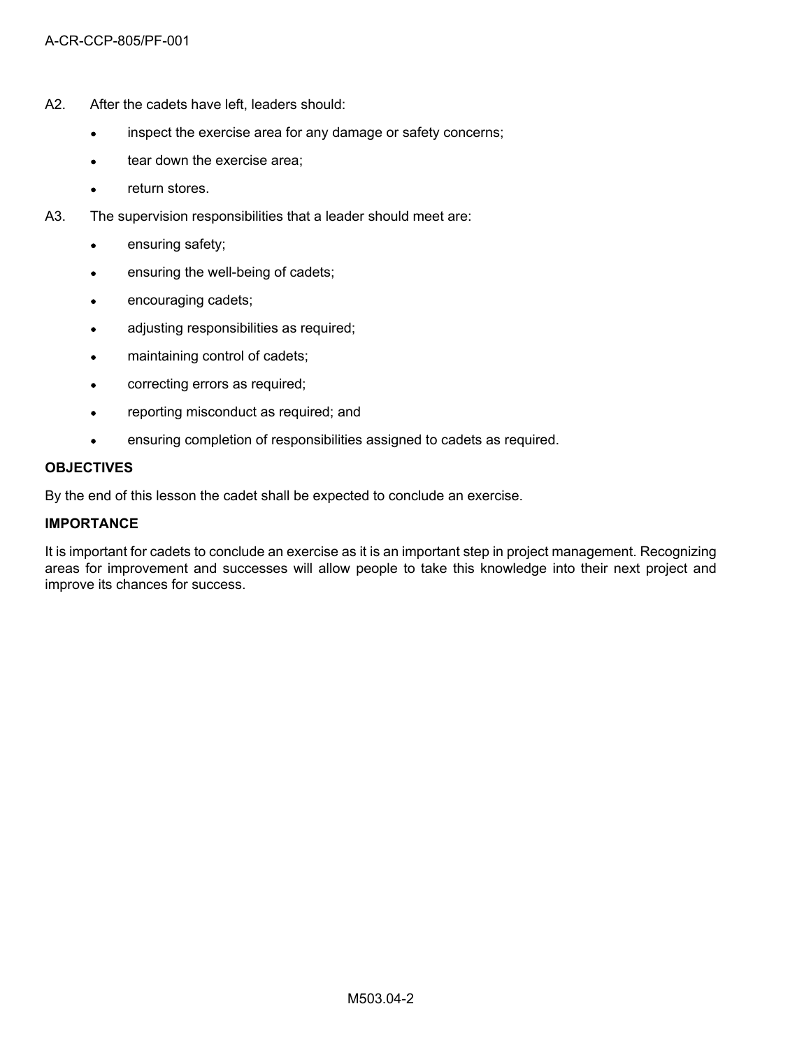A2. After the cadets have left, leaders should:

- inspect the exercise area for any damage or safety concerns;
- tear down the exercise area;
- return stores.

A3. The supervision responsibilities that a leader should meet are:

- ensuring safety;
- ensuring the well-being of cadets;
- encouraging cadets;
- adjusting responsibilities as required;
- maintaining control of cadets;
- correcting errors as required;
- reporting misconduct as required; and
- ensuring completion of responsibilities assigned to cadets as required.

**OBJECTIVES**

By the end of this lesson the cadet shall be expected to conclude an exercise.

**IMPORTANCE**

It is important for cadets to conclude an exercise as it is an important step in project management. Recognizing areas for improvement and successes will allow people to take this knowledge into their next project and improve its chances for success.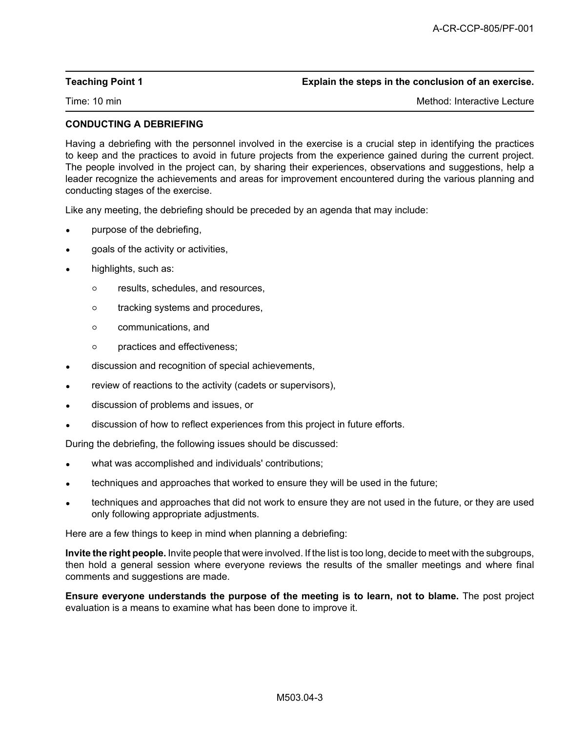**Teaching Point 1** **Explain the steps in the conclusion of an exercise.**

Time: 10 min Method: Interactive Lecture

**CONDUCTING A DEBRIEFING**

Having a debriefing with the personnel involved in the exercise is a crucial step in identifying the practices to keep and the practices to avoid in future projects from the experience gained during the current project. The people involved in the project can, by sharing their experiences, observations and suggestions, help a leader recognize the achievements and areas for improvement encountered during the various planning and conducting stages of the exercise.

Like any meeting, the debriefing should be preceded by an agenda that may include:

- purpose of the debriefing,
- goals of the activity or activities,
- highlights, such as:
  - results, schedules, and resources,
  - tracking systems and procedures,
  - communications, and
  - practices and effectiveness;
- discussion and recognition of special achievements,
- review of reactions to the activity (cadets or supervisors),
- discussion of problems and issues, or
- discussion of how to reflect experiences from this project in future efforts.

During the debriefing, the following issues should be discussed:

- what was accomplished and individuals' contributions;
- techniques and approaches that worked to ensure they will be used in the future;
- techniques and approaches that did not work to ensure they are not used in the future, or they are used only following appropriate adjustments.

Here are a few things to keep in mind when planning a debriefing:

**Invite the right people.** Invite people that were involved. If the list is too long, decide to meet with the subgroups, then hold a general session where everyone reviews the results of the smaller meetings and where final comments and suggestions are made.

**Ensure everyone understands the purpose of the meeting is to learn, not to blame.** The post project evaluation is a means to examine what has been done to improve it.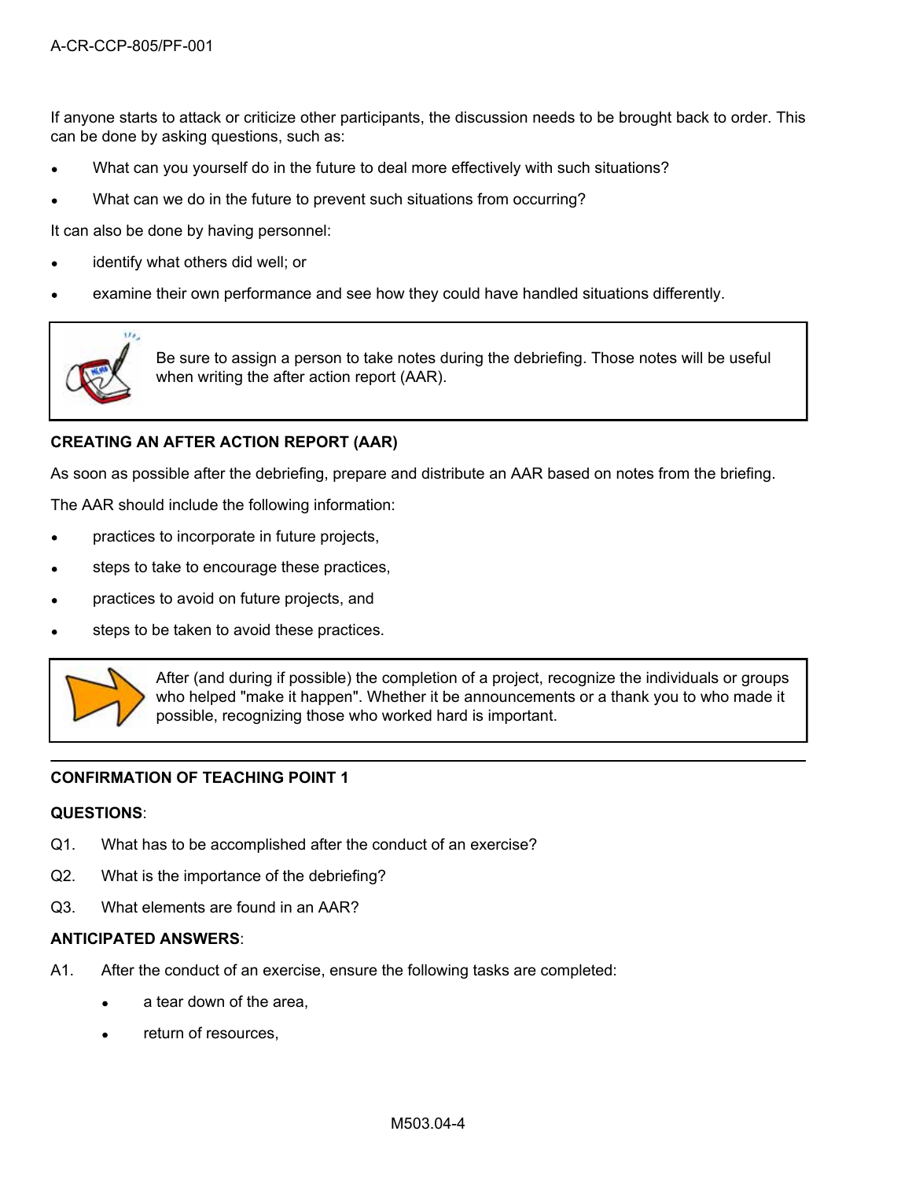If anyone starts to attack or criticize other participants, the discussion needs to be brought back to order. This can be done by asking questions, such as:

- What can you yourself do in the future to deal more effectively with such situations?
- What can we do in the future to prevent such situations from occurring?

It can also be done by having personnel:

- identify what others did well; or
- examine their own performance and see how they could have handled situations differently.

> Be sure to assign a person to take notes during the debriefing. Those notes will be useful when writing the after action report (AAR).

**CREATING AN AFTER ACTION REPORT (AAR)**

As soon as possible after the debriefing, prepare and distribute an AAR based on notes from the briefing.

The AAR should include the following information:

- practices to incorporate in future projects,
- steps to take to encourage these practices,
- practices to avoid on future projects, and
- steps to be taken to avoid these practices.

> After (and during if possible) the completion of a project, recognize the individuals or groups who helped "make it happen". Whether it be announcements or a thank you to who made it possible, recognizing those who worked hard is important.

---

**CONFIRMATION OF TEACHING POINT 1**

**QUESTIONS**:

Q1. What has to be accomplished after the conduct of an exercise?

Q2. What is the importance of the debriefing?

Q3. What elements are found in an AAR?

**ANTICIPATED ANSWERS**:

A1. After the conduct of an exercise, ensure the following tasks are completed:

- a tear down of the area,
- return of resources,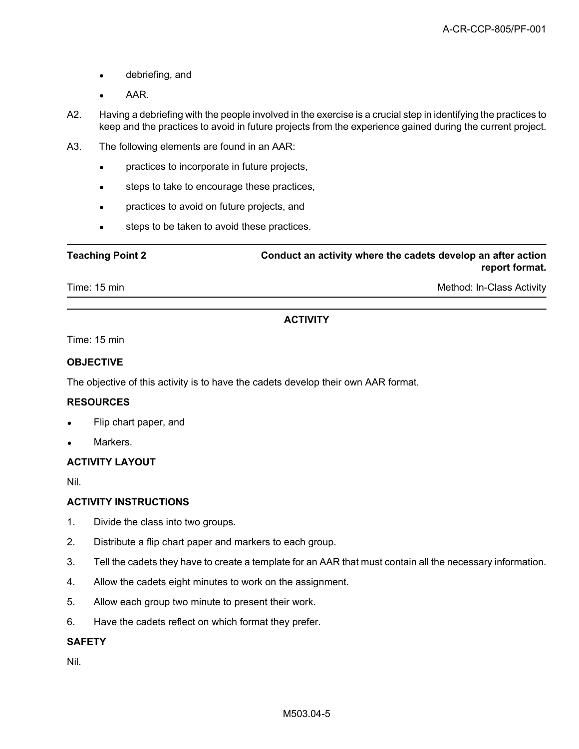- debriefing, and
- AAR.

A2. Having a debriefing with the people involved in the exercise is a crucial step in identifying the practices to keep and the practices to avoid in future projects from the experience gained during the current project.

A3. The following elements are found in an AAR:

- practices to incorporate in future projects,
- steps to take to encourage these practices,
- practices to avoid on future projects, and
- steps to be taken to avoid these practices.

---

**Teaching Point 2** **Conduct an activity where the cadets develop an after action report format.**

Time: 15 min Method: In-Class Activity

---

**ACTIVITY**

Time: 15 min

**OBJECTIVE**

The objective of this activity is to have the cadets develop their own AAR format.

**RESOURCES**

- Flip chart paper, and
- Markers.

**ACTIVITY LAYOUT**

Nil.

**ACTIVITY INSTRUCTIONS**

1. Divide the class into two groups.
2. Distribute a flip chart paper and markers to each group.
3. Tell the cadets they have to create a template for an AAR that must contain all the necessary information.
4. Allow the cadets eight minutes to work on the assignment.
5. Allow each group two minute to present their work.
6. Have the cadets reflect on which format they prefer.

**SAFETY**

Nil.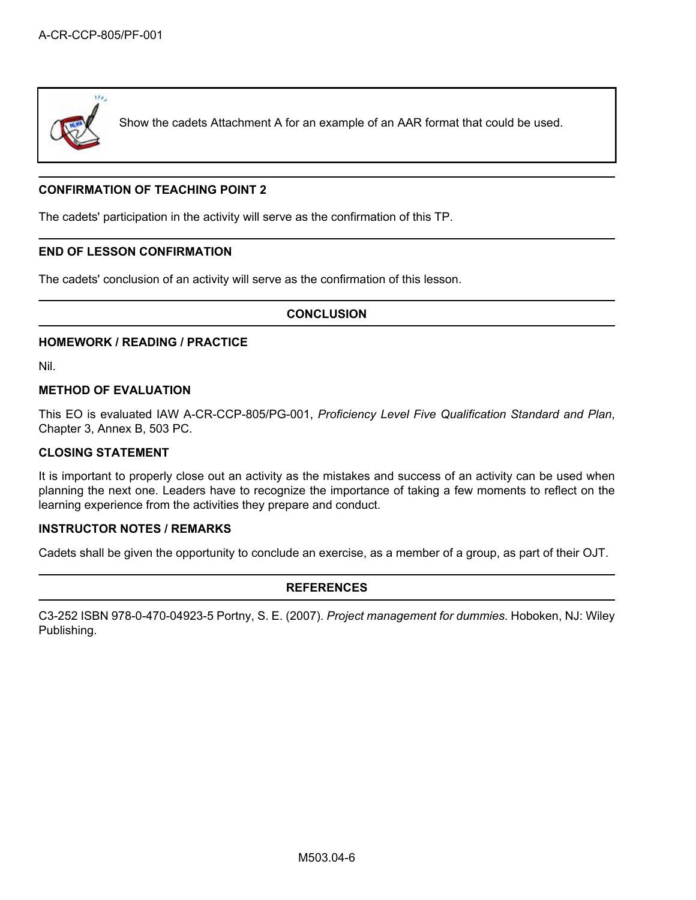Show the cadets Attachment A for an example of an AAR format that could be used.

**CONFIRMATION OF TEACHING POINT 2**

The cadets' participation in the activity will serve as the confirmation of this TP.

**END OF LESSON CONFIRMATION**

The cadets' conclusion of an activity will serve as the confirmation of this lesson.

## CONCLUSION

**HOMEWORK / READING / PRACTICE**

Nil.

**METHOD OF EVALUATION**

This EO is evaluated IAW A-CR-CCP-805/PG-001, *Proficiency Level Five Qualification Standard and Plan*, Chapter 3, Annex B, 503 PC.

**CLOSING STATEMENT**

It is important to properly close out an activity as the mistakes and success of an activity can be used when planning the next one. Leaders have to recognize the importance of taking a few moments to reflect on the learning experience from the activities they prepare and conduct.

**INSTRUCTOR NOTES / REMARKS**

Cadets shall be given the opportunity to conclude an exercise, as a member of a group, as part of their OJT.

## REFERENCES

C3-252 ISBN 978-0-470-04923-5 Portny, S. E. (2007). *Project management for dummies*. Hoboken, NJ: Wiley Publishing.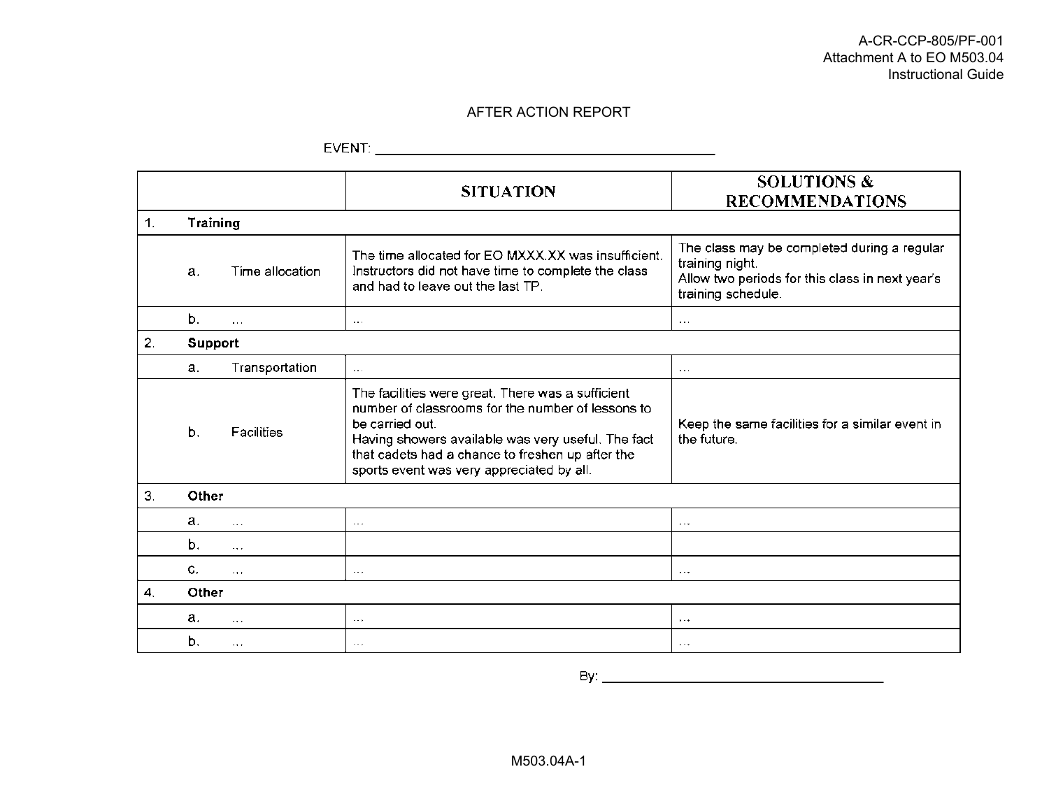A-CR-CCP-805/PF-001
Attachment A to EO M503.04
Instructional Guide

# AFTER ACTION REPORT

EVENT: ______________________________________________

| | SITUATION | SOLUTIONS & RECOMMENDATIONS |
|---|---|---|
| 1. **Training** | | |
| a. Time allocation | The time allocated for EO MXXX.XX was insufficient. Instructors did not have time to complete the class and had to leave out the last TP. | The class may be completed during a regular training night. Allow two periods for this class in next year's training schedule. |
| b. ... | ... | ... |
| 2. **Support** | | |
| a. Transportation | ... | ... |
| b. Facilities | The facilities were great. There was a sufficient number of classrooms for the number of lessons to be carried out. Having showers available was very useful. The fact that cadets had a chance to freshen up after the sports event was very appreciated by all. | Keep the same facilities for a similar event in the future. |
| 3. **Other** | | |
| a. ... | ... | ... |
| b. ... | | |
| c. ... | ... | ... |
| 4. **Other** | | |
| a. ... | ... | ... |
| b. ... | ... | ... |

By: ______________________________________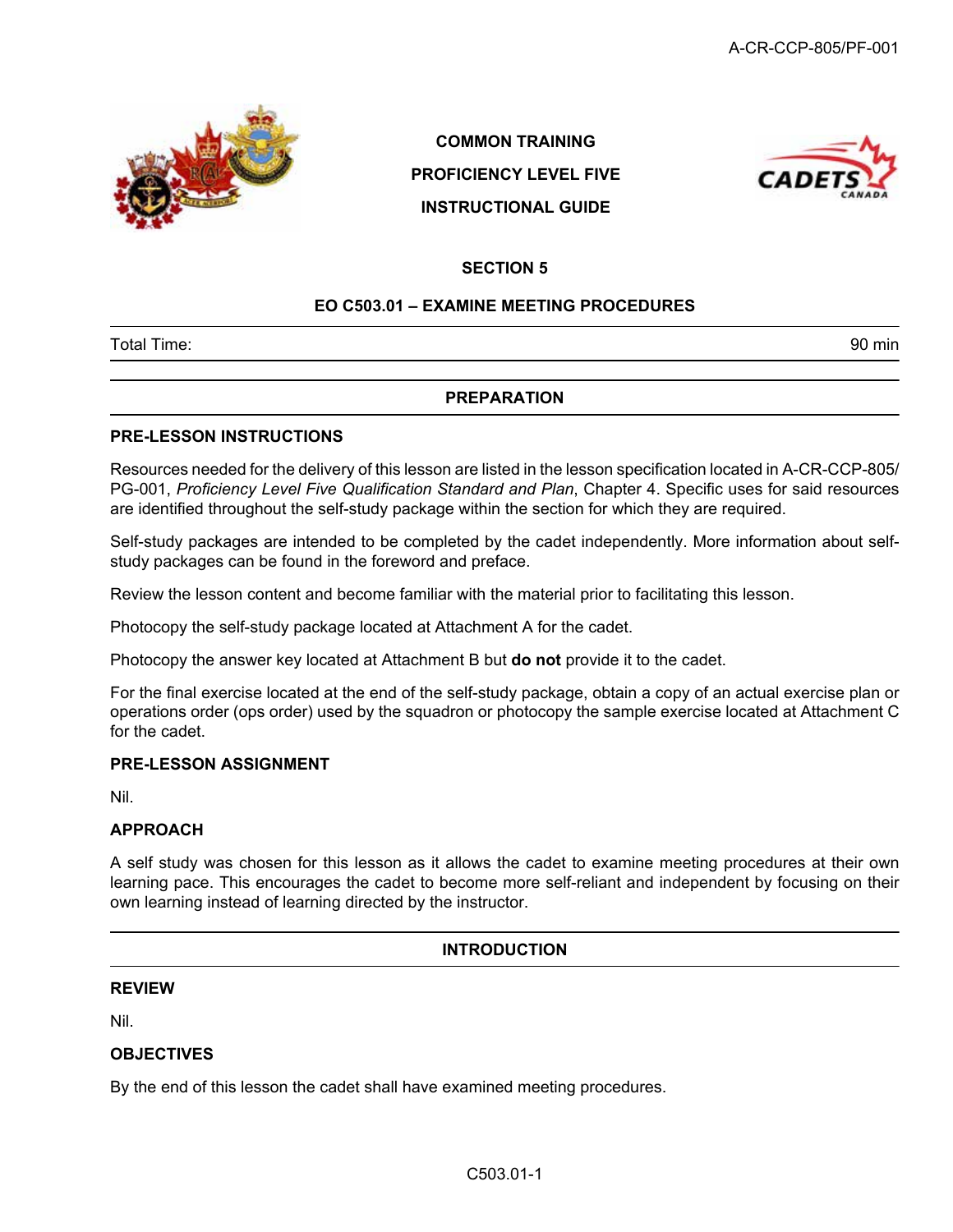COMMON TRAINING

PROFICIENCY LEVEL FIVE

INSTRUCTIONAL GUIDE

# SECTION 5

## EO C503.01 – EXAMINE MEETING PROCEDURES

| Total Time: | 90 min |
|---|---|

## PREPARATION

### PRE-LESSON INSTRUCTIONS

Resources needed for the delivery of this lesson are listed in the lesson specification located in A-CR-CCP-805/PG-001, *Proficiency Level Five Qualification Standard and Plan*, Chapter 4. Specific uses for said resources are identified throughout the self-study package within the section for which they are required.

Self-study packages are intended to be completed by the cadet independently. More information about self-study packages can be found in the foreword and preface.

Review the lesson content and become familiar with the material prior to facilitating this lesson.

Photocopy the self-study package located at Attachment A for the cadet.

Photocopy the answer key located at Attachment B but **do not** provide it to the cadet.

For the final exercise located at the end of the self-study package, obtain a copy of an actual exercise plan or operations order (ops order) used by the squadron or photocopy the sample exercise located at Attachment C for the cadet.

### PRE-LESSON ASSIGNMENT

Nil.

### APPROACH

A self study was chosen for this lesson as it allows the cadet to examine meeting procedures at their own learning pace. This encourages the cadet to become more self-reliant and independent by focusing on their own learning instead of learning directed by the instructor.

## INTRODUCTION

### REVIEW

Nil.

### OBJECTIVES

By the end of this lesson the cadet shall have examined meeting procedures.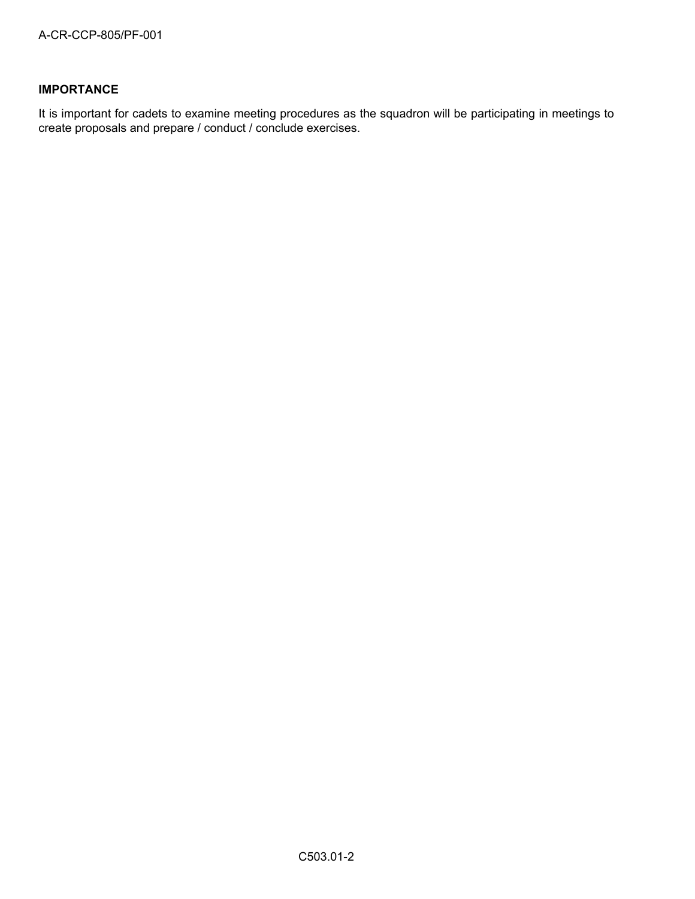**IMPORTANCE**

It is important for cadets to examine meeting procedures as the squadron will be participating in meetings to create proposals and prepare / conduct / conclude exercises.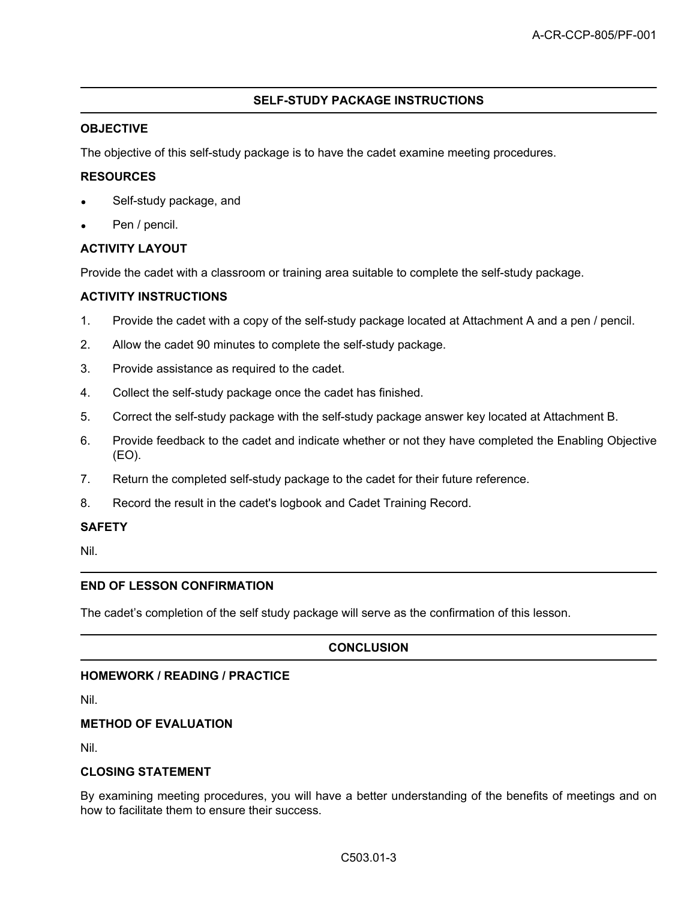## SELF-STUDY PACKAGE INSTRUCTIONS

**OBJECTIVE**

The objective of this self-study package is to have the cadet examine meeting procedures.

**RESOURCES**

- Self-study package, and
- Pen / pencil.

**ACTIVITY LAYOUT**

Provide the cadet with a classroom or training area suitable to complete the self-study package.

**ACTIVITY INSTRUCTIONS**

1. Provide the cadet with a copy of the self-study package located at Attachment A and a pen / pencil.
2. Allow the cadet 90 minutes to complete the self-study package.
3. Provide assistance as required to the cadet.
4. Collect the self-study package once the cadet has finished.
5. Correct the self-study package with the self-study package answer key located at Attachment B.
6. Provide feedback to the cadet and indicate whether or not they have completed the Enabling Objective (EO).
7. Return the completed self-study package to the cadet for their future reference.
8. Record the result in the cadet's logbook and Cadet Training Record.

**SAFETY**

Nil.

**END OF LESSON CONFIRMATION**

The cadet's completion of the self study package will serve as the confirmation of this lesson.

## CONCLUSION

**HOMEWORK / READING / PRACTICE**

Nil.

**METHOD OF EVALUATION**

Nil.

**CLOSING STATEMENT**

By examining meeting procedures, you will have a better understanding of the benefits of meetings and on how to facilitate them to ensure their success.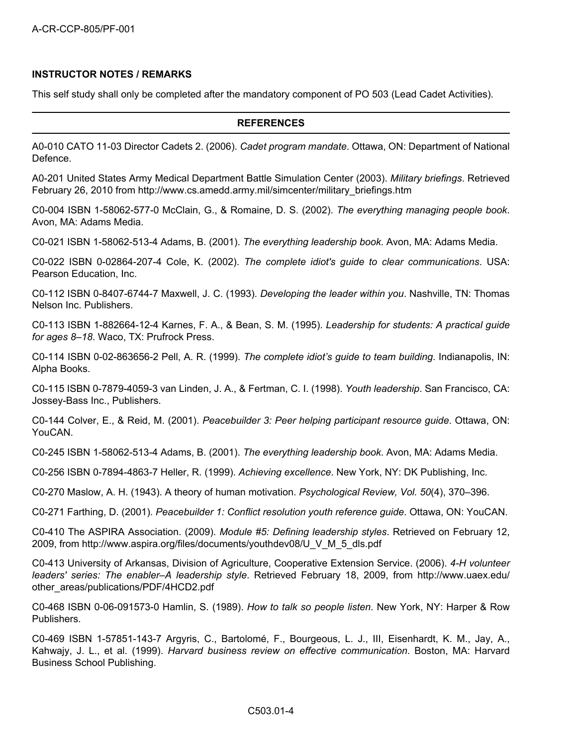**INSTRUCTOR NOTES / REMARKS**

This self study shall only be completed after the mandatory component of PO 503 (Lead Cadet Activities).

## REFERENCES

A0-010 CATO 11-03 Director Cadets 2. (2006). *Cadet program mandate*. Ottawa, ON: Department of National Defence.

A0-201 United States Army Medical Department Battle Simulation Center (2003). *Military briefings*. Retrieved February 26, 2010 from http://www.cs.amedd.army.mil/simcenter/military_briefings.htm

C0-004 ISBN 1-58062-577-0 McClain, G., & Romaine, D. S. (2002). *The everything managing people book*. Avon, MA: Adams Media.

C0-021 ISBN 1-58062-513-4 Adams, B. (2001). *The everything leadership book*. Avon, MA: Adams Media.

C0-022 ISBN 0-02864-207-4 Cole, K. (2002). *The complete idiot's guide to clear communications*. USA: Pearson Education, Inc.

C0-112 ISBN 0-8407-6744-7 Maxwell, J. C. (1993). *Developing the leader within you*. Nashville, TN: Thomas Nelson Inc. Publishers.

C0-113 ISBN 1-882664-12-4 Karnes, F. A., & Bean, S. M. (1995). *Leadership for students: A practical guide for ages 8–18*. Waco, TX: Prufrock Press.

C0-114 ISBN 0-02-863656-2 Pell, A. R. (1999). *The complete idiot's guide to team building*. Indianapolis, IN: Alpha Books.

C0-115 ISBN 0-7879-4059-3 van Linden, J. A., & Fertman, C. I. (1998). *Youth leadership*. San Francisco, CA: Jossey-Bass Inc., Publishers.

C0-144 Colver, E., & Reid, M. (2001). *Peacebuilder 3: Peer helping participant resource guide*. Ottawa, ON: YouCAN.

C0-245 ISBN 1-58062-513-4 Adams, B. (2001). *The everything leadership book*. Avon, MA: Adams Media.

C0-256 ISBN 0-7894-4863-7 Heller, R. (1999). *Achieving excellence*. New York, NY: DK Publishing, Inc.

C0-270 Maslow, A. H. (1943). A theory of human motivation. *Psychological Review, Vol. 50*(4), 370–396.

C0-271 Farthing, D. (2001). *Peacebuilder 1: Conflict resolution youth reference guide*. Ottawa, ON: YouCAN.

C0-410 The ASPIRA Association. (2009). *Module #5: Defining leadership styles*. Retrieved on February 12, 2009, from http://www.aspira.org/files/documents/youthdev08/U_V_M_5_dls.pdf

C0-413 University of Arkansas, Division of Agriculture, Cooperative Extension Service. (2006). *4-H volunteer leaders' series: The enabler–A leadership style*. Retrieved February 18, 2009, from http://www.uaex.edu/other_areas/publications/PDF/4HCD2.pdf

C0-468 ISBN 0-06-091573-0 Hamlin, S. (1989). *How to talk so people listen*. New York, NY: Harper & Row Publishers.

C0-469 ISBN 1-57851-143-7 Argyris, C., Bartolomé, F., Bourgeous, L. J., III, Eisenhardt, K. M., Jay, A., Kahwajy, J. L., et al. (1999). *Harvard business review on effective communication*. Boston, MA: Harvard Business School Publishing.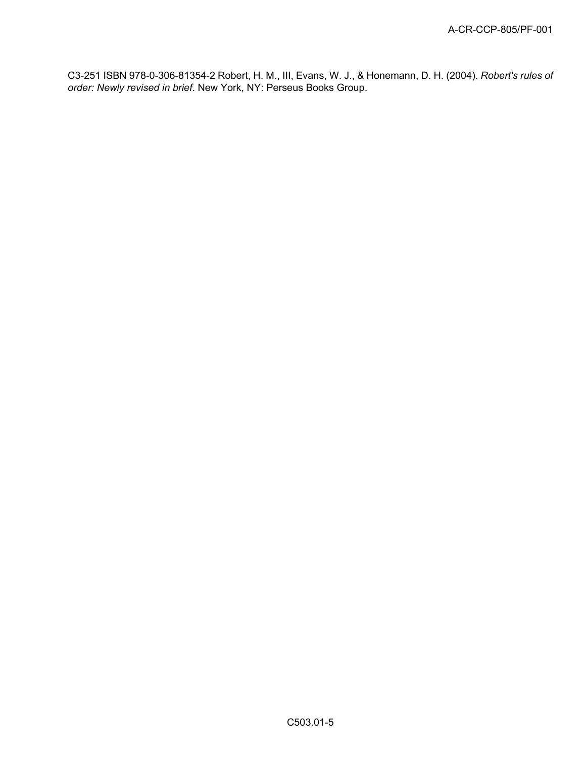C3-251 ISBN 978-0-306-81354-2 Robert, H. M., III, Evans, W. J., & Honemann, D. H. (2004). *Robert's rules of order: Newly revised in brief*. New York, NY: Perseus Books Group.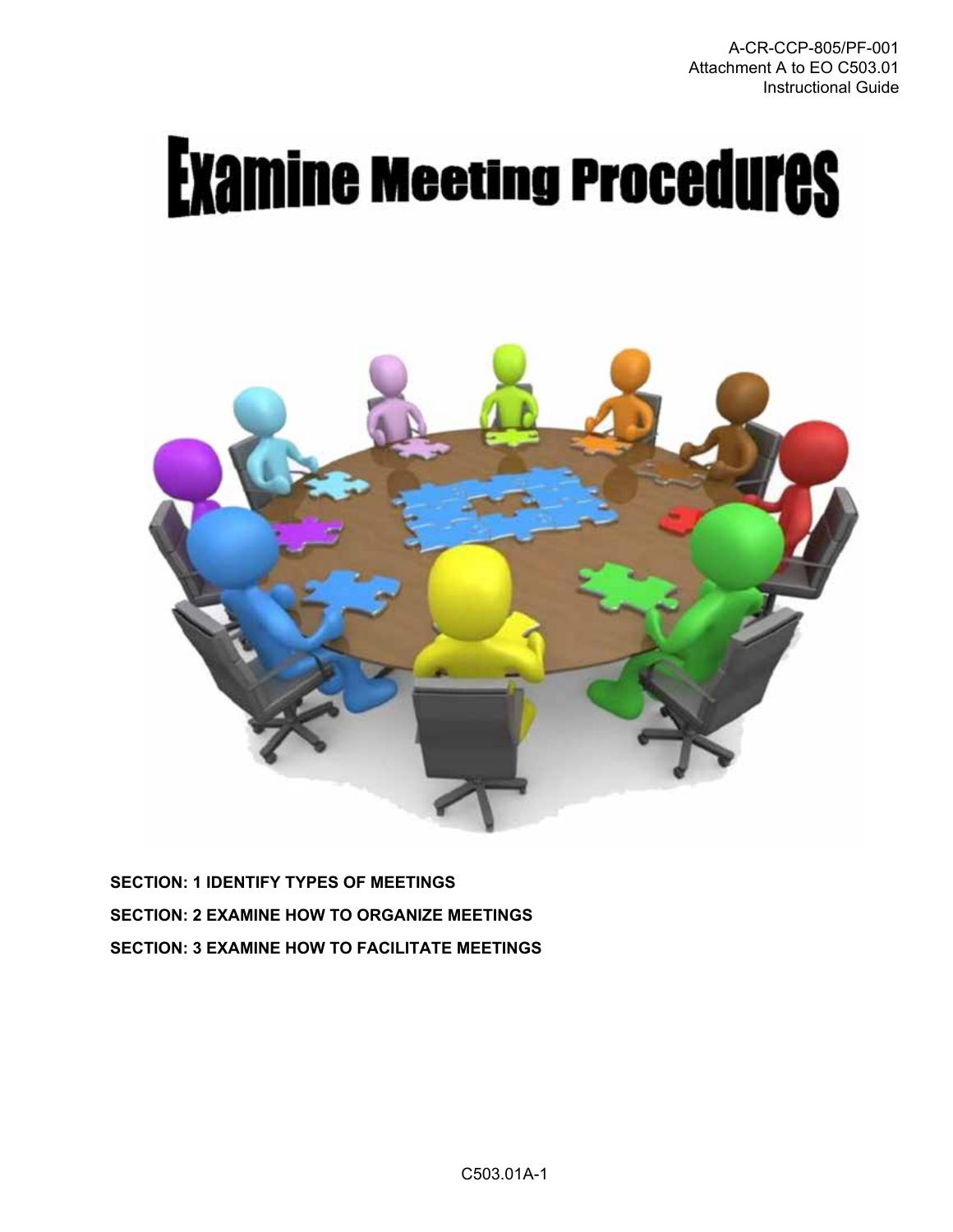# Examine Meeting Procedures

**SECTION: 1 IDENTIFY TYPES OF MEETINGS**

**SECTION: 2 EXAMINE HOW TO ORGANIZE MEETINGS**

**SECTION: 3 EXAMINE HOW TO FACILITATE MEETINGS**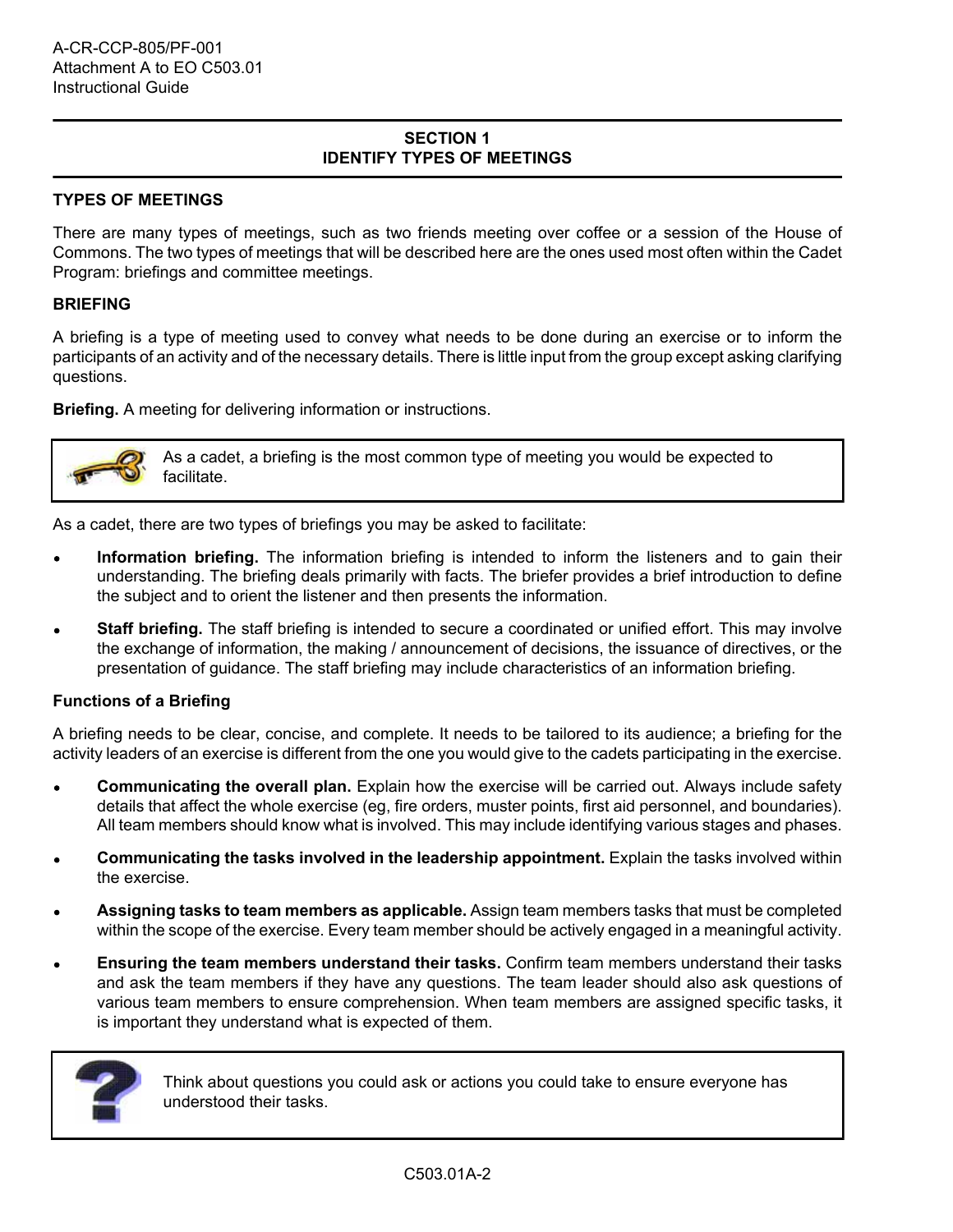## SECTION 1
## IDENTIFY TYPES OF MEETINGS

### TYPES OF MEETINGS

There are many types of meetings, such as two friends meeting over coffee or a session of the House of Commons. The two types of meetings that will be described here are the ones used most often within the Cadet Program: briefings and committee meetings.

### BRIEFING

A briefing is a type of meeting used to convey what needs to be done during an exercise or to inform the participants of an activity and of the necessary details. There is little input from the group except asking clarifying questions.

**Briefing.** A meeting for delivering information or instructions.

> As a cadet, a briefing is the most common type of meeting you would be expected to facilitate.

As a cadet, there are two types of briefings you may be asked to facilitate:

- **Information briefing.** The information briefing is intended to inform the listeners and to gain their understanding. The briefing deals primarily with facts. The briefer provides a brief introduction to define the subject and to orient the listener and then presents the information.
- **Staff briefing.** The staff briefing is intended to secure a coordinated or unified effort. This may involve the exchange of information, the making / announcement of decisions, the issuance of directives, or the presentation of guidance. The staff briefing may include characteristics of an information briefing.

#### Functions of a Briefing

A briefing needs to be clear, concise, and complete. It needs to be tailored to its audience; a briefing for the activity leaders of an exercise is different from the one you would give to the cadets participating in the exercise.

- **Communicating the overall plan.** Explain how the exercise will be carried out. Always include safety details that affect the whole exercise (eg, fire orders, muster points, first aid personnel, and boundaries). All team members should know what is involved. This may include identifying various stages and phases.
- **Communicating the tasks involved in the leadership appointment.** Explain the tasks involved within the exercise.
- **Assigning tasks to team members as applicable.** Assign team members tasks that must be completed within the scope of the exercise. Every team member should be actively engaged in a meaningful activity.
- **Ensuring the team members understand their tasks.** Confirm team members understand their tasks and ask the team members if they have any questions. The team leader should also ask questions of various team members to ensure comprehension. When team members are assigned specific tasks, it is important they understand what is expected of them.

> Think about questions you could ask or actions you could take to ensure everyone has understood their tasks.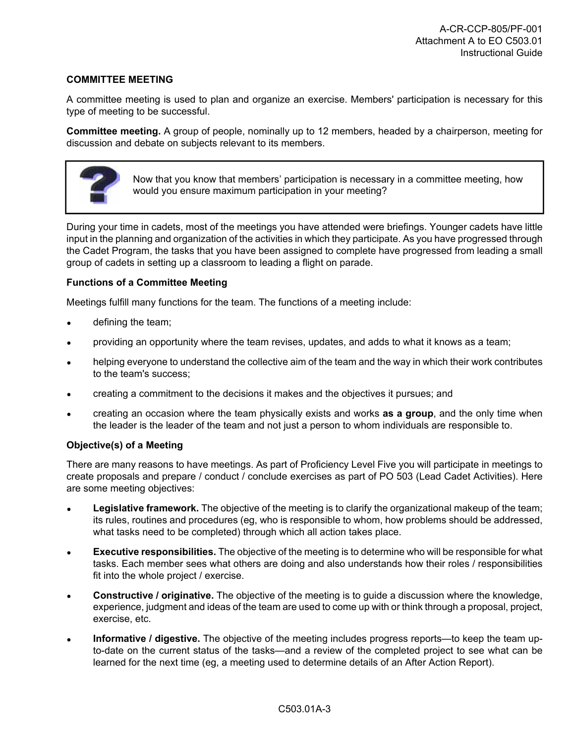### COMMITTEE MEETING

A committee meeting is used to plan and organize an exercise. Members' participation is necessary for this type of meeting to be successful.

**Committee meeting.** A group of people, nominally up to 12 members, headed by a chairperson, meeting for discussion and debate on subjects relevant to its members.

> Now that you know that members' participation is necessary in a committee meeting, how would you ensure maximum participation in your meeting?

During your time in cadets, most of the meetings you have attended were briefings. Younger cadets have little input in the planning and organization of the activities in which they participate. As you have progressed through the Cadet Program, the tasks that you have been assigned to complete have progressed from leading a small group of cadets in setting up a classroom to leading a flight on parade.

**Functions of a Committee Meeting**

Meetings fulfill many functions for the team. The functions of a meeting include:

- defining the team;
- providing an opportunity where the team revises, updates, and adds to what it knows as a team;
- helping everyone to understand the collective aim of the team and the way in which their work contributes to the team's success;
- creating a commitment to the decisions it makes and the objectives it pursues; and
- creating an occasion where the team physically exists and works **as a group**, and the only time when the leader is the leader of the team and not just a person to whom individuals are responsible to.

**Objective(s) of a Meeting**

There are many reasons to have meetings. As part of Proficiency Level Five you will participate in meetings to create proposals and prepare / conduct / conclude exercises as part of PO 503 (Lead Cadet Activities). Here are some meeting objectives:

- **Legislative framework.** The objective of the meeting is to clarify the organizational makeup of the team; its rules, routines and procedures (eg, who is responsible to whom, how problems should be addressed, what tasks need to be completed) through which all action takes place.
- **Executive responsibilities.** The objective of the meeting is to determine who will be responsible for what tasks. Each member sees what others are doing and also understands how their roles / responsibilities fit into the whole project / exercise.
- **Constructive / originative.** The objective of the meeting is to guide a discussion where the knowledge, experience, judgment and ideas of the team are used to come up with or think through a proposal, project, exercise, etc.
- **Informative / digestive.** The objective of the meeting includes progress reports—to keep the team up-to-date on the current status of the tasks—and a review of the completed project to see what can be learned for the next time (eg, a meeting used to determine details of an After Action Report).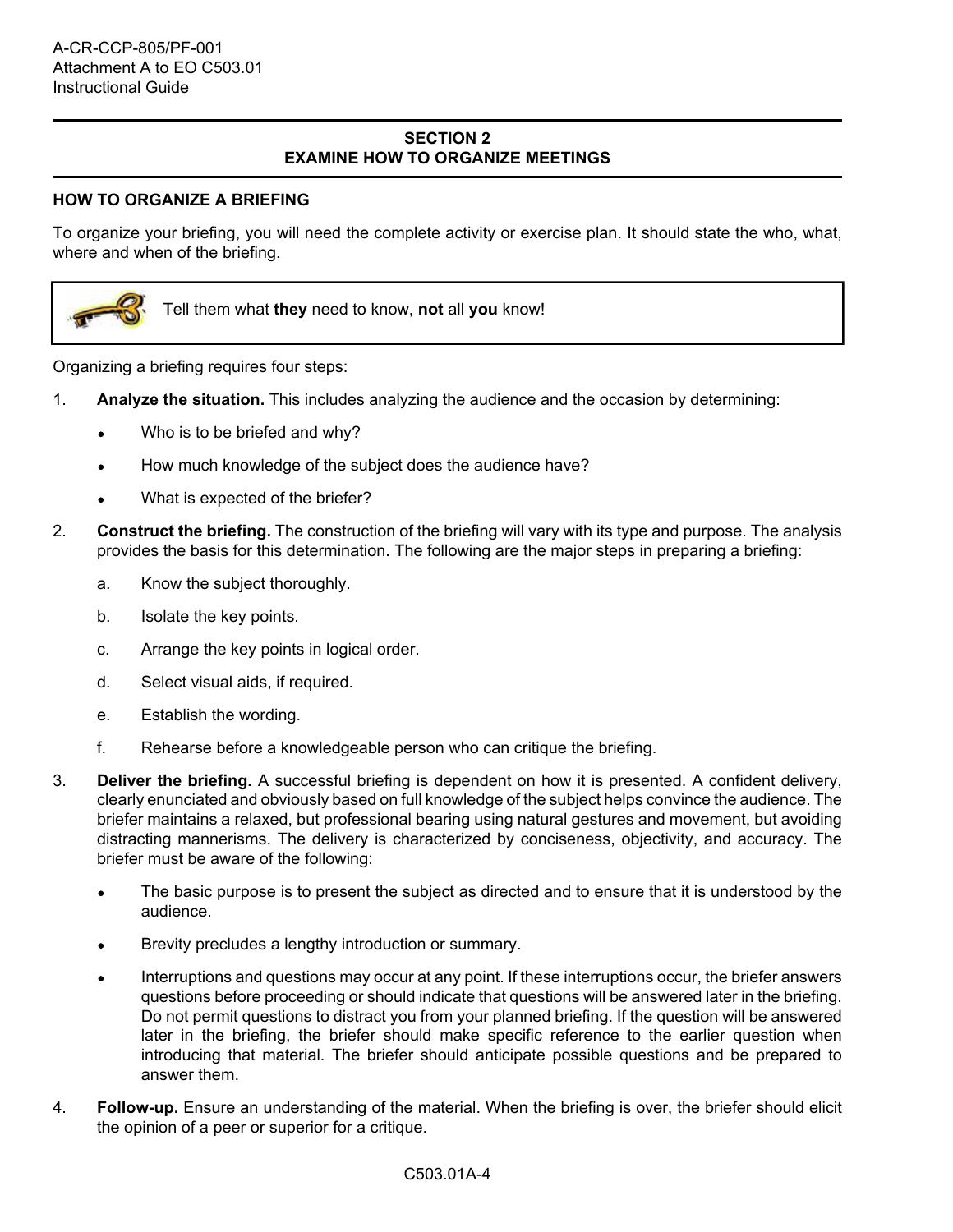## SECTION 2
## EXAMINE HOW TO ORGANIZE MEETINGS

### HOW TO ORGANIZE A BRIEFING

To organize your briefing, you will need the complete activity or exercise plan. It should state the who, what, where and when of the briefing.

> Tell them what **they** need to know, **not** all **you** know!

Organizing a briefing requires four steps:

1. **Analyze the situation.** This includes analyzing the audience and the occasion by determining:
   - Who is to be briefed and why?
   - How much knowledge of the subject does the audience have?
   - What is expected of the briefer?
2. **Construct the briefing.** The construction of the briefing will vary with its type and purpose. The analysis provides the basis for this determination. The following are the major steps in preparing a briefing:
   a. Know the subject thoroughly.
   b. Isolate the key points.
   c. Arrange the key points in logical order.
   d. Select visual aids, if required.
   e. Establish the wording.
   f. Rehearse before a knowledgeable person who can critique the briefing.
3. **Deliver the briefing.** A successful briefing is dependent on how it is presented. A confident delivery, clearly enunciated and obviously based on full knowledge of the subject helps convince the audience. The briefer maintains a relaxed, but professional bearing using natural gestures and movement, but avoiding distracting mannerisms. The delivery is characterized by conciseness, objectivity, and accuracy. The briefer must be aware of the following:
   - The basic purpose is to present the subject as directed and to ensure that it is understood by the audience.
   - Brevity precludes a lengthy introduction or summary.
   - Interruptions and questions may occur at any point. If these interruptions occur, the briefer answers questions before proceeding or should indicate that questions will be answered later in the briefing. Do not permit questions to distract you from your planned briefing. If the question will be answered later in the briefing, the briefer should make specific reference to the earlier question when introducing that material. The briefer should anticipate possible questions and be prepared to answer them.
4. **Follow-up.** Ensure an understanding of the material. When the briefing is over, the briefer should elicit the opinion of a peer or superior for a critique.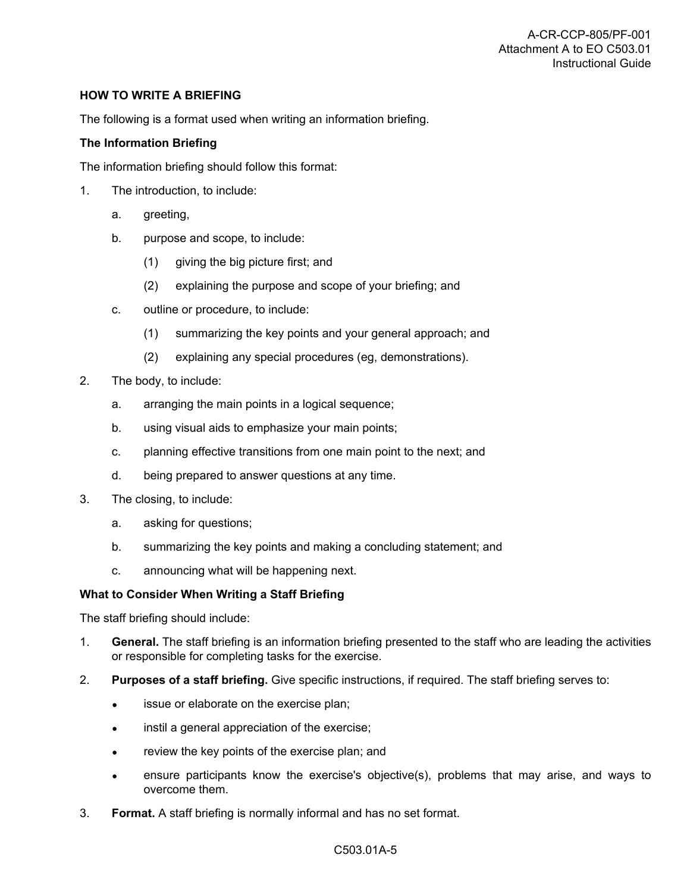**HOW TO WRITE A BRIEFING**

The following is a format used when writing an information briefing.

**The Information Briefing**

The information briefing should follow this format:

1. The introduction, to include:
   a. greeting,
   b. purpose and scope, to include:
      (1) giving the big picture first; and
      (2) explaining the purpose and scope of your briefing; and
   c. outline or procedure, to include:
      (1) summarizing the key points and your general approach; and
      (2) explaining any special procedures (eg, demonstrations).
2. The body, to include:
   a. arranging the main points in a logical sequence;
   b. using visual aids to emphasize your main points;
   c. planning effective transitions from one main point to the next; and
   d. being prepared to answer questions at any time.
3. The closing, to include:
   a. asking for questions;
   b. summarizing the key points and making a concluding statement; and
   c. announcing what will be happening next.

**What to Consider When Writing a Staff Briefing**

The staff briefing should include:

1. **General.** The staff briefing is an information briefing presented to the staff who are leading the activities or responsible for completing tasks for the exercise.
2. **Purposes of a staff briefing.** Give specific instructions, if required. The staff briefing serves to:
   - issue or elaborate on the exercise plan;
   - instil a general appreciation of the exercise;
   - review the key points of the exercise plan; and
   - ensure participants know the exercise's objective(s), problems that may arise, and ways to overcome them.
3. **Format.** A staff briefing is normally informal and has no set format.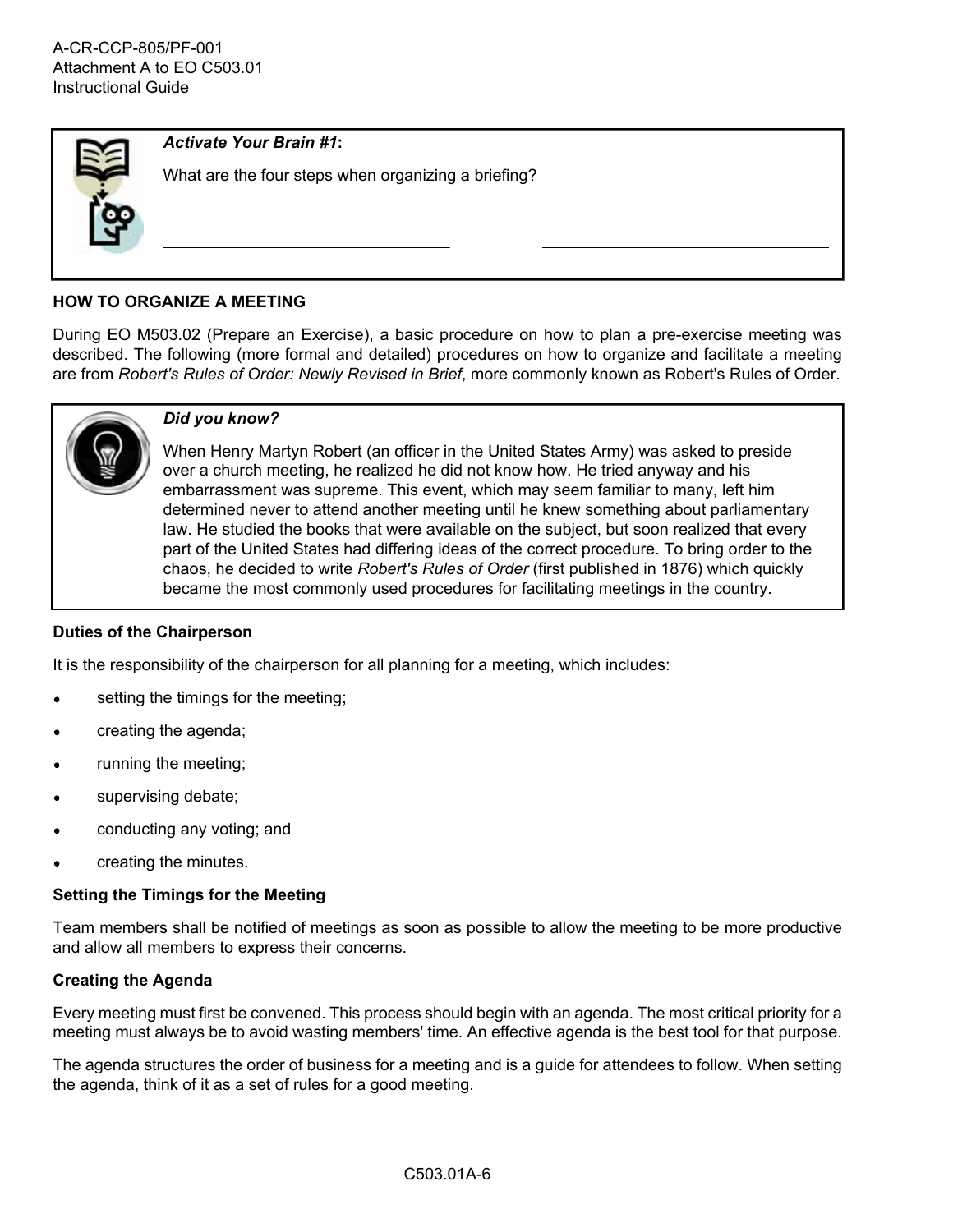*Activate Your Brain #1*:

What are the four steps when organizing a briefing?

______________________________ ______________________________

______________________________ ______________________________

**HOW TO ORGANIZE A MEETING**

During EO M503.02 (Prepare an Exercise), a basic procedure on how to plan a pre-exercise meeting was described. The following (more formal and detailed) procedures on how to organize and facilitate a meeting are from *Robert's Rules of Order: Newly Revised in Brief*, more commonly known as Robert's Rules of Order.

*Did you know?*

When Henry Martyn Robert (an officer in the United States Army) was asked to preside over a church meeting, he realized he did not know how. He tried anyway and his embarrassment was supreme. This event, which may seem familiar to many, left him determined never to attend another meeting until he knew something about parliamentary law. He studied the books that were available on the subject, but soon realized that every part of the United States had differing ideas of the correct procedure. To bring order to the chaos, he decided to write *Robert's Rules of Order* (first published in 1876) which quickly became the most commonly used procedures for facilitating meetings in the country.

**Duties of the Chairperson**

It is the responsibility of the chairperson for all planning for a meeting, which includes:

- setting the timings for the meeting;
- creating the agenda;
- running the meeting;
- supervising debate;
- conducting any voting; and
- creating the minutes.

**Setting the Timings for the Meeting**

Team members shall be notified of meetings as soon as possible to allow the meeting to be more productive and allow all members to express their concerns.

**Creating the Agenda**

Every meeting must first be convened. This process should begin with an agenda. The most critical priority for a meeting must always be to avoid wasting members' time. An effective agenda is the best tool for that purpose.

The agenda structures the order of business for a meeting and is a guide for attendees to follow. When setting the agenda, think of it as a set of rules for a good meeting.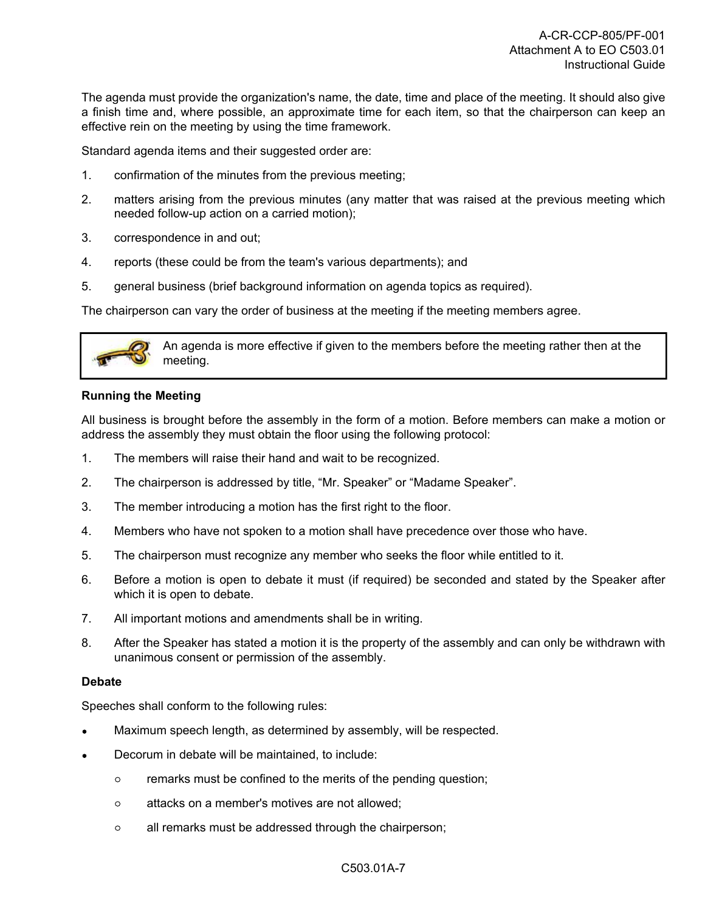The agenda must provide the organization's name, the date, time and place of the meeting. It should also give a finish time and, where possible, an approximate time for each item, so that the chairperson can keep an effective rein on the meeting by using the time framework.

Standard agenda items and their suggested order are:

1. confirmation of the minutes from the previous meeting;
2. matters arising from the previous minutes (any matter that was raised at the previous meeting which needed follow-up action on a carried motion);
3. correspondence in and out;
4. reports (these could be from the team's various departments); and
5. general business (brief background information on agenda topics as required).

The chairperson can vary the order of business at the meeting if the meeting members agree.

> An agenda is more effective if given to the members before the meeting rather then at the meeting.

**Running the Meeting**

All business is brought before the assembly in the form of a motion. Before members can make a motion or address the assembly they must obtain the floor using the following protocol:

1. The members will raise their hand and wait to be recognized.
2. The chairperson is addressed by title, "Mr. Speaker" or "Madame Speaker".
3. The member introducing a motion has the first right to the floor.
4. Members who have not spoken to a motion shall have precedence over those who have.
5. The chairperson must recognize any member who seeks the floor while entitled to it.
6. Before a motion is open to debate it must (if required) be seconded and stated by the Speaker after which it is open to debate.
7. All important motions and amendments shall be in writing.
8. After the Speaker has stated a motion it is the property of the assembly and can only be withdrawn with unanimous consent or permission of the assembly.

**Debate**

Speeches shall conform to the following rules:

- Maximum speech length, as determined by assembly, will be respected.
- Decorum in debate will be maintained, to include:
  - remarks must be confined to the merits of the pending question;
  - attacks on a member's motives are not allowed;
  - all remarks must be addressed through the chairperson;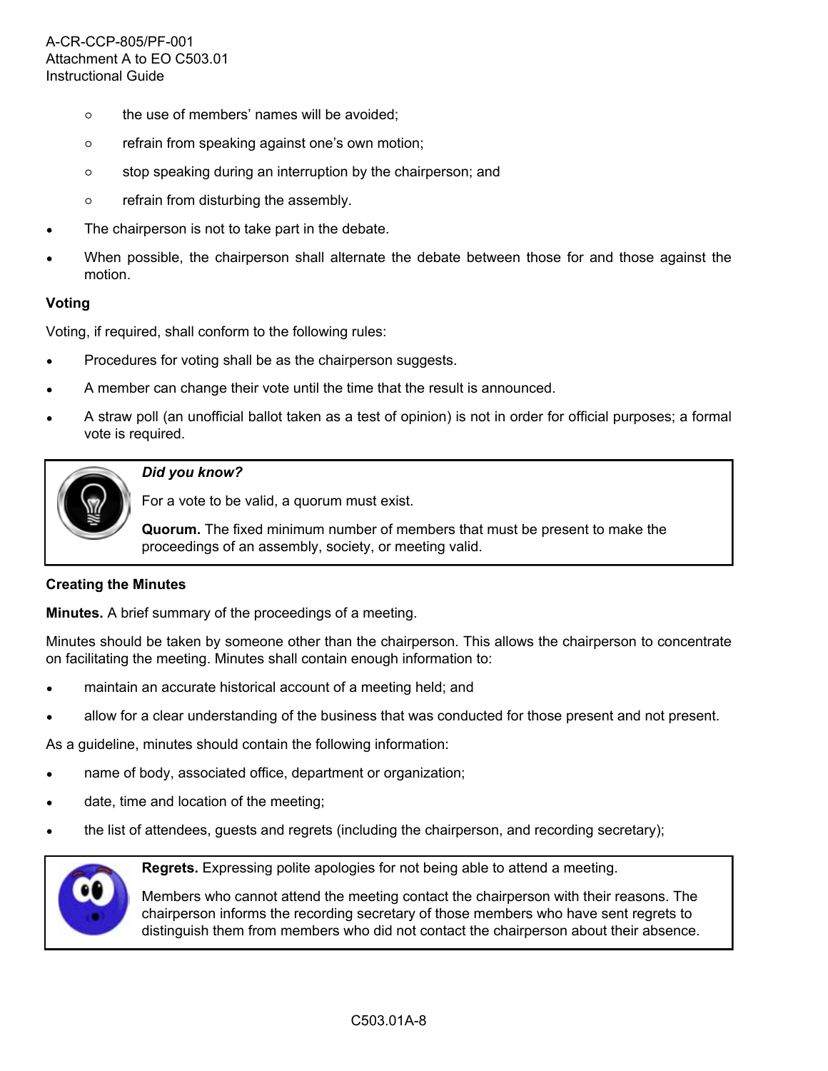- the use of members' names will be avoided;
- refrain from speaking against one's own motion;
- stop speaking during an interruption by the chairperson; and
- refrain from disturbing the assembly.

- The chairperson is not to take part in the debate.
- When possible, the chairperson shall alternate the debate between those for and those against the motion.

**Voting**

Voting, if required, shall conform to the following rules:

- Procedures for voting shall be as the chairperson suggests.
- A member can change their vote until the time that the result is announced.
- A straw poll (an unofficial ballot taken as a test of opinion) is not in order for official purposes; a formal vote is required.

> ***Did you know?***
>
> For a vote to be valid, a quorum must exist.
>
> **Quorum.** The fixed minimum number of members that must be present to make the proceedings of an assembly, society, or meeting valid.

**Creating the Minutes**

**Minutes.** A brief summary of the proceedings of a meeting.

Minutes should be taken by someone other than the chairperson. This allows the chairperson to concentrate on facilitating the meeting. Minutes shall contain enough information to:

- maintain an accurate historical account of a meeting held; and
- allow for a clear understanding of the business that was conducted for those present and not present.

As a guideline, minutes should contain the following information:

- name of body, associated office, department or organization;
- date, time and location of the meeting;
- the list of attendees, guests and regrets (including the chairperson, and recording secretary);

> **Regrets.** Expressing polite apologies for not being able to attend a meeting.
>
> Members who cannot attend the meeting contact the chairperson with their reasons. The chairperson informs the recording secretary of those members who have sent regrets to distinguish them from members who did not contact the chairperson about their absence.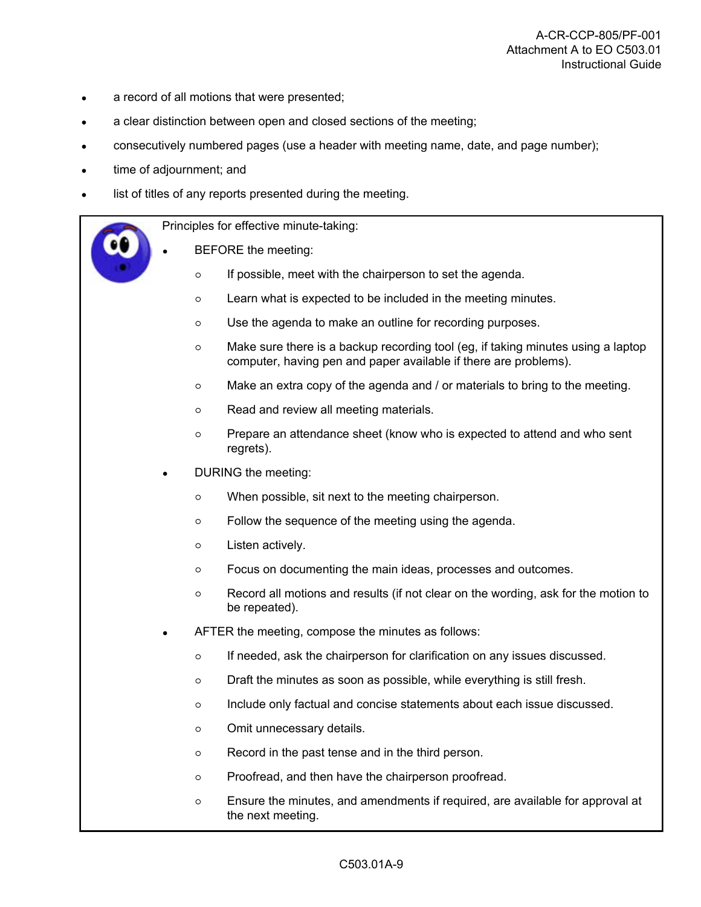- a record of all motions that were presented;
- a clear distinction between open and closed sections of the meeting;
- consecutively numbered pages (use a header with meeting name, date, and page number);
- time of adjournment; and
- list of titles of any reports presented during the meeting.

Principles for effective minute-taking:

- BEFORE the meeting:
  - If possible, meet with the chairperson to set the agenda.
  - Learn what is expected to be included in the meeting minutes.
  - Use the agenda to make an outline for recording purposes.
  - Make sure there is a backup recording tool (eg, if taking minutes using a laptop computer, having pen and paper available if there are problems).
  - Make an extra copy of the agenda and / or materials to bring to the meeting.
  - Read and review all meeting materials.
  - Prepare an attendance sheet (know who is expected to attend and who sent regrets).
- DURING the meeting:
  - When possible, sit next to the meeting chairperson.
  - Follow the sequence of the meeting using the agenda.
  - Listen actively.
  - Focus on documenting the main ideas, processes and outcomes.
  - Record all motions and results (if not clear on the wording, ask for the motion to be repeated).
- AFTER the meeting, compose the minutes as follows:
  - If needed, ask the chairperson for clarification on any issues discussed.
  - Draft the minutes as soon as possible, while everything is still fresh.
  - Include only factual and concise statements about each issue discussed.
  - Omit unnecessary details.
  - Record in the past tense and in the third person.
  - Proofread, and then have the chairperson proofread.
  - Ensure the minutes, and amendments if required, are available for approval at the next meeting.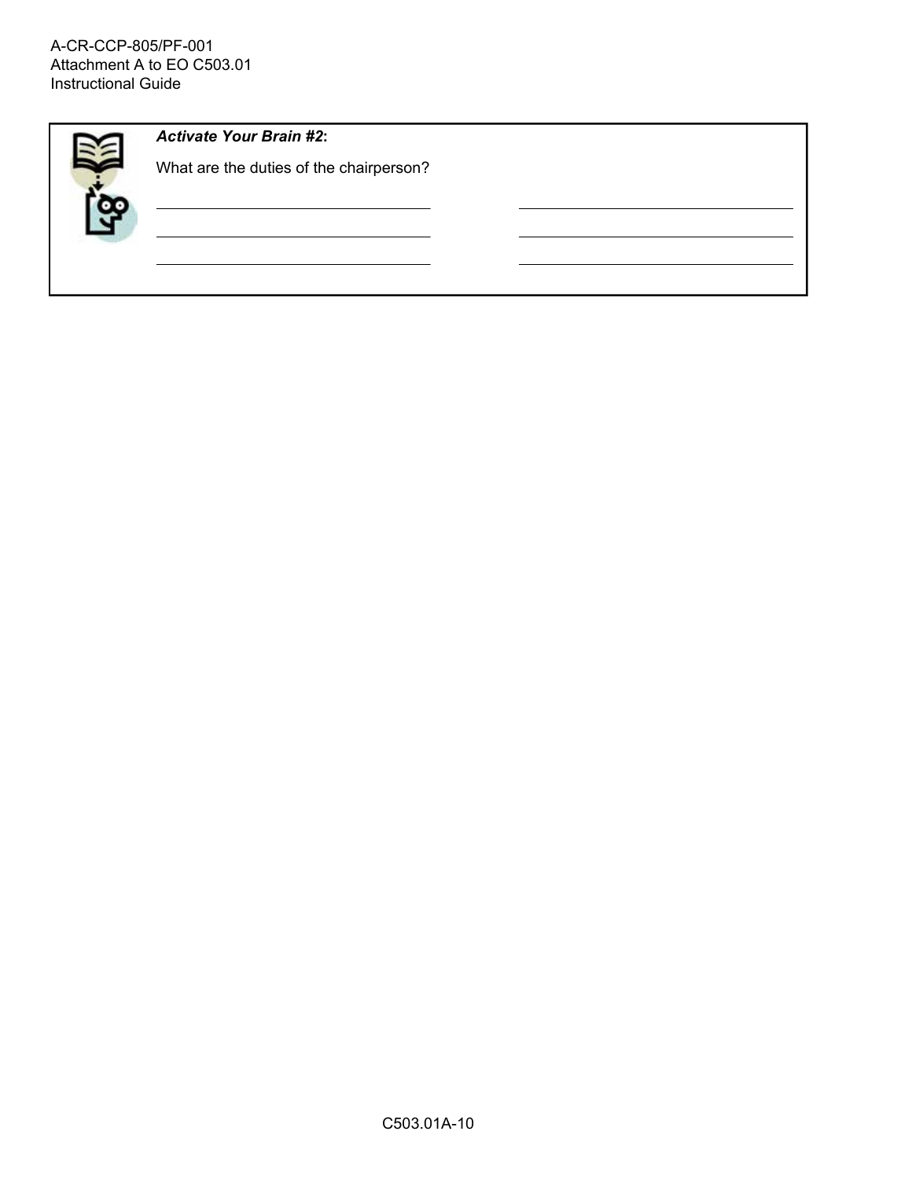***Activate Your Brain #2*:**

What are the duties of the chairperson?

\_\_\_\_\_\_\_\_\_\_\_\_\_\_\_\_\_\_\_\_\_\_\_\_\_\_\_\_\_\_ \_\_\_\_\_\_\_\_\_\_\_\_\_\_\_\_\_\_\_\_\_\_\_\_\_\_\_\_\_\_

\_\_\_\_\_\_\_\_\_\_\_\_\_\_\_\_\_\_\_\_\_\_\_\_\_\_\_\_\_\_ \_\_\_\_\_\_\_\_\_\_\_\_\_\_\_\_\_\_\_\_\_\_\_\_\_\_\_\_\_\_

\_\_\_\_\_\_\_\_\_\_\_\_\_\_\_\_\_\_\_\_\_\_\_\_\_\_\_\_\_\_ \_\_\_\_\_\_\_\_\_\_\_\_\_\_\_\_\_\_\_\_\_\_\_\_\_\_\_\_\_\_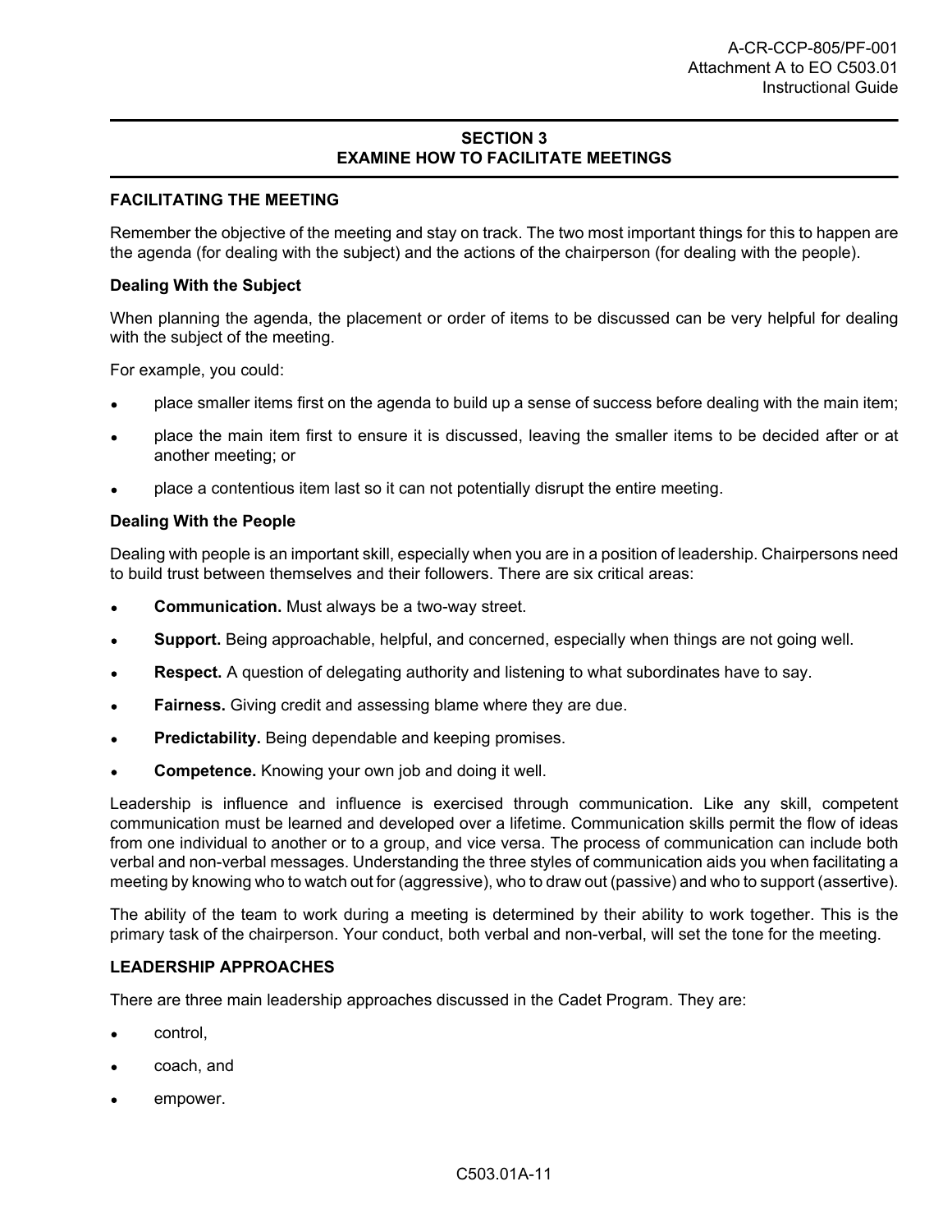## SECTION 3
## EXAMINE HOW TO FACILITATE MEETINGS

### FACILITATING THE MEETING

Remember the objective of the meeting and stay on track. The two most important things for this to happen are the agenda (for dealing with the subject) and the actions of the chairperson (for dealing with the people).

#### Dealing With the Subject

When planning the agenda, the placement or order of items to be discussed can be very helpful for dealing with the subject of the meeting.

For example, you could:

- place smaller items first on the agenda to build up a sense of success before dealing with the main item;
- place the main item first to ensure it is discussed, leaving the smaller items to be decided after or at another meeting; or
- place a contentious item last so it can not potentially disrupt the entire meeting.

#### Dealing With the People

Dealing with people is an important skill, especially when you are in a position of leadership. Chairpersons need to build trust between themselves and their followers. There are six critical areas:

- **Communication.** Must always be a two-way street.
- **Support.** Being approachable, helpful, and concerned, especially when things are not going well.
- **Respect.** A question of delegating authority and listening to what subordinates have to say.
- **Fairness.** Giving credit and assessing blame where they are due.
- **Predictability.** Being dependable and keeping promises.
- **Competence.** Knowing your own job and doing it well.

Leadership is influence and influence is exercised through communication. Like any skill, competent communication must be learned and developed over a lifetime. Communication skills permit the flow of ideas from one individual to another or to a group, and vice versa. The process of communication can include both verbal and non-verbal messages. Understanding the three styles of communication aids you when facilitating a meeting by knowing who to watch out for (aggressive), who to draw out (passive) and who to support (assertive).

The ability of the team to work during a meeting is determined by their ability to work together. This is the primary task of the chairperson. Your conduct, both verbal and non-verbal, will set the tone for the meeting.

### LEADERSHIP APPROACHES

There are three main leadership approaches discussed in the Cadet Program. They are:

- control,
- coach, and
- empower.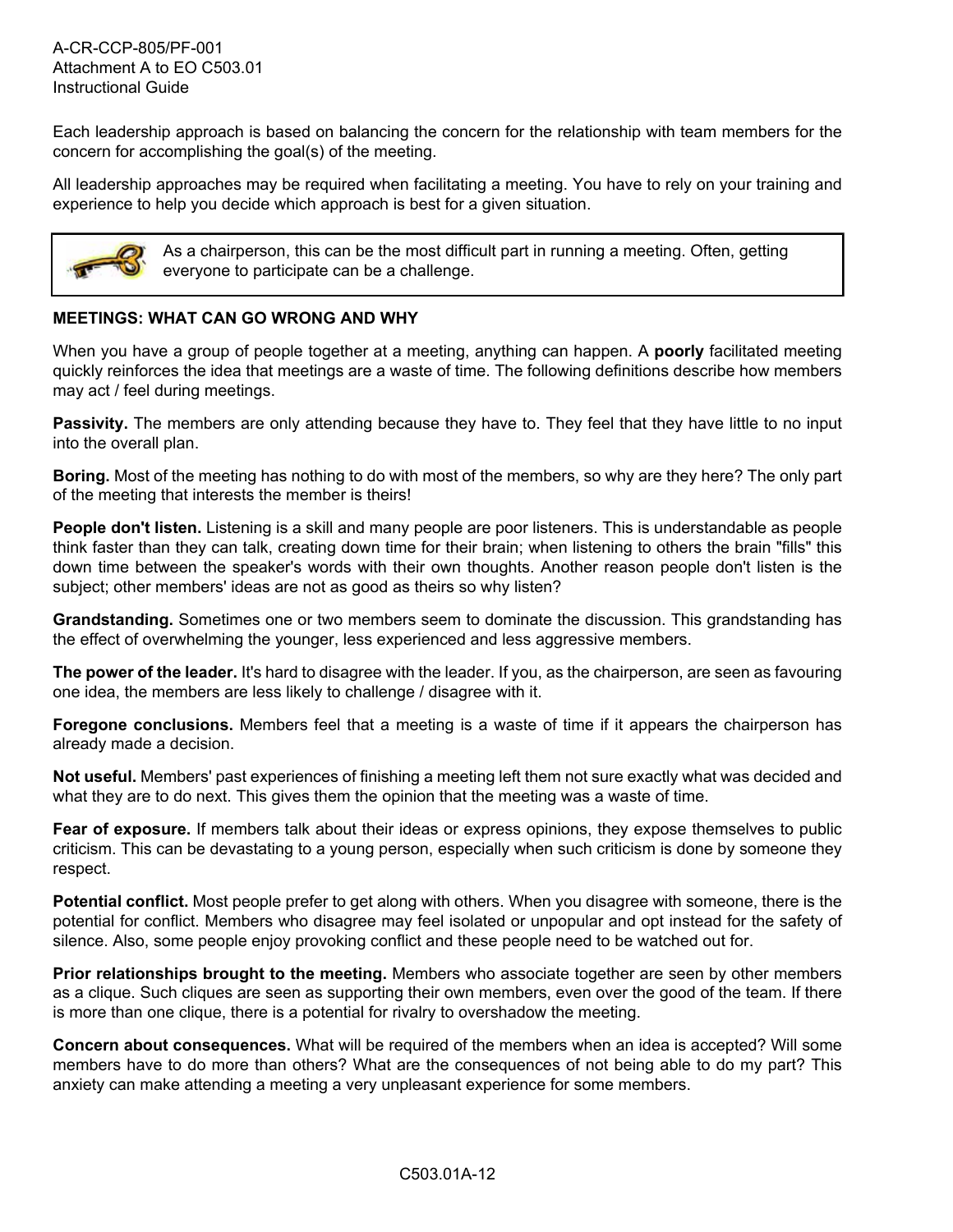Each leadership approach is based on balancing the concern for the relationship with team members for the concern for accomplishing the goal(s) of the meeting.

All leadership approaches may be required when facilitating a meeting. You have to rely on your training and experience to help you decide which approach is best for a given situation.

> As a chairperson, this can be the most difficult part in running a meeting. Often, getting everyone to participate can be a challenge.

**MEETINGS: WHAT CAN GO WRONG AND WHY**

When you have a group of people together at a meeting, anything can happen. A **poorly** facilitated meeting quickly reinforces the idea that meetings are a waste of time. The following definitions describe how members may act / feel during meetings.

**Passivity.** The members are only attending because they have to. They feel that they have little to no input into the overall plan.

**Boring.** Most of the meeting has nothing to do with most of the members, so why are they here? The only part of the meeting that interests the member is theirs!

**People don't listen.** Listening is a skill and many people are poor listeners. This is understandable as people think faster than they can talk, creating down time for their brain; when listening to others the brain "fills" this down time between the speaker's words with their own thoughts. Another reason people don't listen is the subject; other members' ideas are not as good as theirs so why listen?

**Grandstanding.** Sometimes one or two members seem to dominate the discussion. This grandstanding has the effect of overwhelming the younger, less experienced and less aggressive members.

**The power of the leader.** It's hard to disagree with the leader. If you, as the chairperson, are seen as favouring one idea, the members are less likely to challenge / disagree with it.

**Foregone conclusions.** Members feel that a meeting is a waste of time if it appears the chairperson has already made a decision.

**Not useful.** Members' past experiences of finishing a meeting left them not sure exactly what was decided and what they are to do next. This gives them the opinion that the meeting was a waste of time.

**Fear of exposure.** If members talk about their ideas or express opinions, they expose themselves to public criticism. This can be devastating to a young person, especially when such criticism is done by someone they respect.

**Potential conflict.** Most people prefer to get along with others. When you disagree with someone, there is the potential for conflict. Members who disagree may feel isolated or unpopular and opt instead for the safety of silence. Also, some people enjoy provoking conflict and these people need to be watched out for.

**Prior relationships brought to the meeting.** Members who associate together are seen by other members as a clique. Such cliques are seen as supporting their own members, even over the good of the team. If there is more than one clique, there is a potential for rivalry to overshadow the meeting.

**Concern about consequences.** What will be required of the members when an idea is accepted? Will some members have to do more than others? What are the consequences of not being able to do my part? This anxiety can make attending a meeting a very unpleasant experience for some members.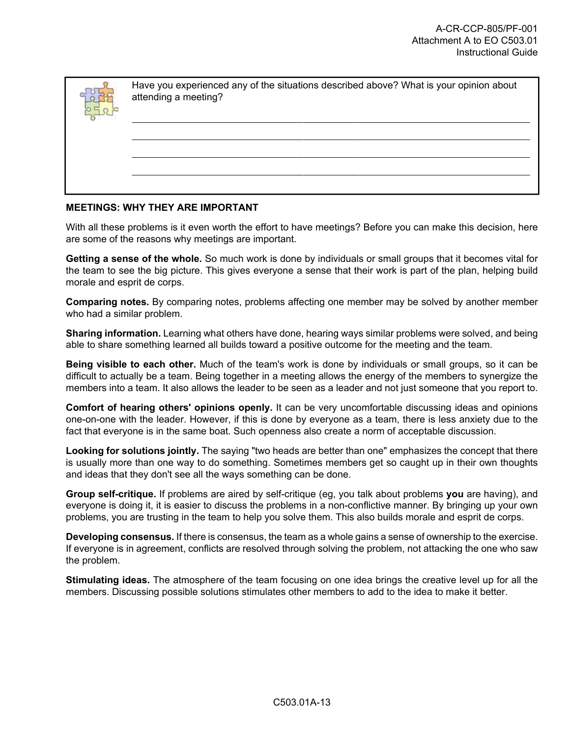Have you experienced any of the situations described above? What is your opinion about attending a meeting?

\_\_\_\_\_\_\_\_\_\_\_\_\_\_\_\_\_\_\_\_\_\_\_\_\_\_\_\_\_\_\_\_\_\_\_\_\_\_\_\_\_\_\_\_\_\_\_\_\_\_\_\_\_\_\_\_\_\_\_\_\_\_\_\_\_\_\_\_\_\_\_\_\_\_

\_\_\_\_\_\_\_\_\_\_\_\_\_\_\_\_\_\_\_\_\_\_\_\_\_\_\_\_\_\_\_\_\_\_\_\_\_\_\_\_\_\_\_\_\_\_\_\_\_\_\_\_\_\_\_\_\_\_\_\_\_\_\_\_\_\_\_\_\_\_\_\_\_\_

\_\_\_\_\_\_\_\_\_\_\_\_\_\_\_\_\_\_\_\_\_\_\_\_\_\_\_\_\_\_\_\_\_\_\_\_\_\_\_\_\_\_\_\_\_\_\_\_\_\_\_\_\_\_\_\_\_\_\_\_\_\_\_\_\_\_\_\_\_\_\_\_\_\_

\_\_\_\_\_\_\_\_\_\_\_\_\_\_\_\_\_\_\_\_\_\_\_\_\_\_\_\_\_\_\_\_\_\_\_\_\_\_\_\_\_\_\_\_\_\_\_\_\_\_\_\_\_\_\_\_\_\_\_\_\_\_\_\_\_\_\_\_\_\_\_\_\_\_

**MEETINGS: WHY THEY ARE IMPORTANT**

With all these problems is it even worth the effort to have meetings? Before you can make this decision, here are some of the reasons why meetings are important.

**Getting a sense of the whole.** So much work is done by individuals or small groups that it becomes vital for the team to see the big picture. This gives everyone a sense that their work is part of the plan, helping build morale and esprit de corps.

**Comparing notes.** By comparing notes, problems affecting one member may be solved by another member who had a similar problem.

**Sharing information.** Learning what others have done, hearing ways similar problems were solved, and being able to share something learned all builds toward a positive outcome for the meeting and the team.

**Being visible to each other.** Much of the team's work is done by individuals or small groups, so it can be difficult to actually be a team. Being together in a meeting allows the energy of the members to synergize the members into a team. It also allows the leader to be seen as a leader and not just someone that you report to.

**Comfort of hearing others' opinions openly.** It can be very uncomfortable discussing ideas and opinions one-on-one with the leader. However, if this is done by everyone as a team, there is less anxiety due to the fact that everyone is in the same boat. Such openness also create a norm of acceptable discussion.

**Looking for solutions jointly.** The saying "two heads are better than one" emphasizes the concept that there is usually more than one way to do something. Sometimes members get so caught up in their own thoughts and ideas that they don't see all the ways something can be done.

**Group self-critique.** If problems are aired by self-critique (eg, you talk about problems **you** are having), and everyone is doing it, it is easier to discuss the problems in a non-conflictive manner. By bringing up your own problems, you are trusting in the team to help you solve them. This also builds morale and esprit de corps.

**Developing consensus.** If there is consensus, the team as a whole gains a sense of ownership to the exercise. If everyone is in agreement, conflicts are resolved through solving the problem, not attacking the one who saw the problem.

**Stimulating ideas.** The atmosphere of the team focusing on one idea brings the creative level up for all the members. Discussing possible solutions stimulates other members to add to the idea to make it better.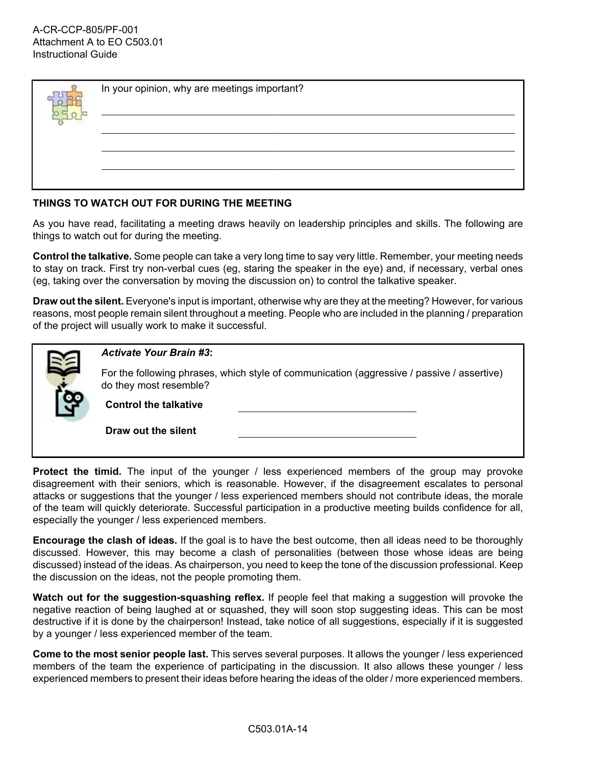In your opinion, why are meetings important?

\_\_\_\_\_\_\_\_\_\_\_\_\_\_\_\_\_\_\_\_\_\_\_\_\_\_\_\_\_\_\_\_\_\_\_\_\_\_\_\_\_\_\_\_\_\_\_\_\_\_\_\_\_\_\_\_\_\_\_\_\_\_\_\_

\_\_\_\_\_\_\_\_\_\_\_\_\_\_\_\_\_\_\_\_\_\_\_\_\_\_\_\_\_\_\_\_\_\_\_\_\_\_\_\_\_\_\_\_\_\_\_\_\_\_\_\_\_\_\_\_\_\_\_\_\_\_\_\_

\_\_\_\_\_\_\_\_\_\_\_\_\_\_\_\_\_\_\_\_\_\_\_\_\_\_\_\_\_\_\_\_\_\_\_\_\_\_\_\_\_\_\_\_\_\_\_\_\_\_\_\_\_\_\_\_\_\_\_\_\_\_\_\_

\_\_\_\_\_\_\_\_\_\_\_\_\_\_\_\_\_\_\_\_\_\_\_\_\_\_\_\_\_\_\_\_\_\_\_\_\_\_\_\_\_\_\_\_\_\_\_\_\_\_\_\_\_\_\_\_\_\_\_\_\_\_\_\_

## THINGS TO WATCH OUT FOR DURING THE MEETING

As you have read, facilitating a meeting draws heavily on leadership principles and skills. The following are things to watch out for during the meeting.

**Control the talkative.** Some people can take a very long time to say very little. Remember, your meeting needs to stay on track. First try non-verbal cues (eg, staring the speaker in the eye) and, if necessary, verbal ones (eg, taking over the conversation by moving the discussion on) to control the talkative speaker.

**Draw out the silent.** Everyone's input is important, otherwise why are they at the meeting? However, for various reasons, most people remain silent throughout a meeting. People who are included in the planning / preparation of the project will usually work to make it successful.

***Activate Your Brain #3*:**

For the following phrases, which style of communication (aggressive / passive / assertive) do they most resemble?

**Control the talkative** \_\_\_\_\_\_\_\_\_\_\_\_\_\_\_\_\_\_\_\_\_\_\_\_\_\_\_\_

**Draw out the silent** \_\_\_\_\_\_\_\_\_\_\_\_\_\_\_\_\_\_\_\_\_\_\_\_\_\_\_\_

**Protect the timid.** The input of the younger / less experienced members of the group may provoke disagreement with their seniors, which is reasonable. However, if the disagreement escalates to personal attacks or suggestions that the younger / less experienced members should not contribute ideas, the morale of the team will quickly deteriorate. Successful participation in a productive meeting builds confidence for all, especially the younger / less experienced members.

**Encourage the clash of ideas.** If the goal is to have the best outcome, then all ideas need to be thoroughly discussed. However, this may become a clash of personalities (between those whose ideas are being discussed) instead of the ideas. As chairperson, you need to keep the tone of the discussion professional. Keep the discussion on the ideas, not the people promoting them.

**Watch out for the suggestion-squashing reflex.** If people feel that making a suggestion will provoke the negative reaction of being laughed at or squashed, they will soon stop suggesting ideas. This can be most destructive if it is done by the chairperson! Instead, take notice of all suggestions, especially if it is suggested by a younger / less experienced member of the team.

**Come to the most senior people last.** This serves several purposes. It allows the younger / less experienced members of the team the experience of participating in the discussion. It also allows these younger / less experienced members to present their ideas before hearing the ideas of the older / more experienced members.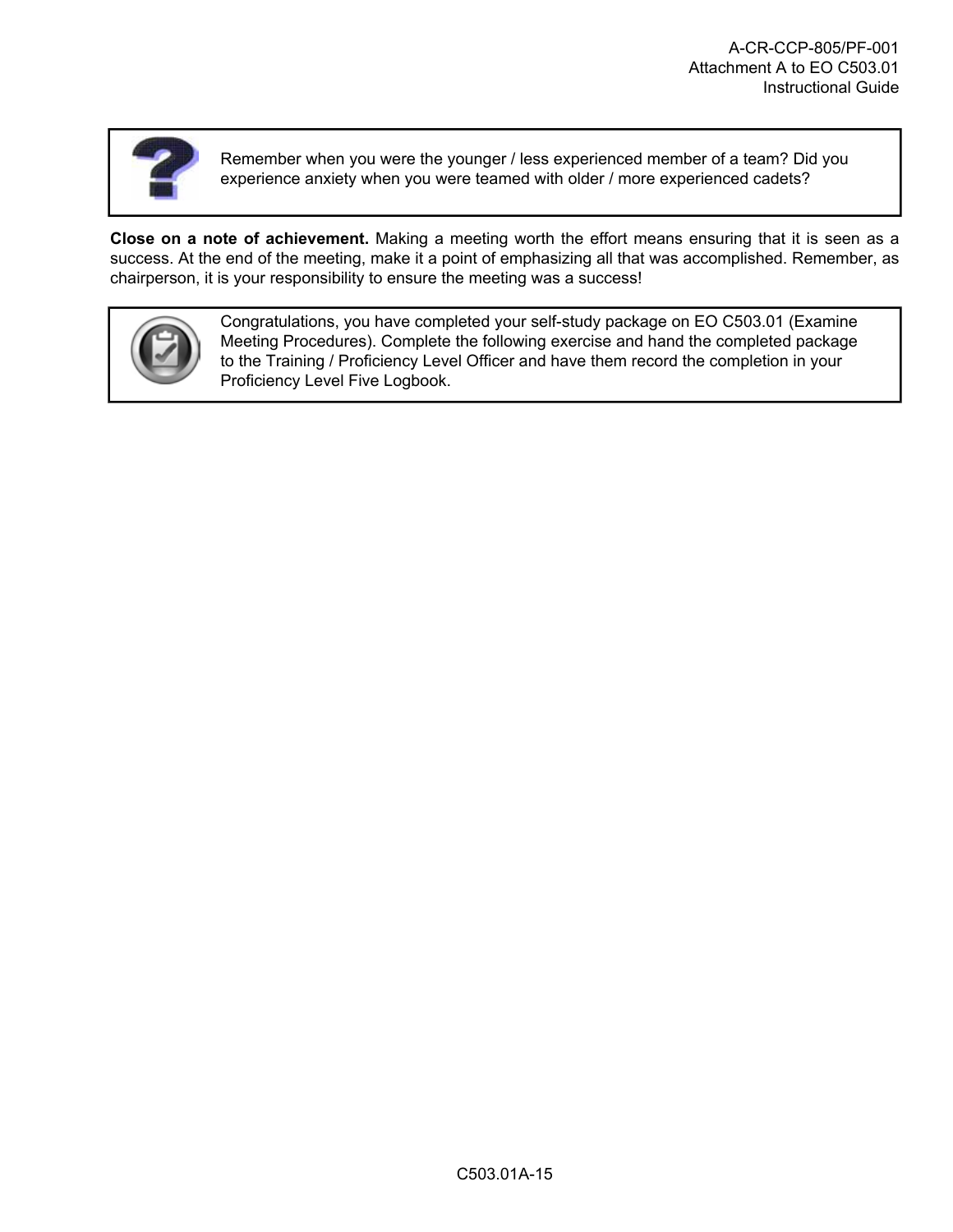Remember when you were the younger / less experienced member of a team? Did you experience anxiety when you were teamed with older / more experienced cadets?

**Close on a note of achievement.** Making a meeting worth the effort means ensuring that it is seen as a success. At the end of the meeting, make it a point of emphasizing all that was accomplished. Remember, as chairperson, it is your responsibility to ensure the meeting was a success!

Congratulations, you have completed your self-study package on EO C503.01 (Examine Meeting Procedures). Complete the following exercise and hand the completed package to the Training / Proficiency Level Officer and have them record the completion in your Proficiency Level Five Logbook.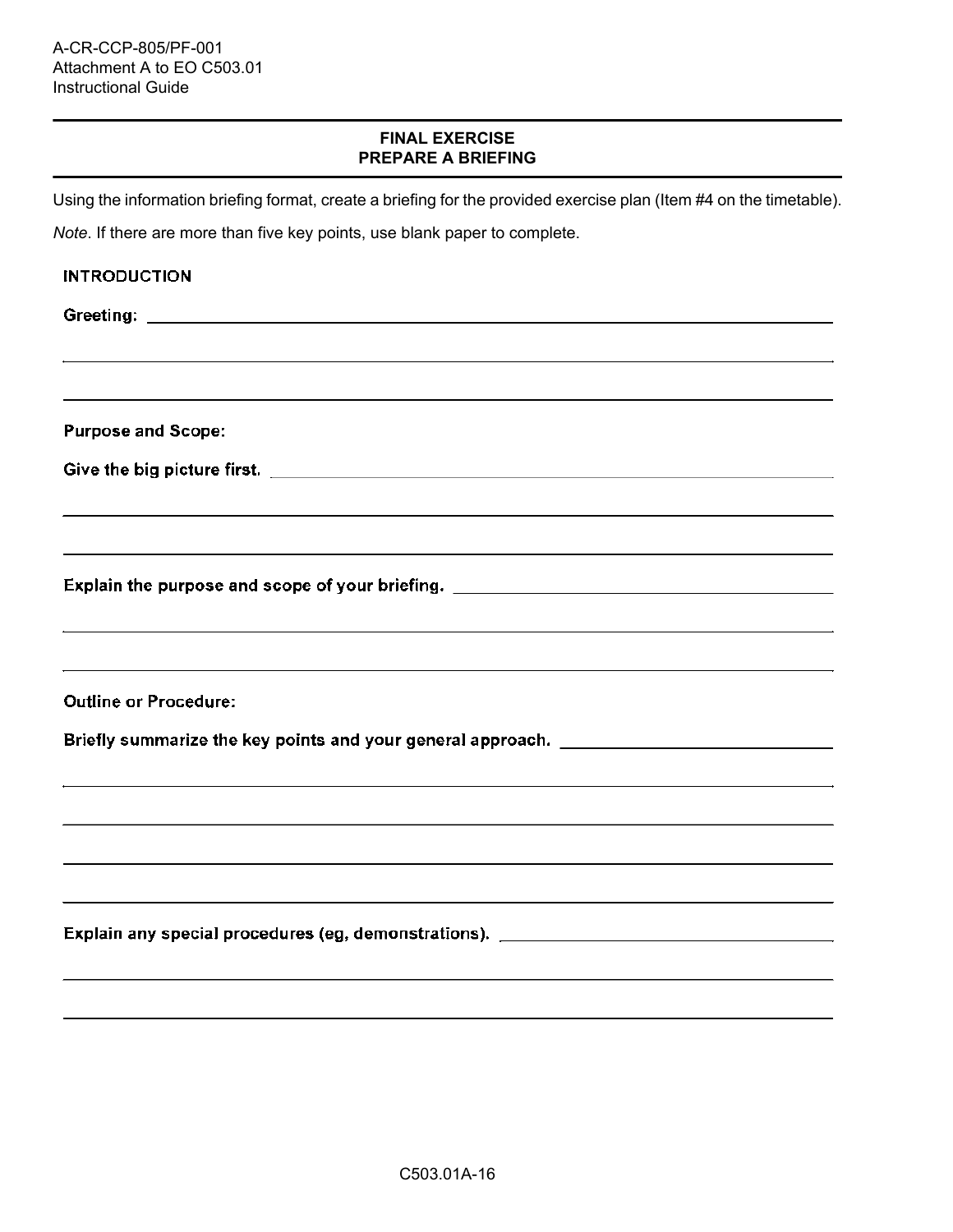A-CR-CCP-805/PF-001
Attachment A to EO C503.01
Instructional Guide

## FINAL EXERCISE
## PREPARE A BRIEFING

Using the information briefing format, create a briefing for the provided exercise plan (Item #4 on the timetable).

*Note*. If there are more than five key points, use blank paper to complete.

**INTRODUCTION**

**Greeting:** ____________________________________________________________

____________________________________________________________

____________________________________________________________

**Purpose and Scope:**

**Give the big picture first.** ____________________________________________________________

____________________________________________________________

____________________________________________________________

**Explain the purpose and scope of your briefing.** ____________________________________________________________

____________________________________________________________

____________________________________________________________

**Outline or Procedure:**

**Briefly summarize the key points and your general approach.** ____________________________________________________________

____________________________________________________________

____________________________________________________________

____________________________________________________________

____________________________________________________________

**Explain any special procedures (eg, demonstrations).** ____________________________________________________________

____________________________________________________________

____________________________________________________________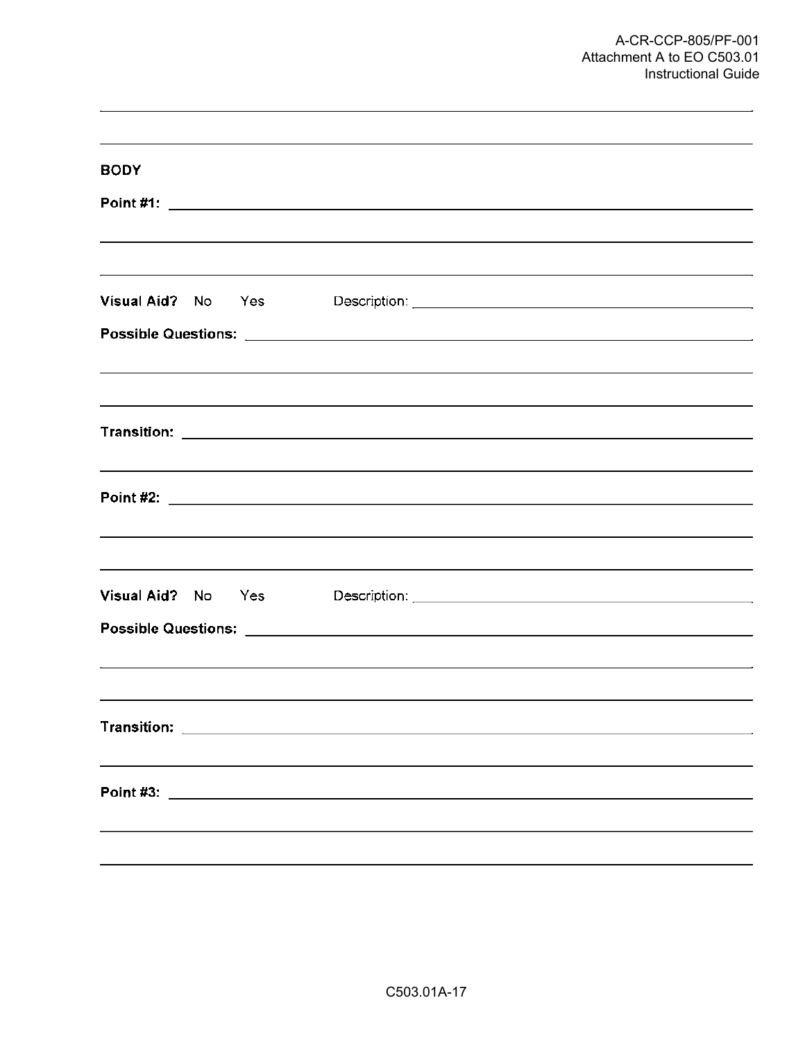**BODY**

**Point #1:** 

**Visual Aid?** No Yes Description: 

**Possible Questions:** 

**Transition:** 

**Point #2:** 

**Visual Aid?** No Yes Description: 

**Possible Questions:** 

**Transition:** 

**Point #3:**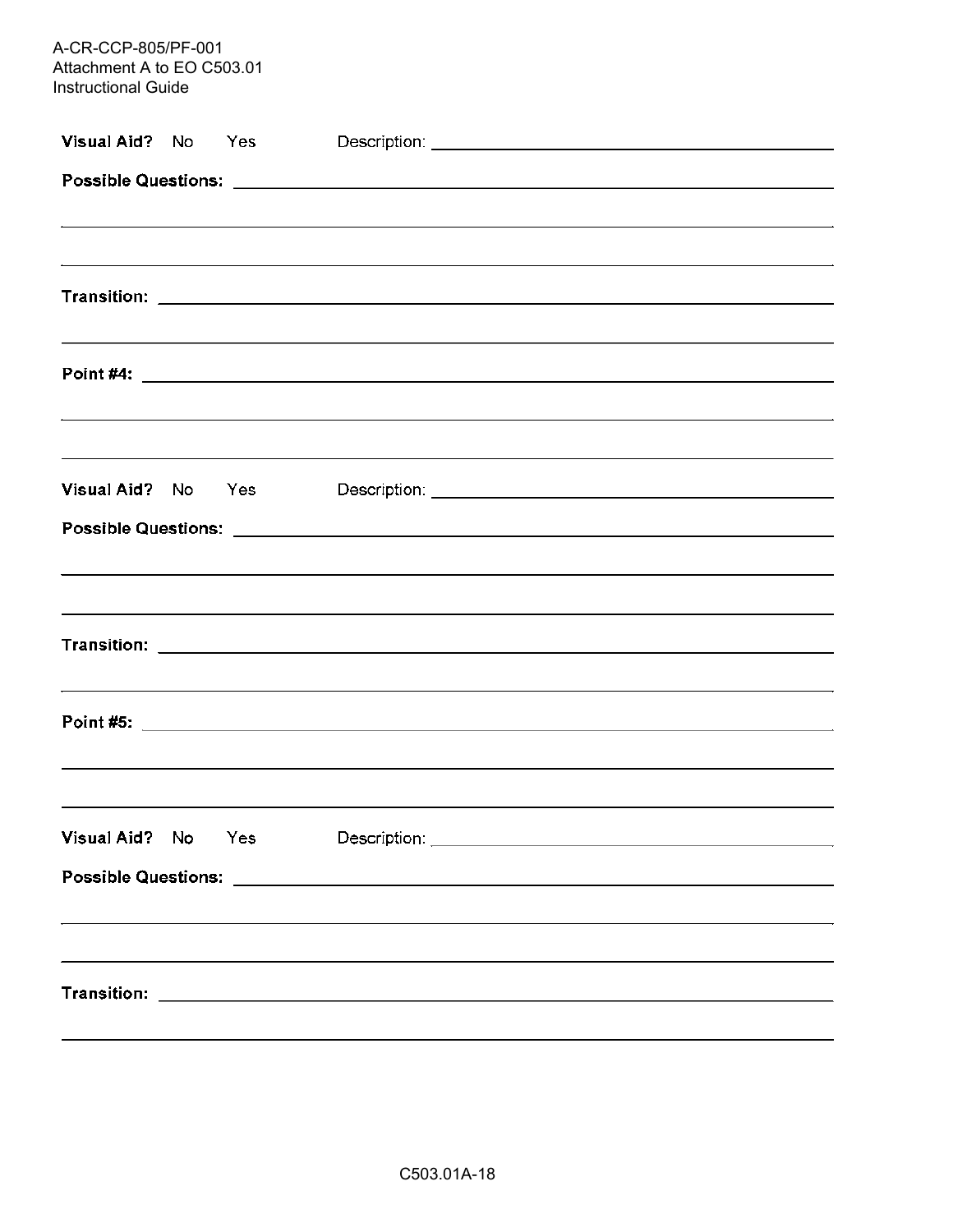**Visual Aid?** No Yes Description: \_\_\_\_\_\_\_\_\_\_\_\_\_\_\_\_\_\_\_\_\_\_\_\_\_\_\_\_\_\_\_\_\_\_\_\_\_\_\_\_

**Possible Questions:** \_\_\_\_\_\_\_\_\_\_\_\_\_\_\_\_\_\_\_\_\_\_\_\_\_\_\_\_\_\_\_\_\_\_\_\_\_\_\_\_\_\_\_\_\_\_\_\_\_\_\_\_\_\_\_\_\_\_

\_\_\_\_\_\_\_\_\_\_\_\_\_\_\_\_\_\_\_\_\_\_\_\_\_\_\_\_\_\_\_\_\_\_\_\_\_\_\_\_\_\_\_\_\_\_\_\_\_\_\_\_\_\_\_\_\_\_\_\_\_\_\_\_\_\_\_\_\_\_\_\_\_\_\_\_\_\_

\_\_\_\_\_\_\_\_\_\_\_\_\_\_\_\_\_\_\_\_\_\_\_\_\_\_\_\_\_\_\_\_\_\_\_\_\_\_\_\_\_\_\_\_\_\_\_\_\_\_\_\_\_\_\_\_\_\_\_\_\_\_\_\_\_\_\_\_\_\_\_\_\_\_\_\_\_\_

**Transition:** \_\_\_\_\_\_\_\_\_\_\_\_\_\_\_\_\_\_\_\_\_\_\_\_\_\_\_\_\_\_\_\_\_\_\_\_\_\_\_\_\_\_\_\_\_\_\_\_\_\_\_\_\_\_\_\_\_\_\_\_\_\_\_\_\_\_\_

\_\_\_\_\_\_\_\_\_\_\_\_\_\_\_\_\_\_\_\_\_\_\_\_\_\_\_\_\_\_\_\_\_\_\_\_\_\_\_\_\_\_\_\_\_\_\_\_\_\_\_\_\_\_\_\_\_\_\_\_\_\_\_\_\_\_\_\_\_\_\_\_\_\_\_\_\_\_

**Point #4:** \_\_\_\_\_\_\_\_\_\_\_\_\_\_\_\_\_\_\_\_\_\_\_\_\_\_\_\_\_\_\_\_\_\_\_\_\_\_\_\_\_\_\_\_\_\_\_\_\_\_\_\_\_\_\_\_\_\_\_\_\_\_\_\_\_\_\_\_

\_\_\_\_\_\_\_\_\_\_\_\_\_\_\_\_\_\_\_\_\_\_\_\_\_\_\_\_\_\_\_\_\_\_\_\_\_\_\_\_\_\_\_\_\_\_\_\_\_\_\_\_\_\_\_\_\_\_\_\_\_\_\_\_\_\_\_\_\_\_\_\_\_\_\_\_\_\_

\_\_\_\_\_\_\_\_\_\_\_\_\_\_\_\_\_\_\_\_\_\_\_\_\_\_\_\_\_\_\_\_\_\_\_\_\_\_\_\_\_\_\_\_\_\_\_\_\_\_\_\_\_\_\_\_\_\_\_\_\_\_\_\_\_\_\_\_\_\_\_\_\_\_\_\_\_\_

**Visual Aid?** No Yes Description: \_\_\_\_\_\_\_\_\_\_\_\_\_\_\_\_\_\_\_\_\_\_\_\_\_\_\_\_\_\_\_\_\_\_\_\_\_\_\_\_

**Possible Questions:** \_\_\_\_\_\_\_\_\_\_\_\_\_\_\_\_\_\_\_\_\_\_\_\_\_\_\_\_\_\_\_\_\_\_\_\_\_\_\_\_\_\_\_\_\_\_\_\_\_\_\_\_\_\_\_\_\_\_

\_\_\_\_\_\_\_\_\_\_\_\_\_\_\_\_\_\_\_\_\_\_\_\_\_\_\_\_\_\_\_\_\_\_\_\_\_\_\_\_\_\_\_\_\_\_\_\_\_\_\_\_\_\_\_\_\_\_\_\_\_\_\_\_\_\_\_\_\_\_\_\_\_\_\_\_\_\_

\_\_\_\_\_\_\_\_\_\_\_\_\_\_\_\_\_\_\_\_\_\_\_\_\_\_\_\_\_\_\_\_\_\_\_\_\_\_\_\_\_\_\_\_\_\_\_\_\_\_\_\_\_\_\_\_\_\_\_\_\_\_\_\_\_\_\_\_\_\_\_\_\_\_\_\_\_\_

**Transition:** \_\_\_\_\_\_\_\_\_\_\_\_\_\_\_\_\_\_\_\_\_\_\_\_\_\_\_\_\_\_\_\_\_\_\_\_\_\_\_\_\_\_\_\_\_\_\_\_\_\_\_\_\_\_\_\_\_\_\_\_\_\_\_\_\_\_\_

\_\_\_\_\_\_\_\_\_\_\_\_\_\_\_\_\_\_\_\_\_\_\_\_\_\_\_\_\_\_\_\_\_\_\_\_\_\_\_\_\_\_\_\_\_\_\_\_\_\_\_\_\_\_\_\_\_\_\_\_\_\_\_\_\_\_\_\_\_\_\_\_\_\_\_\_\_\_

**Point #5:** \_\_\_\_\_\_\_\_\_\_\_\_\_\_\_\_\_\_\_\_\_\_\_\_\_\_\_\_\_\_\_\_\_\_\_\_\_\_\_\_\_\_\_\_\_\_\_\_\_\_\_\_\_\_\_\_\_\_\_\_\_\_\_\_\_\_\_\_

\_\_\_\_\_\_\_\_\_\_\_\_\_\_\_\_\_\_\_\_\_\_\_\_\_\_\_\_\_\_\_\_\_\_\_\_\_\_\_\_\_\_\_\_\_\_\_\_\_\_\_\_\_\_\_\_\_\_\_\_\_\_\_\_\_\_\_\_\_\_\_\_\_\_\_\_\_\_

\_\_\_\_\_\_\_\_\_\_\_\_\_\_\_\_\_\_\_\_\_\_\_\_\_\_\_\_\_\_\_\_\_\_\_\_\_\_\_\_\_\_\_\_\_\_\_\_\_\_\_\_\_\_\_\_\_\_\_\_\_\_\_\_\_\_\_\_\_\_\_\_\_\_\_\_\_\_

**Visual Aid?** No Yes Description: \_\_\_\_\_\_\_\_\_\_\_\_\_\_\_\_\_\_\_\_\_\_\_\_\_\_\_\_\_\_\_\_\_\_\_\_\_\_\_\_

**Possible Questions:** \_\_\_\_\_\_\_\_\_\_\_\_\_\_\_\_\_\_\_\_\_\_\_\_\_\_\_\_\_\_\_\_\_\_\_\_\_\_\_\_\_\_\_\_\_\_\_\_\_\_\_\_\_\_\_\_\_\_

\_\_\_\_\_\_\_\_\_\_\_\_\_\_\_\_\_\_\_\_\_\_\_\_\_\_\_\_\_\_\_\_\_\_\_\_\_\_\_\_\_\_\_\_\_\_\_\_\_\_\_\_\_\_\_\_\_\_\_\_\_\_\_\_\_\_\_\_\_\_\_\_\_\_\_\_\_\_

\_\_\_\_\_\_\_\_\_\_\_\_\_\_\_\_\_\_\_\_\_\_\_\_\_\_\_\_\_\_\_\_\_\_\_\_\_\_\_\_\_\_\_\_\_\_\_\_\_\_\_\_\_\_\_\_\_\_\_\_\_\_\_\_\_\_\_\_\_\_\_\_\_\_\_\_\_\_

**Transition:** \_\_\_\_\_\_\_\_\_\_\_\_\_\_\_\_\_\_\_\_\_\_\_\_\_\_\_\_\_\_\_\_\_\_\_\_\_\_\_\_\_\_\_\_\_\_\_\_\_\_\_\_\_\_\_\_\_\_\_\_\_\_\_\_\_\_\_

\_\_\_\_\_\_\_\_\_\_\_\_\_\_\_\_\_\_\_\_\_\_\_\_\_\_\_\_\_\_\_\_\_\_\_\_\_\_\_\_\_\_\_\_\_\_\_\_\_\_\_\_\_\_\_\_\_\_\_\_\_\_\_\_\_\_\_\_\_\_\_\_\_\_\_\_\_\_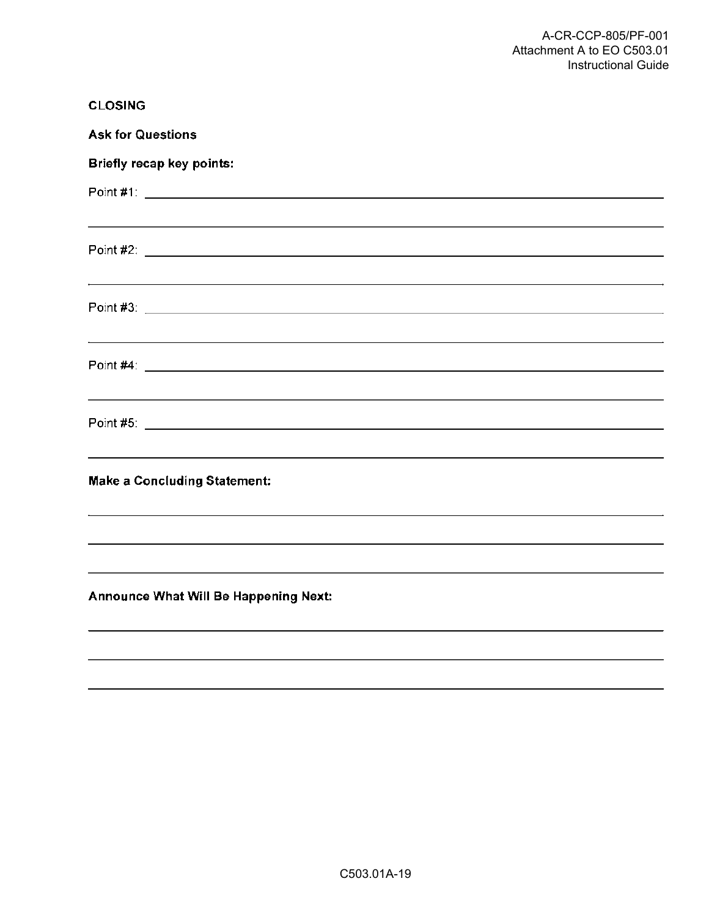**CLOSING**

**Ask for Questions**

**Briefly recap key points:**

Point #1: ______________________________________________________________

________________________________________________________________________

Point #2: ______________________________________________________________

________________________________________________________________________

Point #3: ______________________________________________________________

________________________________________________________________________

Point #4: ______________________________________________________________

________________________________________________________________________

Point #5: ______________________________________________________________

________________________________________________________________________

**Make a Concluding Statement:**

________________________________________________________________________

________________________________________________________________________

________________________________________________________________________

**Announce What Will Be Happening Next:**

________________________________________________________________________

________________________________________________________________________

________________________________________________________________________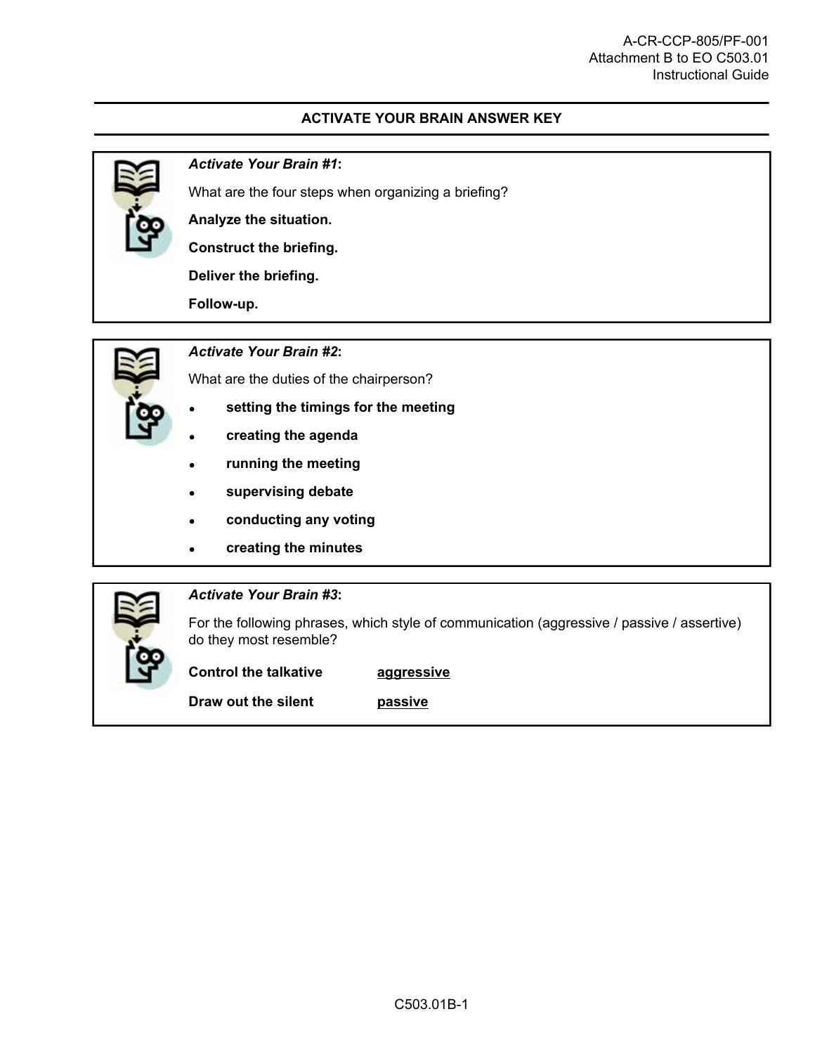## ACTIVATE YOUR BRAIN ANSWER KEY

*Activate Your Brain #1*:

What are the four steps when organizing a briefing?

**Analyze the situation.**

**Construct the briefing.**

**Deliver the briefing.**

**Follow-up.**

*Activate Your Brain #2*:

What are the duties of the chairperson?

- **setting the timings for the meeting**
- **creating the agenda**
- **running the meeting**
- **supervising debate**
- **conducting any voting**
- **creating the minutes**

*Activate Your Brain #3*:

For the following phrases, which style of communication (aggressive / passive / assertive) do they most resemble?

**Control the talkative** <u>**aggressive**</u>

**Draw out the silent** <u>**passive**</u>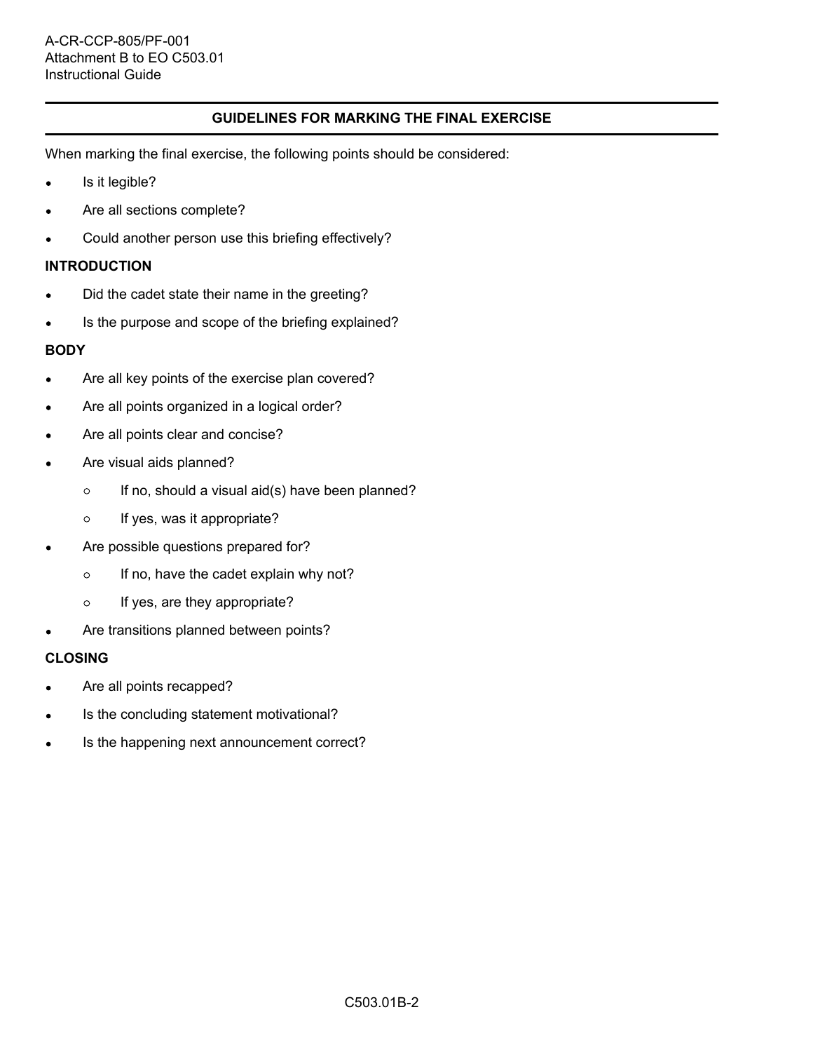## GUIDELINES FOR MARKING THE FINAL EXERCISE

When marking the final exercise, the following points should be considered:

- Is it legible?
- Are all sections complete?
- Could another person use this briefing effectively?

### INTRODUCTION

- Did the cadet state their name in the greeting?
- Is the purpose and scope of the briefing explained?

### BODY

- Are all key points of the exercise plan covered?
- Are all points organized in a logical order?
- Are all points clear and concise?
- Are visual aids planned?
  - If no, should a visual aid(s) have been planned?
  - If yes, was it appropriate?
- Are possible questions prepared for?
  - If no, have the cadet explain why not?
  - If yes, are they appropriate?
- Are transitions planned between points?

### CLOSING

- Are all points recapped?
- Is the concluding statement motivational?
- Is the happening next announcement correct?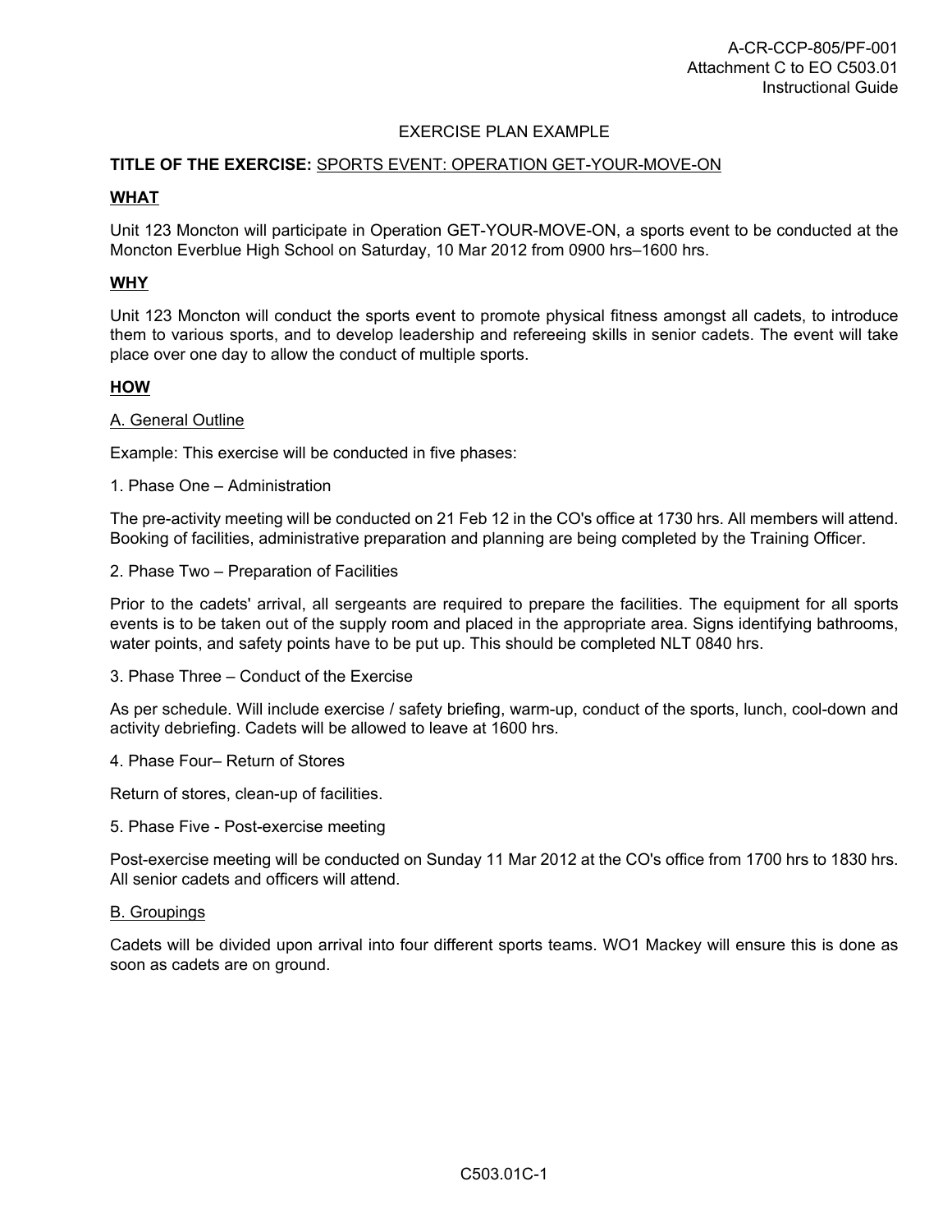# EXERCISE PLAN EXAMPLE

**TITLE OF THE EXERCISE:** SPORTS EVENT: OPERATION GET-YOUR-MOVE-ON

## WHAT

Unit 123 Moncton will participate in Operation GET-YOUR-MOVE-ON, a sports event to be conducted at the Moncton Everblue High School on Saturday, 10 Mar 2012 from 0900 hrs–1600 hrs.

## WHY

Unit 123 Moncton will conduct the sports event to promote physical fitness amongst all cadets, to introduce them to various sports, and to develop leadership and refereeing skills in senior cadets. The event will take place over one day to allow the conduct of multiple sports.

## HOW

### A. General Outline

Example: This exercise will be conducted in five phases:

1. Phase One – Administration

The pre-activity meeting will be conducted on 21 Feb 12 in the CO's office at 1730 hrs. All members will attend. Booking of facilities, administrative preparation and planning are being completed by the Training Officer.

2. Phase Two – Preparation of Facilities

Prior to the cadets' arrival, all sergeants are required to prepare the facilities. The equipment for all sports events is to be taken out of the supply room and placed in the appropriate area. Signs identifying bathrooms, water points, and safety points have to be put up. This should be completed NLT 0840 hrs.

3. Phase Three – Conduct of the Exercise

As per schedule. Will include exercise / safety briefing, warm-up, conduct of the sports, lunch, cool-down and activity debriefing. Cadets will be allowed to leave at 1600 hrs.

4. Phase Four– Return of Stores

Return of stores, clean-up of facilities.

5. Phase Five - Post-exercise meeting

Post-exercise meeting will be conducted on Sunday 11 Mar 2012 at the CO's office from 1700 hrs to 1830 hrs. All senior cadets and officers will attend.

### B. Groupings

Cadets will be divided upon arrival into four different sports teams. WO1 Mackey will ensure this is done as soon as cadets are on ground.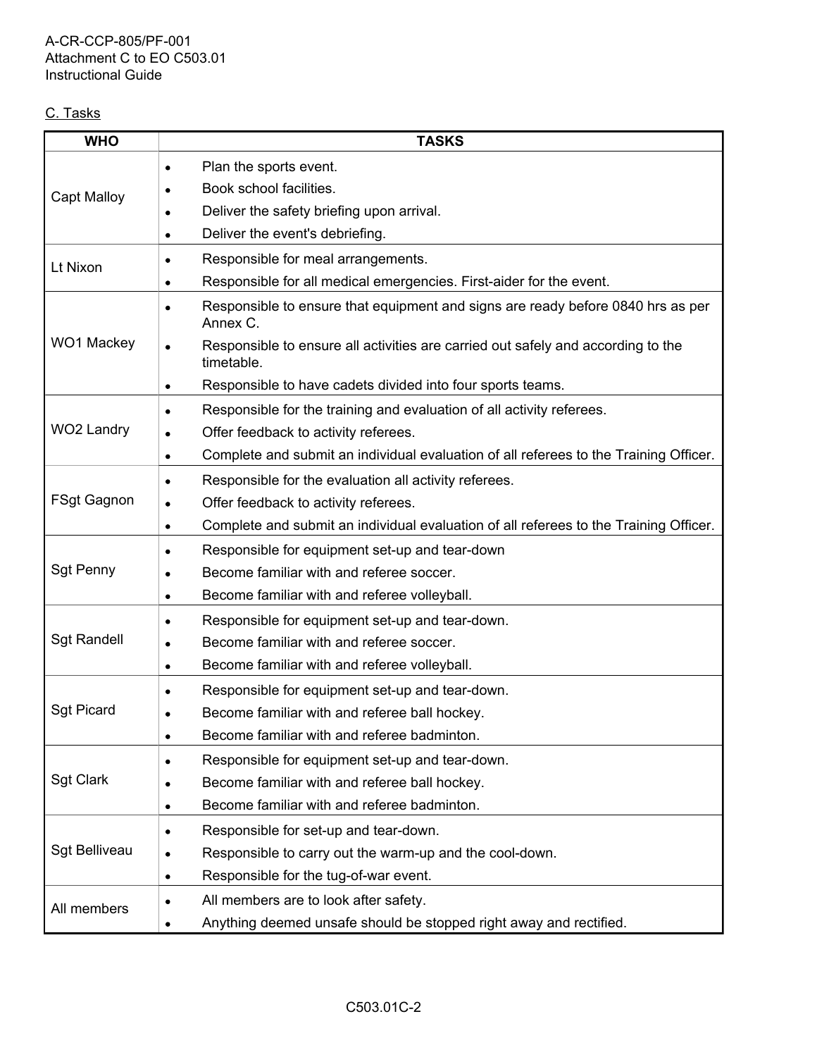C. Tasks

| WHO | TASKS |
|---|---|
| Capt Malloy | • Plan the sports event.<br>• Book school facilities.<br>• Deliver the safety briefing upon arrival.<br>• Deliver the event's debriefing. |
| Lt Nixon | • Responsible for meal arrangements.<br>• Responsible for all medical emergencies. First-aider for the event. |
| WO1 Mackey | • Responsible to ensure that equipment and signs are ready before 0840 hrs as per Annex C.<br>• Responsible to ensure all activities are carried out safely and according to the timetable.<br>• Responsible to have cadets divided into four sports teams. |
| WO2 Landry | • Responsible for the training and evaluation of all activity referees.<br>• Offer feedback to activity referees.<br>• Complete and submit an individual evaluation of all referees to the Training Officer. |
| FSgt Gagnon | • Responsible for the evaluation all activity referees.<br>• Offer feedback to activity referees.<br>• Complete and submit an individual evaluation of all referees to the Training Officer. |
| Sgt Penny | • Responsible for equipment set-up and tear-down<br>• Become familiar with and referee soccer.<br>• Become familiar with and referee volleyball. |
| Sgt Randell | • Responsible for equipment set-up and tear-down.<br>• Become familiar with and referee soccer.<br>• Become familiar with and referee volleyball. |
| Sgt Picard | • Responsible for equipment set-up and tear-down.<br>• Become familiar with and referee ball hockey.<br>• Become familiar with and referee badminton. |
| Sgt Clark | • Responsible for equipment set-up and tear-down.<br>• Become familiar with and referee ball hockey.<br>• Become familiar with and referee badminton. |
| Sgt Belliveau | • Responsible for set-up and tear-down.<br>• Responsible to carry out the warm-up and the cool-down.<br>• Responsible for the tug-of-war event. |
| All members | • All members are to look after safety.<br>• Anything deemed unsafe should be stopped right away and rectified. |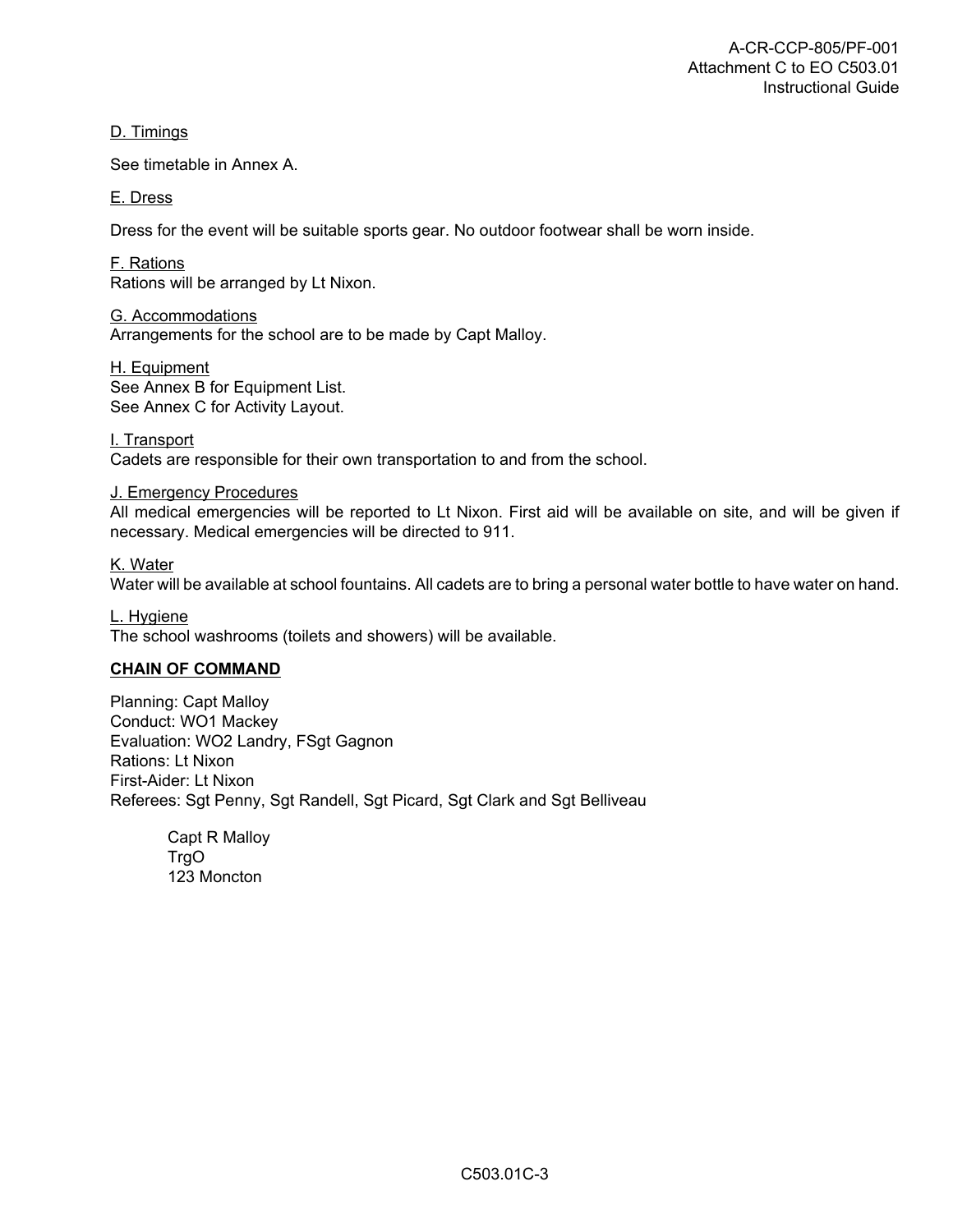D. Timings

See timetable in Annex A.

E. Dress

Dress for the event will be suitable sports gear. No outdoor footwear shall be worn inside.

F. Rations

Rations will be arranged by Lt Nixon.

G. Accommodations

Arrangements for the school are to be made by Capt Malloy.

H. Equipment

See Annex B for Equipment List.
See Annex C for Activity Layout.

I. Transport

Cadets are responsible for their own transportation to and from the school.

J. Emergency Procedures

All medical emergencies will be reported to Lt Nixon. First aid will be available on site, and will be given if necessary. Medical emergencies will be directed to 911.

K. Water

Water will be available at school fountains. All cadets are to bring a personal water bottle to have water on hand.

L. Hygiene

The school washrooms (toilets and showers) will be available.

**CHAIN OF COMMAND**

Planning: Capt Malloy
Conduct: WO1 Mackey
Evaluation: WO2 Landry, FSgt Gagnon
Rations: Lt Nixon
First-Aider: Lt Nixon
Referees: Sgt Penny, Sgt Randell, Sgt Picard, Sgt Clark and Sgt Belliveau

Capt R Malloy
TrgO
123 Moncton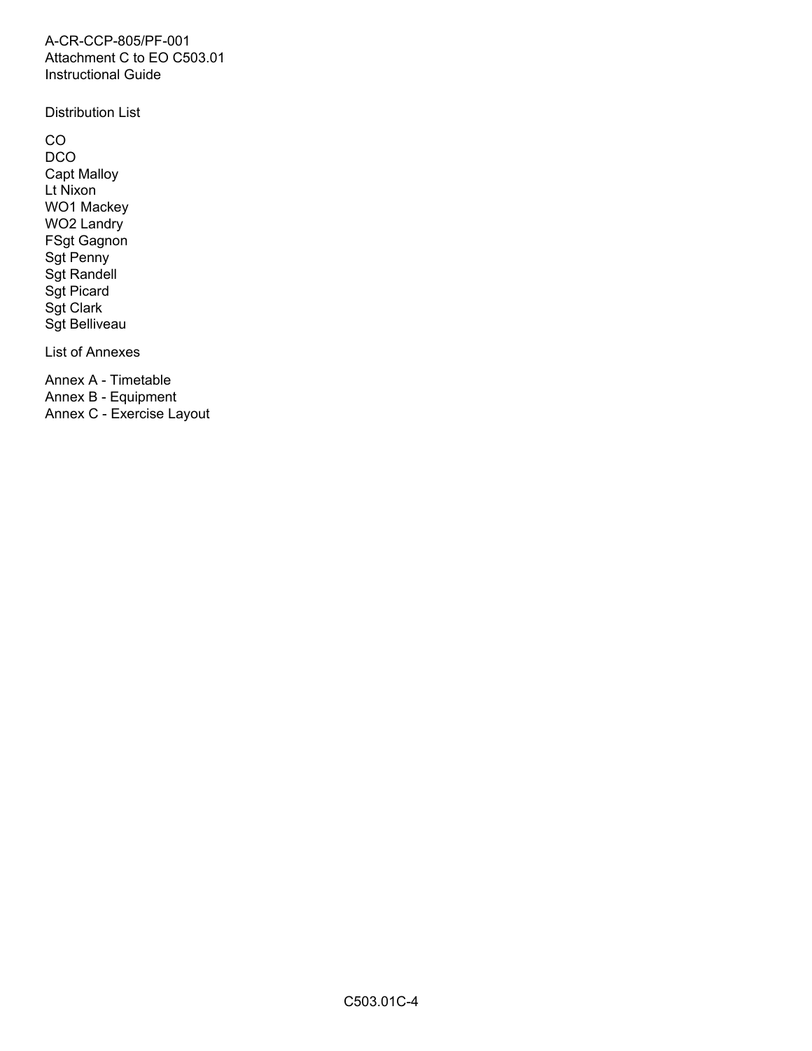Distribution List

CO
DCO
Capt Malloy
Lt Nixon
WO1 Mackey
WO2 Landry
FSgt Gagnon
Sgt Penny
Sgt Randell
Sgt Picard
Sgt Clark
Sgt Belliveau

List of Annexes

Annex A - Timetable
Annex B - Equipment
Annex C - Exercise Layout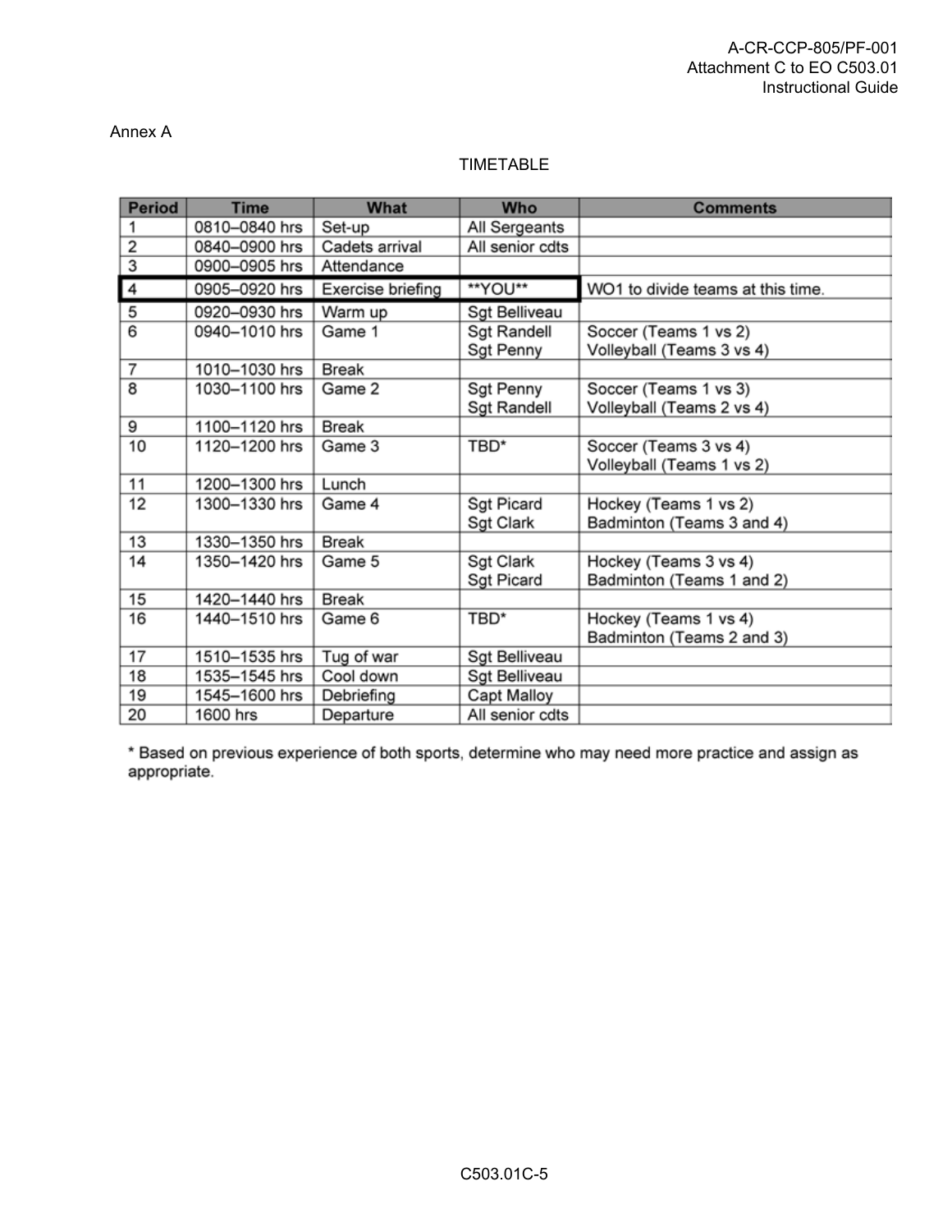Annex A

TIMETABLE

| Period | Time | What | Who | Comments |
|---|---|---|---|---|
| 1 | 0810–0840 hrs | Set-up | All Sergeants | |
| 2 | 0840–0900 hrs | Cadets arrival | All senior cdts | |
| 3 | 0900–0905 hrs | Attendance | | |
| 4 | 0905–0920 hrs | Exercise briefing | **YOU** | WO1 to divide teams at this time. |
| 5 | 0920–0930 hrs | Warm up | Sgt Belliveau | |
| 6 | 0940–1010 hrs | Game 1 | Sgt Randell<br>Sgt Penny | Soccer (Teams 1 vs 2)<br>Volleyball (Teams 3 vs 4) |
| 7 | 1010–1030 hrs | Break | | |
| 8 | 1030–1100 hrs | Game 2 | Sgt Penny<br>Sgt Randell | Soccer (Teams 1 vs 3)<br>Volleyball (Teams 2 vs 4) |
| 9 | 1100–1120 hrs | Break | | |
| 10 | 1120–1200 hrs | Game 3 | TBD* | Soccer (Teams 3 vs 4)<br>Volleyball (Teams 1 vs 2) |
| 11 | 1200–1300 hrs | Lunch | | |
| 12 | 1300–1330 hrs | Game 4 | Sgt Picard<br>Sgt Clark | Hockey (Teams 1 vs 2)<br>Badminton (Teams 3 and 4) |
| 13 | 1330–1350 hrs | Break | | |
| 14 | 1350–1420 hrs | Game 5 | Sgt Clark<br>Sgt Picard | Hockey (Teams 3 vs 4)<br>Badminton (Teams 1 and 2) |
| 15 | 1420–1440 hrs | Break | | |
| 16 | 1440–1510 hrs | Game 6 | TBD* | Hockey (Teams 1 vs 4)<br>Badminton (Teams 2 and 3) |
| 17 | 1510–1535 hrs | Tug of war | Sgt Belliveau | |
| 18 | 1535–1545 hrs | Cool down | Sgt Belliveau | |
| 19 | 1545–1600 hrs | Debriefing | Capt Malloy | |
| 20 | 1600 hrs | Departure | All senior cdts | |

\* Based on previous experience of both sports, determine who may need more practice and assign as appropriate.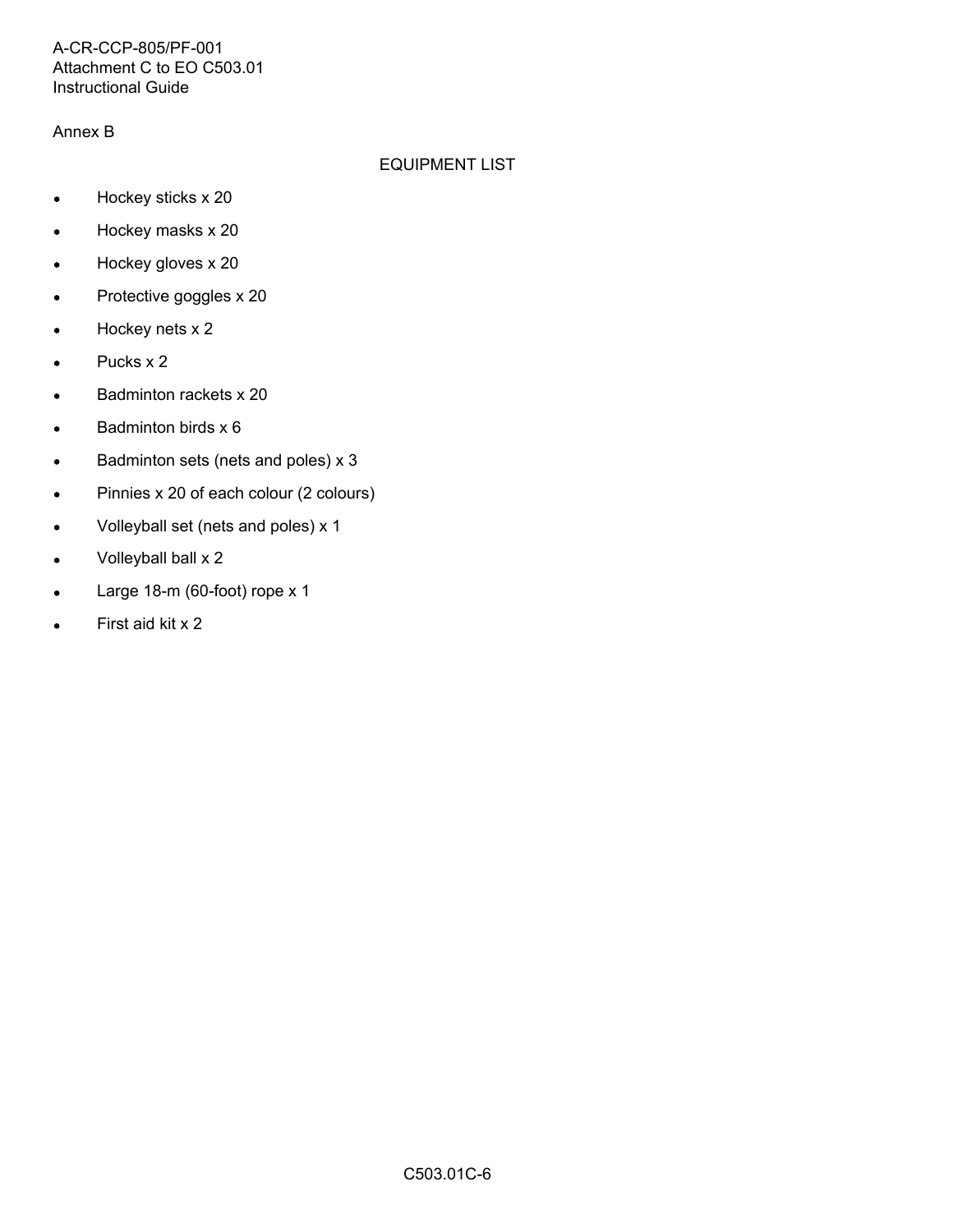Annex B

## EQUIPMENT LIST

- Hockey sticks x 20
- Hockey masks x 20
- Hockey gloves x 20
- Protective goggles x 20
- Hockey nets x 2
- Pucks x 2
- Badminton rackets x 20
- Badminton birds x 6
- Badminton sets (nets and poles) x 3
- Pinnies x 20 of each colour (2 colours)
- Volleyball set (nets and poles) x 1
- Volleyball ball x 2
- Large 18-m (60-foot) rope x 1
- First aid kit x 2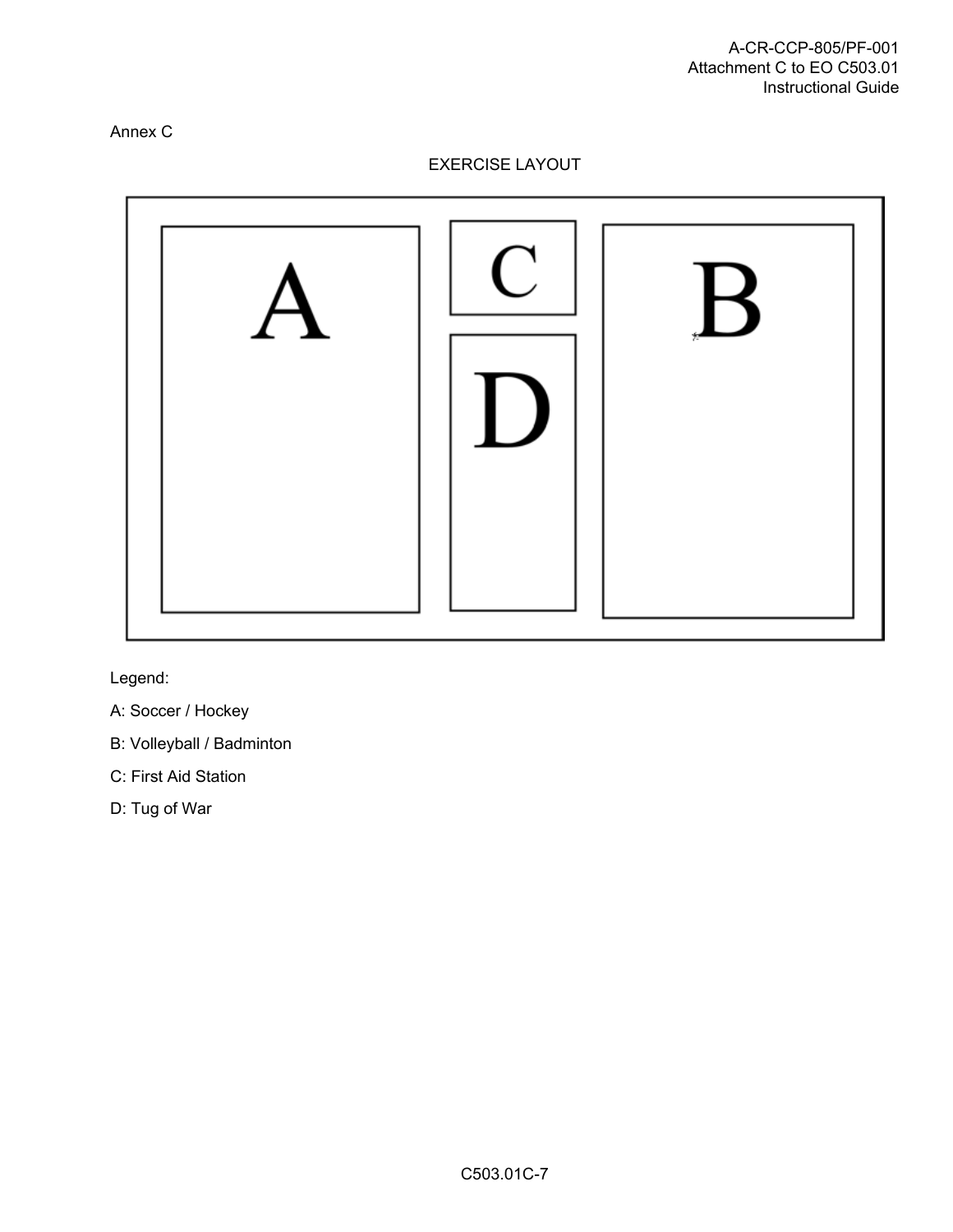Annex C

EXERCISE LAYOUT

A

C

B

D

Legend:

A: Soccer / Hockey

B: Volleyball / Badminton

C: First Aid Station

D: Tug of War